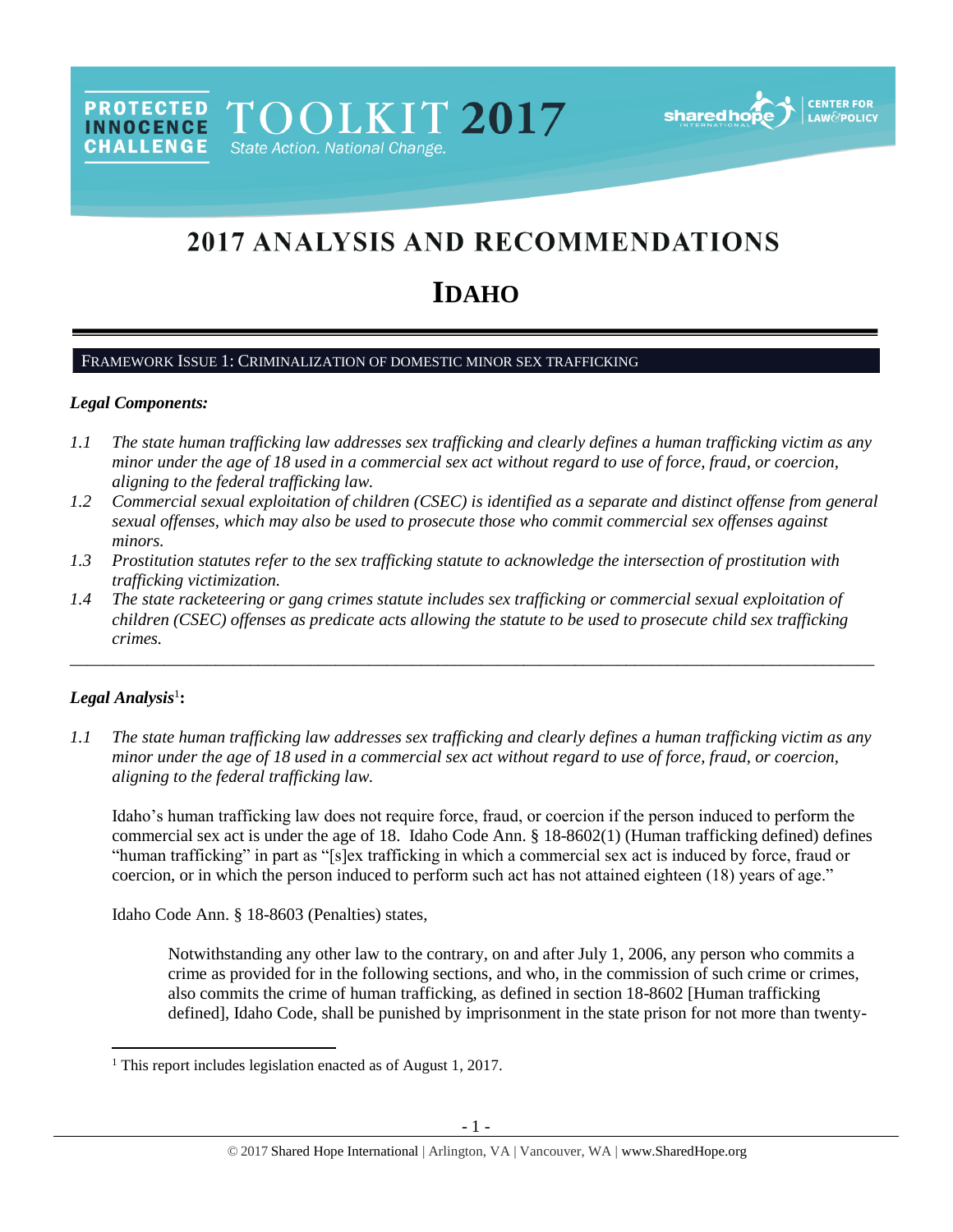PROTECTED INNOCENCE CHALLENGE

TOOLKIT 2017

State Action. National Change.

# 2017 ANALYSIS AND RECOMMENDATIONS

# IDAHO

## FRAMEWORK ISSUE 1: CRIMINALIZATION OF DOMESTIC MINOR SEX TRAFFICKING

### *Legal Components:*

*1.1 The state human trafficking law addresses sex trafficking and clearly defines a human trafficking victim as any minor under the age of 18 used in a commercial sex act without regard to use of force, fraud, or coercion, aligning to the federal trafficking law.*

*1.2 Commercial sexual exploitation of children (CSEC) is identified as a separate and distinct offense from general sexual offenses, which may also be used to prosecute those who commit commercial sex offenses against minors.*

*1.3 Prostitution statutes refer to the sex trafficking statute to acknowledge the intersection of prostitution with trafficking victimization.*

*1.4 The state racketeering or gang crimes statute includes sex trafficking or commercial sexual exploitation of children (CSEC) offenses as predicate acts allowing the statute to be used to prosecute child sex trafficking crimes.*

---

### *Legal Analysis*[1]**:**

*1.1 The state human trafficking law addresses sex trafficking and clearly defines a human trafficking victim as any minor under the age of 18 used in a commercial sex act without regard to use of force, fraud, or coercion, aligning to the federal trafficking law.*

Idaho's human trafficking law does not require force, fraud, or coercion if the person induced to perform the commercial sex act is under the age of 18. Idaho Code Ann. § 18-8602(1) (Human trafficking defined) defines "human trafficking" in part as "[s]ex trafficking in which a commercial sex act is induced by force, fraud or coercion, or in which the person induced to perform such act has not attained eighteen (18) years of age."

Idaho Code Ann. § 18-8603 (Penalties) states,

> Notwithstanding any other law to the contrary, on and after July 1, 2006, any person who commits a crime as provided for in the following sections, and who, in the commission of such crime or crimes, also commits the crime of human trafficking, as defined in section 18-8602 [Human trafficking defined], Idaho Code, shall be punished by imprisonment in the state prison for not more than twenty-

[1] This report includes legislation enacted as of August 1, 2017.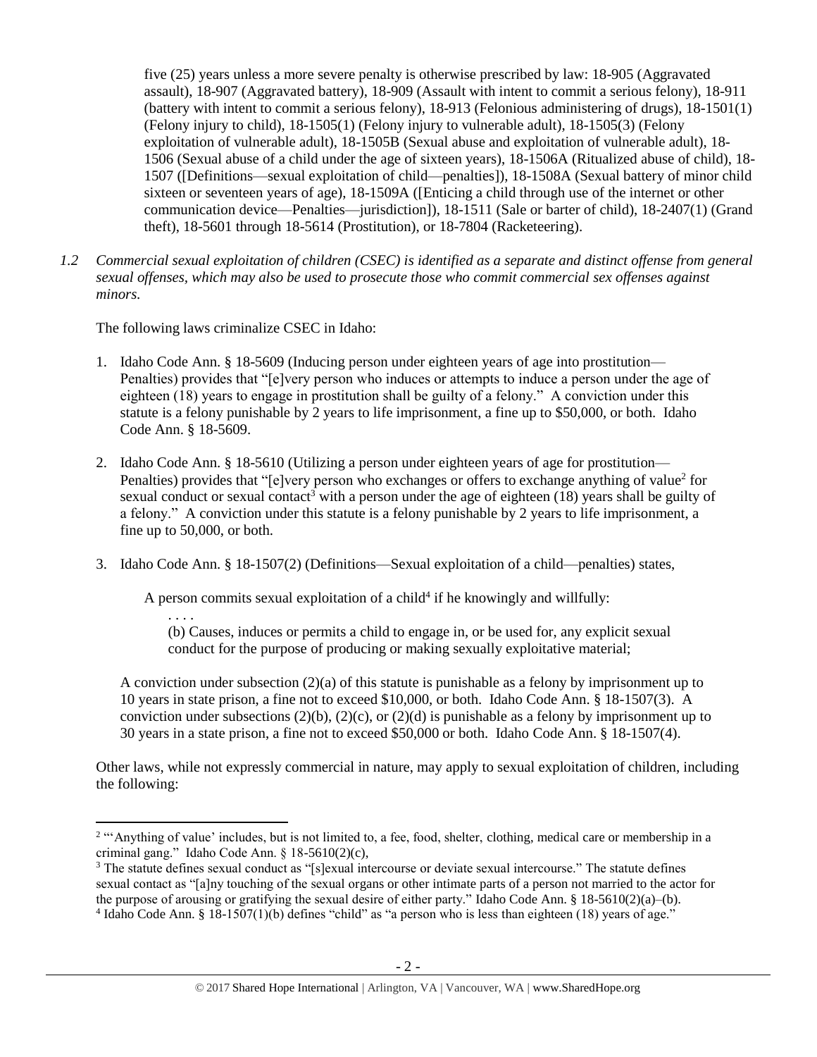five (25) years unless a more severe penalty is otherwise prescribed by law: 18-905 (Aggravated assault), 18-907 (Aggravated battery), 18-909 (Assault with intent to commit a serious felony), 18-911 (battery with intent to commit a serious felony), 18-913 (Felonious administering of drugs), 18-1501(1) (Felony injury to child), 18-1505(1) (Felony injury to vulnerable adult), 18-1505(3) (Felony exploitation of vulnerable adult), 18-1505B (Sexual abuse and exploitation of vulnerable adult), 18-1506 (Sexual abuse of a child under the age of sixteen years), 18-1506A (Ritualized abuse of child), 18-1507 ([Definitions—sexual exploitation of child—penalties]), 18-1508A (Sexual battery of minor child sixteen or seventeen years of age), 18-1509A ([Enticing a child through use of the internet or other communication device—Penalties—jurisdiction]), 18-1511 (Sale or barter of child), 18-2407(1) (Grand theft), 18-5601 through 18-5614 (Prostitution), or 18-7804 (Racketeering).

*1.2 Commercial sexual exploitation of children (CSEC) is identified as a separate and distinct offense from general sexual offenses, which may also be used to prosecute those who commit commercial sex offenses against minors.*

The following laws criminalize CSEC in Idaho:

1. Idaho Code Ann. § 18-5609 (Inducing person under eighteen years of age into prostitution—Penalties) provides that "[e]very person who induces or attempts to induce a person under the age of eighteen (18) years to engage in prostitution shall be guilty of a felony." A conviction under this statute is a felony punishable by 2 years to life imprisonment, a fine up to $50,000, or both. Idaho Code Ann. § 18-5609.

2. Idaho Code Ann. § 18-5610 (Utilizing a person under eighteen years of age for prostitution—Penalties) provides that "[e]very person who exchanges or offers to exchange anything of value[2] for sexual conduct or sexual contact[3] with a person under the age of eighteen (18) years shall be guilty of a felony." A conviction under this statute is a felony punishable by 2 years to life imprisonment, a fine up to 50,000, or both.

3. Idaho Code Ann. § 18-1507(2) (Definitions—Sexual exploitation of a child—penalties) states,

   A person commits sexual exploitation of a child[4] if he knowingly and willfully:

   . . . .
   (b) Causes, induces or permits a child to engage in, or be used for, any explicit sexual conduct for the purpose of producing or making sexually exploitative material;

   A conviction under subsection (2)(a) of this statute is punishable as a felony by imprisonment up to 10 years in state prison, a fine not to exceed $10,000, or both. Idaho Code Ann. § 18-1507(3). A conviction under subsections (2)(b), (2)(c), or (2)(d) is punishable as a felony by imprisonment up to 30 years in a state prison, a fine not to exceed $50,000 or both. Idaho Code Ann. § 18-1507(4).

Other laws, while not expressly commercial in nature, may apply to sexual exploitation of children, including the following:

---

[2] "'Anything of value' includes, but is not limited to, a fee, food, shelter, clothing, medical care or membership in a criminal gang." Idaho Code Ann. § 18-5610(2)(c),

[3] The statute defines sexual conduct as "[s]exual intercourse or deviate sexual intercourse." The statute defines sexual contact as "[a]ny touching of the sexual organs or other intimate parts of a person not married to the actor for the purpose of arousing or gratifying the sexual desire of either party." Idaho Code Ann. § 18-5610(2)(a)–(b).

[4] Idaho Code Ann. § 18-1507(1)(b) defines "child" as "a person who is less than eighteen (18) years of age."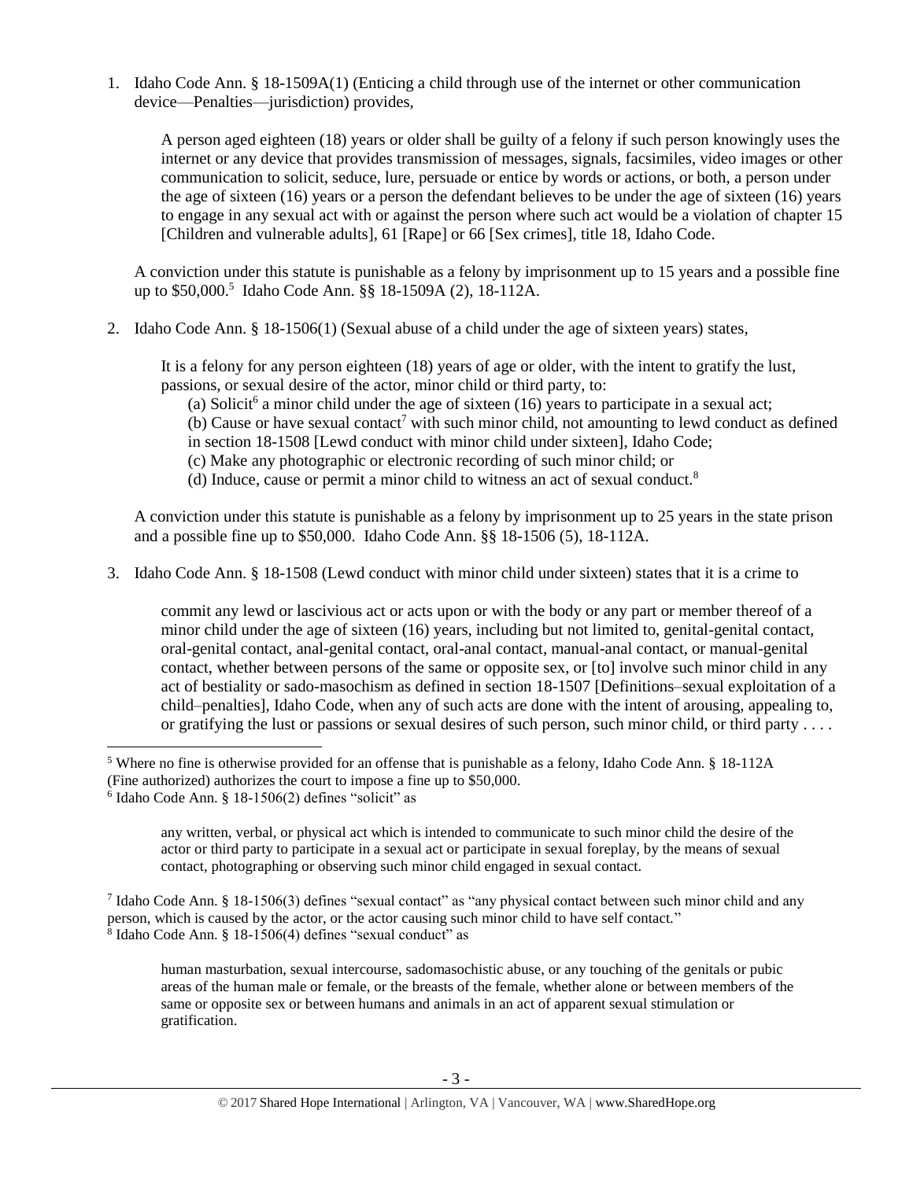1. Idaho Code Ann. § 18-1509A(1) (Enticing a child through use of the internet or other communication device—Penalties—jurisdiction) provides,

   A person aged eighteen (18) years or older shall be guilty of a felony if such person knowingly uses the internet or any device that provides transmission of messages, signals, facsimiles, video images or other communication to solicit, seduce, lure, persuade or entice by words or actions, or both, a person under the age of sixteen (16) years or a person the defendant believes to be under the age of sixteen (16) years to engage in any sexual act with or against the person where such act would be a violation of chapter 15 [Children and vulnerable adults], 61 [Rape] or 66 [Sex crimes], title 18, Idaho Code.

   A conviction under this statute is punishable as a felony by imprisonment up to 15 years and a possible fine up to $50,000.[5] Idaho Code Ann. §§ 18-1509A (2), 18-112A.

2. Idaho Code Ann. § 18-1506(1) (Sexual abuse of a child under the age of sixteen years) states,

   It is a felony for any person eighteen (18) years of age or older, with the intent to gratify the lust, passions, or sexual desire of the actor, minor child or third party, to:

   (a) Solicit[6] a minor child under the age of sixteen (16) years to participate in a sexual act;
   (b) Cause or have sexual contact[7] with such minor child, not amounting to lewd conduct as defined in section 18-1508 [Lewd conduct with minor child under sixteen], Idaho Code;
   (c) Make any photographic or electronic recording of such minor child; or
   (d) Induce, cause or permit a minor child to witness an act of sexual conduct.[8]

   A conviction under this statute is punishable as a felony by imprisonment up to 25 years in the state prison and a possible fine up to $50,000. Idaho Code Ann. §§ 18-1506 (5), 18-112A.

3. Idaho Code Ann. § 18-1508 (Lewd conduct with minor child under sixteen) states that it is a crime to

   commit any lewd or lascivious act or acts upon or with the body or any part or member thereof of a minor child under the age of sixteen (16) years, including but not limited to, genital-genital contact, oral-genital contact, anal-genital contact, oral-anal contact, manual-anal contact, or manual-genital contact, whether between persons of the same or opposite sex, or [to] involve such minor child in any act of bestiality or sado-masochism as defined in section 18-1507 [Definitions–sexual exploitation of a child–penalties], Idaho Code, when any of such acts are done with the intent of arousing, appealing to, or gratifying the lust or passions or sexual desires of such person, such minor child, or third party . . . .

---

[5] Where no fine is otherwise provided for an offense that is punishable as a felony, Idaho Code Ann. § 18-112A (Fine authorized) authorizes the court to impose a fine up to $50,000.

[6] Idaho Code Ann. § 18-1506(2) defines "solicit" as

> any written, verbal, or physical act which is intended to communicate to such minor child the desire of the actor or third party to participate in a sexual act or participate in sexual foreplay, by the means of sexual contact, photographing or observing such minor child engaged in sexual contact.

[7] Idaho Code Ann. § 18-1506(3) defines "sexual contact" as "any physical contact between such minor child and any person, which is caused by the actor, or the actor causing such minor child to have self contact."

[8] Idaho Code Ann. § 18-1506(4) defines "sexual conduct" as

> human masturbation, sexual intercourse, sadomasochistic abuse, or any touching of the genitals or pubic areas of the human male or female, or the breasts of the female, whether alone or between members of the same or opposite sex or between humans and animals in an act of apparent sexual stimulation or gratification.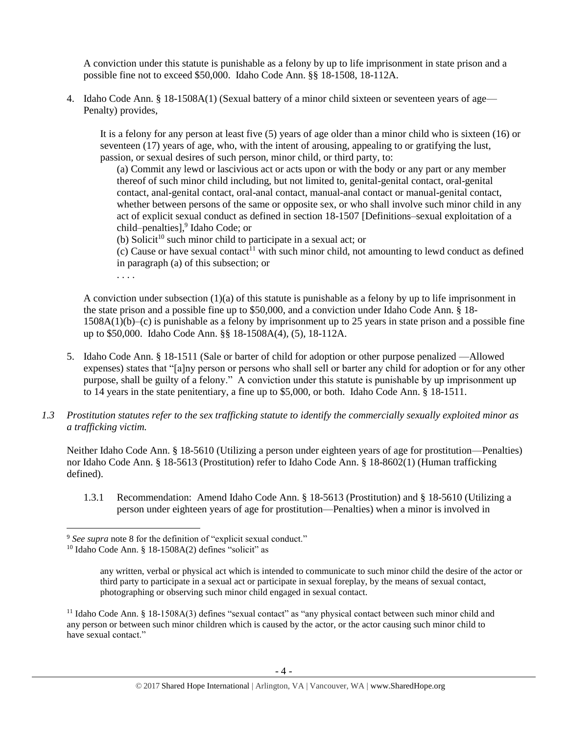A conviction under this statute is punishable as a felony by up to life imprisonment in state prison and a possible fine not to exceed $50,000. Idaho Code Ann. §§ 18-1508, 18-112A.

4. Idaho Code Ann. § 18-1508A(1) (Sexual battery of a minor child sixteen or seventeen years of age—Penalty) provides,

   It is a felony for any person at least five (5) years of age older than a minor child who is sixteen (16) or seventeen (17) years of age, who, with the intent of arousing, appealing to or gratifying the lust, passion, or sexual desires of such person, minor child, or third party, to:

   (a) Commit any lewd or lascivious act or acts upon or with the body or any part or any member thereof of such minor child including, but not limited to, genital-genital contact, oral-genital contact, anal-genital contact, oral-anal contact, manual-anal contact or manual-genital contact, whether between persons of the same or opposite sex, or who shall involve such minor child in any act of explicit sexual conduct as defined in section 18-1507 [Definitions–sexual exploitation of a child–penalties],[9] Idaho Code; or

   (b) Solicit[10] such minor child to participate in a sexual act; or

   (c) Cause or have sexual contact[11] with such minor child, not amounting to lewd conduct as defined in paragraph (a) of this subsection; or

   . . . .

   A conviction under subsection (1)(a) of this statute is punishable as a felony by up to life imprisonment in the state prison and a possible fine up to $50,000, and a conviction under Idaho Code Ann. § 18-1508A(1)(b)–(c) is punishable as a felony by imprisonment up to 25 years in state prison and a possible fine up to $50,000. Idaho Code Ann. §§ 18-1508A(4), (5), 18-112A.

5. Idaho Code Ann. § 18-1511 (Sale or barter of child for adoption or other purpose penalized —Allowed expenses) states that "[a]ny person or persons who shall sell or barter any child for adoption or for any other purpose, shall be guilty of a felony." A conviction under this statute is punishable by up imprisonment up to 14 years in the state penitentiary, a fine up to $5,000, or both. Idaho Code Ann. § 18-1511.

*1.3 Prostitution statutes refer to the sex trafficking statute to identify the commercially sexually exploited minor as a trafficking victim.*

Neither Idaho Code Ann. § 18-5610 (Utilizing a person under eighteen years of age for prostitution—Penalties) nor Idaho Code Ann. § 18-5613 (Prostitution) refer to Idaho Code Ann. § 18-8602(1) (Human trafficking defined).

1.3.1 Recommendation: Amend Idaho Code Ann. § 18-5613 (Prostitution) and § 18-5610 (Utilizing a person under eighteen years of age for prostitution—Penalties) when a minor is involved in

---

[9] *See supra* note 8 for the definition of "explicit sexual conduct."

[10] Idaho Code Ann. § 18-1508A(2) defines "solicit" as

> any written, verbal or physical act which is intended to communicate to such minor child the desire of the actor or third party to participate in a sexual act or participate in sexual foreplay, by the means of sexual contact, photographing or observing such minor child engaged in sexual contact.

[11] Idaho Code Ann. § 18-1508A(3) defines "sexual contact" as "any physical contact between such minor child and any person or between such minor children which is caused by the actor, or the actor causing such minor child to have sexual contact."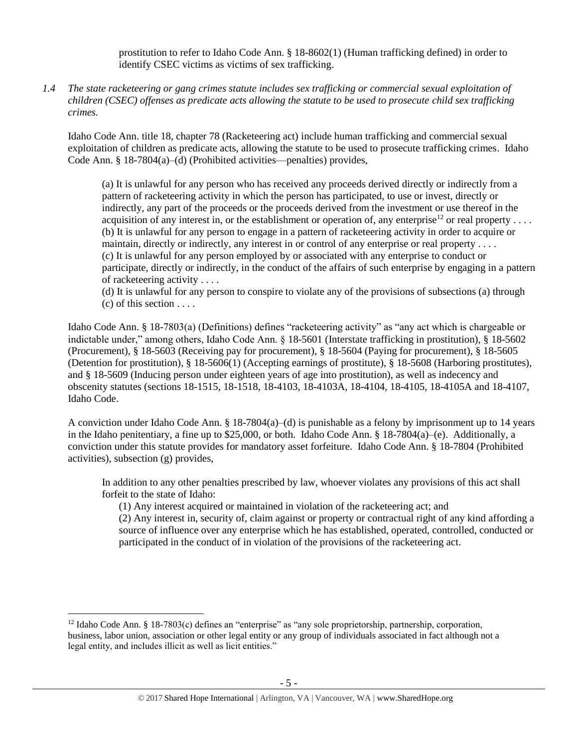prostitution to refer to Idaho Code Ann. § 18-8602(1) (Human trafficking defined) in order to identify CSEC victims as victims of sex trafficking.

*1.4 The state racketeering or gang crimes statute includes sex trafficking or commercial sexual exploitation of children (CSEC) offenses as predicate acts allowing the statute to be used to prosecute child sex trafficking crimes.*

Idaho Code Ann. title 18, chapter 78 (Racketeering act) include human trafficking and commercial sexual exploitation of children as predicate acts, allowing the statute to be used to prosecute trafficking crimes. Idaho Code Ann. § 18-7804(a)–(d) (Prohibited activities—penalties) provides,

> (a) It is unlawful for any person who has received any proceeds derived directly or indirectly from a pattern of racketeering activity in which the person has participated, to use or invest, directly or indirectly, any part of the proceeds or the proceeds derived from the investment or use thereof in the acquisition of any interest in, or the establishment or operation of, any enterprise[12] or real property . . . .
> (b) It is unlawful for any person to engage in a pattern of racketeering activity in order to acquire or maintain, directly or indirectly, any interest in or control of any enterprise or real property . . . .
> (c) It is unlawful for any person employed by or associated with any enterprise to conduct or participate, directly or indirectly, in the conduct of the affairs of such enterprise by engaging in a pattern of racketeering activity . . . .
> (d) It is unlawful for any person to conspire to violate any of the provisions of subsections (a) through (c) of this section . . . .

Idaho Code Ann. § 18-7803(a) (Definitions) defines "racketeering activity" as "any act which is chargeable or indictable under," among others, Idaho Code Ann. § 18-5601 (Interstate trafficking in prostitution), § 18-5602 (Procurement), § 18-5603 (Receiving pay for procurement), § 18-5604 (Paying for procurement), § 18-5605 (Detention for prostitution), § 18-5606(1) (Accepting earnings of prostitute), § 18-5608 (Harboring prostitutes), and § 18-5609 (Inducing person under eighteen years of age into prostitution), as well as indecency and obscenity statutes (sections 18-1515, 18-1518, 18-4103, 18-4103A, 18-4104, 18-4105, 18-4105A and 18-4107, Idaho Code.

A conviction under Idaho Code Ann. § 18-7804(a)–(d) is punishable as a felony by imprisonment up to 14 years in the Idaho penitentiary, a fine up to $25,000, or both. Idaho Code Ann. § 18-7804(a)–(e). Additionally, a conviction under this statute provides for mandatory asset forfeiture. Idaho Code Ann. § 18-7804 (Prohibited activities), subsection (g) provides,

> In addition to any other penalties prescribed by law, whoever violates any provisions of this act shall forfeit to the state of Idaho:
>
> (1) Any interest acquired or maintained in violation of the racketeering act; and
> (2) Any interest in, security of, claim against or property or contractual right of any kind affording a source of influence over any enterprise which he has established, operated, controlled, conducted or participated in the conduct of in violation of the provisions of the racketeering act.

[12] Idaho Code Ann. § 18-7803(c) defines an "enterprise" as "any sole proprietorship, partnership, corporation, business, labor union, association or other legal entity or any group of individuals associated in fact although not a legal entity, and includes illicit as well as licit entities."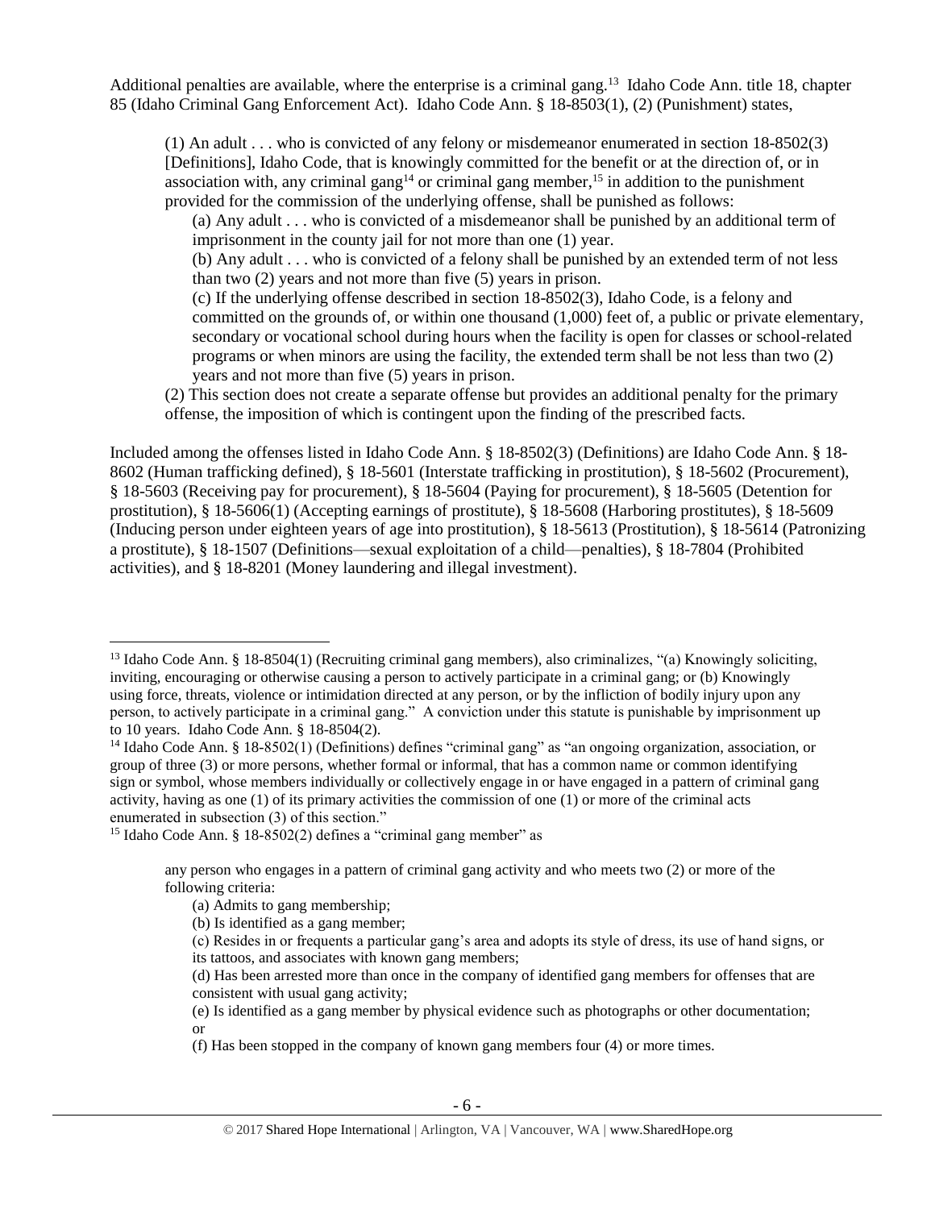Additional penalties are available, where the enterprise is a criminal gang.[13] Idaho Code Ann. title 18, chapter 85 (Idaho Criminal Gang Enforcement Act). Idaho Code Ann. § 18-8503(1), (2) (Punishment) states,

> (1) An adult . . . who is convicted of any felony or misdemeanor enumerated in section 18-8502(3) [Definitions], Idaho Code, that is knowingly committed for the benefit or at the direction of, or in association with, any criminal gang[14] or criminal gang member,[15] in addition to the punishment provided for the commission of the underlying offense, shall be punished as follows:
>
> (a) Any adult . . . who is convicted of a misdemeanor shall be punished by an additional term of imprisonment in the county jail for not more than one (1) year.
>
> (b) Any adult . . . who is convicted of a felony shall be punished by an extended term of not less than two (2) years and not more than five (5) years in prison.
>
> (c) If the underlying offense described in section 18-8502(3), Idaho Code, is a felony and committed on the grounds of, or within one thousand (1,000) feet of, a public or private elementary, secondary or vocational school during hours when the facility is open for classes or school-related programs or when minors are using the facility, the extended term shall be not less than two (2) years and not more than five (5) years in prison.
>
> (2) This section does not create a separate offense but provides an additional penalty for the primary offense, the imposition of which is contingent upon the finding of the prescribed facts.

Included among the offenses listed in Idaho Code Ann. § 18-8502(3) (Definitions) are Idaho Code Ann. § 18-8602 (Human trafficking defined), § 18-5601 (Interstate trafficking in prostitution), § 18-5602 (Procurement), § 18-5603 (Receiving pay for procurement), § 18-5604 (Paying for procurement), § 18-5605 (Detention for prostitution), § 18-5606(1) (Accepting earnings of prostitute), § 18-5608 (Harboring prostitutes), § 18-5609 (Inducing person under eighteen years of age into prostitution), § 18-5613 (Prostitution), § 18-5614 (Patronizing a prostitute), § 18-1507 (Definitions—sexual exploitation of a child—penalties), § 18-7804 (Prohibited activities), and § 18-8201 (Money laundering and illegal investment).

---

[13] Idaho Code Ann. § 18-8504(1) (Recruiting criminal gang members), also criminalizes, "(a) Knowingly soliciting, inviting, encouraging or otherwise causing a person to actively participate in a criminal gang; or (b) Knowingly using force, threats, violence or intimidation directed at any person, or by the infliction of bodily injury upon any person, to actively participate in a criminal gang." A conviction under this statute is punishable by imprisonment up to 10 years. Idaho Code Ann. § 18-8504(2).

[14] Idaho Code Ann. § 18-8502(1) (Definitions) defines "criminal gang" as "an ongoing organization, association, or group of three (3) or more persons, whether formal or informal, that has a common name or common identifying sign or symbol, whose members individually or collectively engage in or have engaged in a pattern of criminal gang activity, having as one (1) of its primary activities the commission of one (1) or more of the criminal acts enumerated in subsection (3) of this section."

[15] Idaho Code Ann. § 18-8502(2) defines a "criminal gang member" as

> any person who engages in a pattern of criminal gang activity and who meets two (2) or more of the following criteria:
>
> (a) Admits to gang membership;
>
> (b) Is identified as a gang member;
>
> (c) Resides in or frequents a particular gang's area and adopts its style of dress, its use of hand signs, or its tattoos, and associates with known gang members;
>
> (d) Has been arrested more than once in the company of identified gang members for offenses that are consistent with usual gang activity;
>
> (e) Is identified as a gang member by physical evidence such as photographs or other documentation; or
>
> (f) Has been stopped in the company of known gang members four (4) or more times.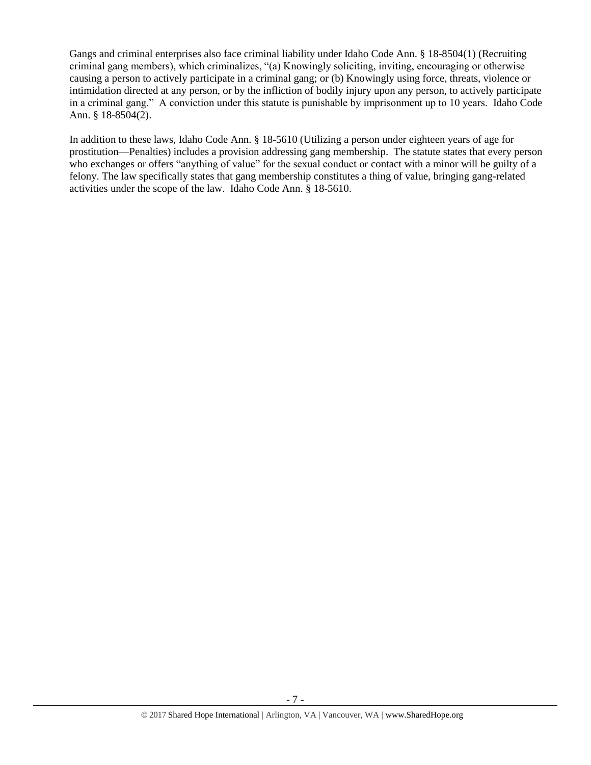Gangs and criminal enterprises also face criminal liability under Idaho Code Ann. § 18-8504(1) (Recruiting criminal gang members), which criminalizes, "(a) Knowingly soliciting, inviting, encouraging or otherwise causing a person to actively participate in a criminal gang; or (b) Knowingly using force, threats, violence or intimidation directed at any person, or by the infliction of bodily injury upon any person, to actively participate in a criminal gang." A conviction under this statute is punishable by imprisonment up to 10 years. Idaho Code Ann. § 18-8504(2).

In addition to these laws, Idaho Code Ann. § 18-5610 (Utilizing a person under eighteen years of age for prostitution—Penalties) includes a provision addressing gang membership. The statute states that every person who exchanges or offers "anything of value" for the sexual conduct or contact with a minor will be guilty of a felony. The law specifically states that gang membership constitutes a thing of value, bringing gang-related activities under the scope of the law. Idaho Code Ann. § 18-5610.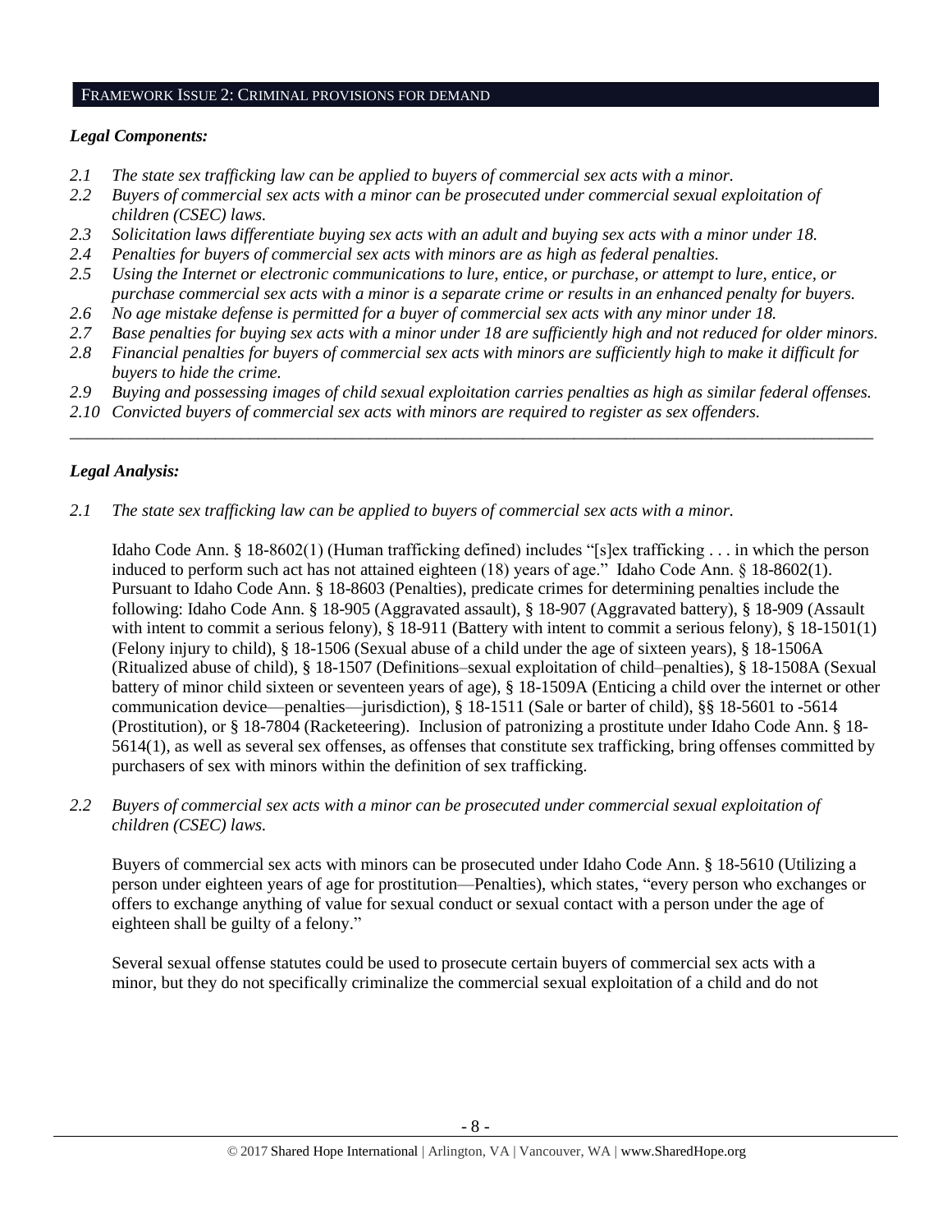## FRAMEWORK ISSUE 2: CRIMINAL PROVISIONS FOR DEMAND

### *Legal Components:*

*2.1 The state sex trafficking law can be applied to buyers of commercial sex acts with a minor.*
*2.2 Buyers of commercial sex acts with a minor can be prosecuted under commercial sexual exploitation of children (CSEC) laws.*
*2.3 Solicitation laws differentiate buying sex acts with an adult and buying sex acts with a minor under 18.*
*2.4 Penalties for buyers of commercial sex acts with minors are as high as federal penalties.*
*2.5 Using the Internet or electronic communications to lure, entice, or purchase, or attempt to lure, entice, or purchase commercial sex acts with a minor is a separate crime or results in an enhanced penalty for buyers.*
*2.6 No age mistake defense is permitted for a buyer of commercial sex acts with any minor under 18.*
*2.7 Base penalties for buying sex acts with a minor under 18 are sufficiently high and not reduced for older minors.*
*2.8 Financial penalties for buyers of commercial sex acts with minors are sufficiently high to make it difficult for buyers to hide the crime.*
*2.9 Buying and possessing images of child sexual exploitation carries penalties as high as similar federal offenses.*
*2.10 Convicted buyers of commercial sex acts with minors are required to register as sex offenders.*

---

### *Legal Analysis:*

*2.1 The state sex trafficking law can be applied to buyers of commercial sex acts with a minor.*

Idaho Code Ann. § 18-8602(1) (Human trafficking defined) includes "[s]ex trafficking . . . in which the person induced to perform such act has not attained eighteen (18) years of age." Idaho Code Ann. § 18-8602(1). Pursuant to Idaho Code Ann. § 18-8603 (Penalties), predicate crimes for determining penalties include the following: Idaho Code Ann. § 18-905 (Aggravated assault), § 18-907 (Aggravated battery), § 18-909 (Assault with intent to commit a serious felony), § 18-911 (Battery with intent to commit a serious felony), § 18-1501(1) (Felony injury to child), § 18-1506 (Sexual abuse of a child under the age of sixteen years), § 18-1506A (Ritualized abuse of child), § 18-1507 (Definitions–sexual exploitation of child–penalties), § 18-1508A (Sexual battery of minor child sixteen or seventeen years of age), § 18-1509A (Enticing a child over the internet or other communication device—penalties—jurisdiction), § 18-1511 (Sale or barter of child), §§ 18-5601 to -5614 (Prostitution), or § 18-7804 (Racketeering). Inclusion of patronizing a prostitute under Idaho Code Ann. § 18-5614(1), as well as several sex offenses, as offenses that constitute sex trafficking, bring offenses committed by purchasers of sex with minors within the definition of sex trafficking.

*2.2 Buyers of commercial sex acts with a minor can be prosecuted under commercial sexual exploitation of children (CSEC) laws.*

Buyers of commercial sex acts with minors can be prosecuted under Idaho Code Ann. § 18-5610 (Utilizing a person under eighteen years of age for prostitution—Penalties), which states, "every person who exchanges or offers to exchange anything of value for sexual conduct or sexual contact with a person under the age of eighteen shall be guilty of a felony."

Several sexual offense statutes could be used to prosecute certain buyers of commercial sex acts with a minor, but they do not specifically criminalize the commercial sexual exploitation of a child and do not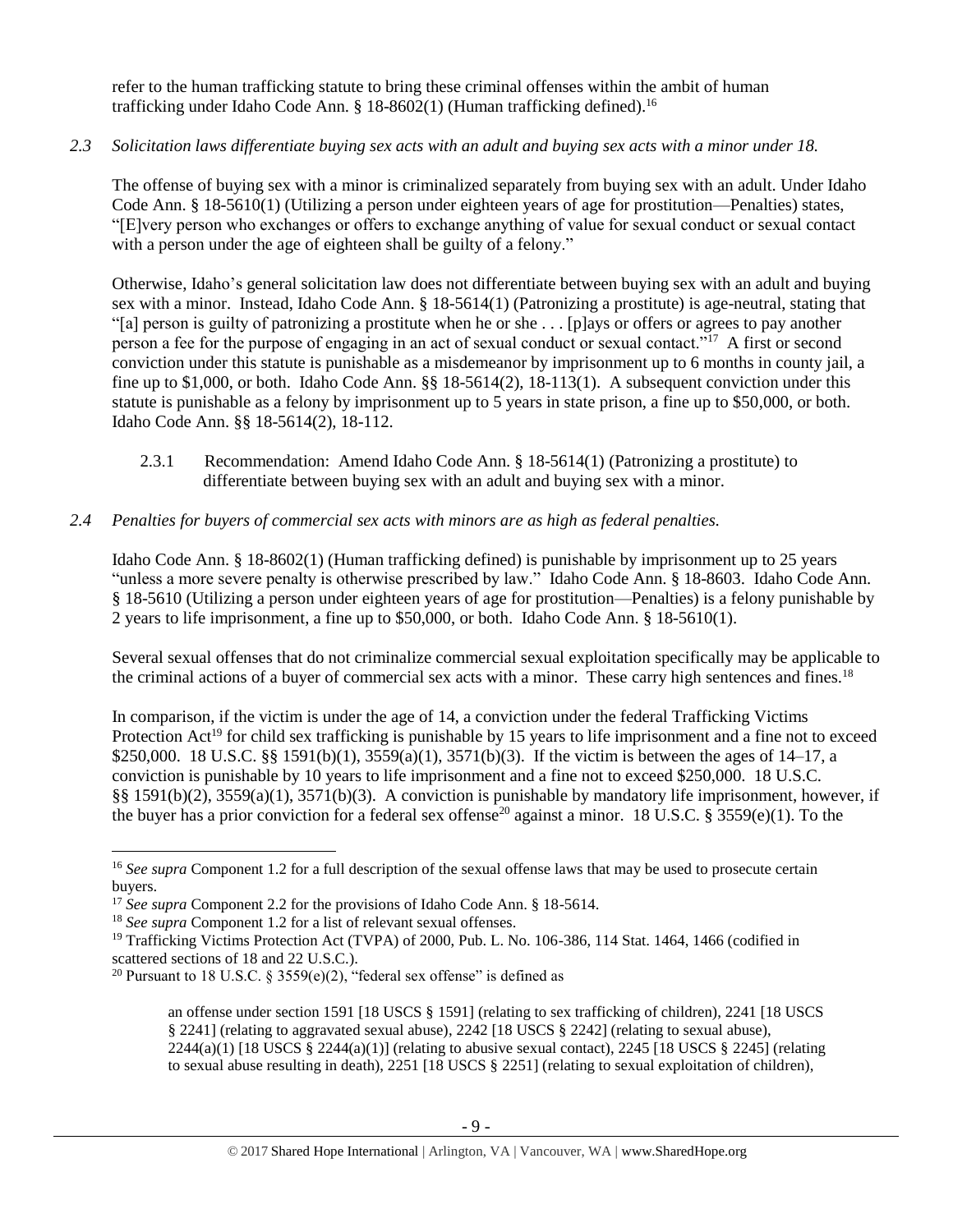refer to the human trafficking statute to bring these criminal offenses within the ambit of human trafficking under Idaho Code Ann. § 18-8602(1) (Human trafficking defined).[16]

*2.3 Solicitation laws differentiate buying sex acts with an adult and buying sex acts with a minor under 18.*

The offense of buying sex with a minor is criminalized separately from buying sex with an adult. Under Idaho Code Ann. § 18-5610(1) (Utilizing a person under eighteen years of age for prostitution—Penalties) states, "[E]very person who exchanges or offers to exchange anything of value for sexual conduct or sexual contact with a person under the age of eighteen shall be guilty of a felony."

Otherwise, Idaho's general solicitation law does not differentiate between buying sex with an adult and buying sex with a minor. Instead, Idaho Code Ann. § 18-5614(1) (Patronizing a prostitute) is age-neutral, stating that "[a] person is guilty of patronizing a prostitute when he or she . . . [p]ays or offers or agrees to pay another person a fee for the purpose of engaging in an act of sexual conduct or sexual contact."[17] A first or second conviction under this statute is punishable as a misdemeanor by imprisonment up to 6 months in county jail, a fine up to $1,000, or both. Idaho Code Ann. §§ 18-5614(2), 18-113(1). A subsequent conviction under this statute is punishable as a felony by imprisonment up to 5 years in state prison, a fine up to $50,000, or both. Idaho Code Ann. §§ 18-5614(2), 18-112.

2.3.1 Recommendation: Amend Idaho Code Ann. § 18-5614(1) (Patronizing a prostitute) to differentiate between buying sex with an adult and buying sex with a minor.

*2.4 Penalties for buyers of commercial sex acts with minors are as high as federal penalties.*

Idaho Code Ann. § 18-8602(1) (Human trafficking defined) is punishable by imprisonment up to 25 years "unless a more severe penalty is otherwise prescribed by law." Idaho Code Ann. § 18-8603. Idaho Code Ann. § 18-5610 (Utilizing a person under eighteen years of age for prostitution—Penalties) is a felony punishable by 2 years to life imprisonment, a fine up to $50,000, or both. Idaho Code Ann. § 18-5610(1).

Several sexual offenses that do not criminalize commercial sexual exploitation specifically may be applicable to the criminal actions of a buyer of commercial sex acts with a minor. These carry high sentences and fines.[18]

In comparison, if the victim is under the age of 14, a conviction under the federal Trafficking Victims Protection Act[19] for child sex trafficking is punishable by 15 years to life imprisonment and a fine not to exceed $250,000. 18 U.S.C. §§ 1591(b)(1), 3559(a)(1), 3571(b)(3). If the victim is between the ages of 14–17, a conviction is punishable by 10 years to life imprisonment and a fine not to exceed $250,000. 18 U.S.C. §§ 1591(b)(2), 3559(a)(1), 3571(b)(3). A conviction is punishable by mandatory life imprisonment, however, if the buyer has a prior conviction for a federal sex offense[20] against a minor. 18 U.S.C. § 3559(e)(1). To the

---

[16] *See supra* Component 1.2 for a full description of the sexual offense laws that may be used to prosecute certain buyers.

[17] *See supra* Component 2.2 for the provisions of Idaho Code Ann. § 18-5614.

[18] *See supra* Component 1.2 for a list of relevant sexual offenses.

[19] Trafficking Victims Protection Act (TVPA) of 2000, Pub. L. No. 106-386, 114 Stat. 1464, 1466 (codified in scattered sections of 18 and 22 U.S.C.).

[20] Pursuant to 18 U.S.C. § 3559(e)(2), "federal sex offense" is defined as

> an offense under section 1591 [18 USCS § 1591] (relating to sex trafficking of children), 2241 [18 USCS § 2241] (relating to aggravated sexual abuse), 2242 [18 USCS § 2242] (relating to sexual abuse), 2244(a)(1) [18 USCS § 2244(a)(1)] (relating to abusive sexual contact), 2245 [18 USCS § 2245] (relating to sexual abuse resulting in death), 2251 [18 USCS § 2251] (relating to sexual exploitation of children),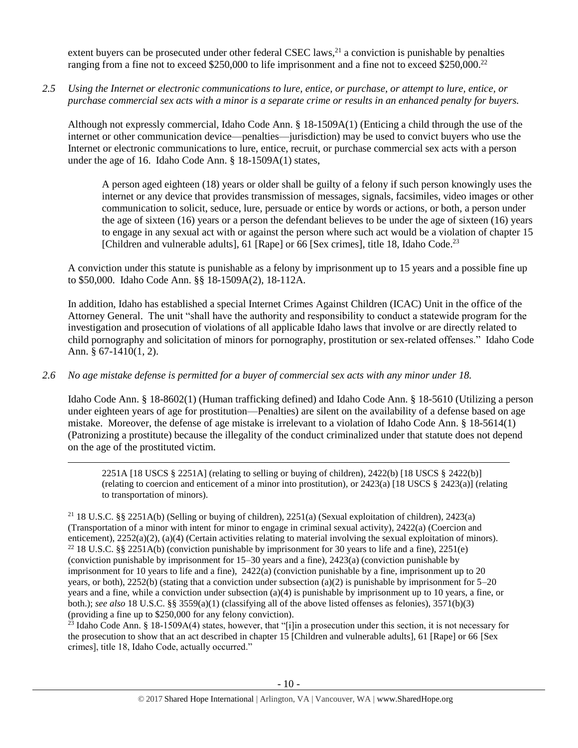extent buyers can be prosecuted under other federal CSEC laws,[21] a conviction is punishable by penalties ranging from a fine not to exceed $250,000 to life imprisonment and a fine not to exceed $250,000.[22]

*2.5 Using the Internet or electronic communications to lure, entice, or purchase, or attempt to lure, entice, or purchase commercial sex acts with a minor is a separate crime or results in an enhanced penalty for buyers.*

Although not expressly commercial, Idaho Code Ann. § 18-1509A(1) (Enticing a child through the use of the internet or other communication device—penalties—jurisdiction) may be used to convict buyers who use the Internet or electronic communications to lure, entice, recruit, or purchase commercial sex acts with a person under the age of 16. Idaho Code Ann. § 18-1509A(1) states,

> A person aged eighteen (18) years or older shall be guilty of a felony if such person knowingly uses the internet or any device that provides transmission of messages, signals, facsimiles, video images or other communication to solicit, seduce, lure, persuade or entice by words or actions, or both, a person under the age of sixteen (16) years or a person the defendant believes to be under the age of sixteen (16) years to engage in any sexual act with or against the person where such act would be a violation of chapter 15 [Children and vulnerable adults], 61 [Rape] or 66 [Sex crimes], title 18, Idaho Code.[23]

A conviction under this statute is punishable as a felony by imprisonment up to 15 years and a possible fine up to $50,000. Idaho Code Ann. §§ 18-1509A(2), 18-112A.

In addition, Idaho has established a special Internet Crimes Against Children (ICAC) Unit in the office of the Attorney General. The unit "shall have the authority and responsibility to conduct a statewide program for the investigation and prosecution of violations of all applicable Idaho laws that involve or are directly related to child pornography and solicitation of minors for pornography, prostitution or sex-related offenses." Idaho Code Ann. § 67-1410(1, 2).

*2.6 No age mistake defense is permitted for a buyer of commercial sex acts with any minor under 18.*

Idaho Code Ann. § 18-8602(1) (Human trafficking defined) and Idaho Code Ann. § 18-5610 (Utilizing a person under eighteen years of age for prostitution—Penalties) are silent on the availability of a defense based on age mistake. Moreover, the defense of age mistake is irrelevant to a violation of Idaho Code Ann. § 18-5614(1) (Patronizing a prostitute) because the illegality of the conduct criminalized under that statute does not depend on the age of the prostituted victim.

---

> 2251A [18 USCS § 2251A] (relating to selling or buying of children), 2422(b) [18 USCS § 2422(b)] (relating to coercion and enticement of a minor into prostitution), or 2423(a) [18 USCS § 2423(a)] (relating to transportation of minors).

[21] 18 U.S.C. §§ 2251A(b) (Selling or buying of children), 2251(a) (Sexual exploitation of children), 2423(a) (Transportation of a minor with intent for minor to engage in criminal sexual activity), 2422(a) (Coercion and enticement), 2252(a)(2), (a)(4) (Certain activities relating to material involving the sexual exploitation of minors).

[22] 18 U.S.C. §§ 2251A(b) (conviction punishable by imprisonment for 30 years to life and a fine), 2251(e) (conviction punishable by imprisonment for 15–30 years and a fine), 2423(a) (conviction punishable by imprisonment for 10 years to life and a fine), 2422(a) (conviction punishable by a fine, imprisonment up to 20 years, or both), 2252(b) (stating that a conviction under subsection (a)(2) is punishable by imprisonment for 5–20 years and a fine, while a conviction under subsection (a)(4) is punishable by imprisonment up to 10 years, a fine, or both.); *see also* 18 U.S.C. §§ 3559(a)(1) (classifying all of the above listed offenses as felonies), 3571(b)(3) (providing a fine up to $250,000 for any felony conviction).

[23] Idaho Code Ann. § 18-1509A(4) states, however, that "[i]in a prosecution under this section, it is not necessary for the prosecution to show that an act described in chapter 15 [Children and vulnerable adults], 61 [Rape] or 66 [Sex crimes], title 18, Idaho Code, actually occurred."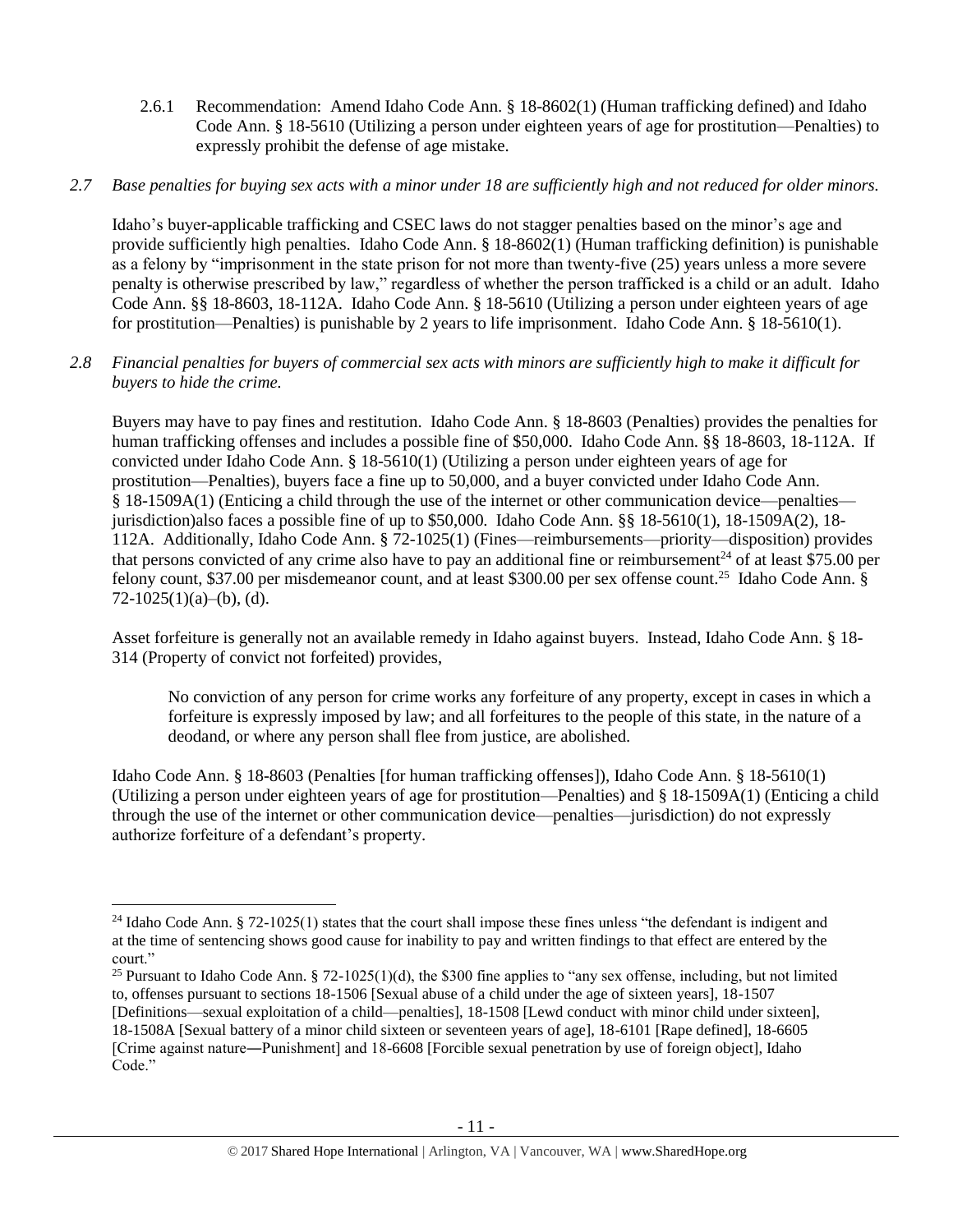2.6.1 Recommendation: Amend Idaho Code Ann. § 18-8602(1) (Human trafficking defined) and Idaho Code Ann. § 18-5610 (Utilizing a person under eighteen years of age for prostitution—Penalties) to expressly prohibit the defense of age mistake.

*2.7 Base penalties for buying sex acts with a minor under 18 are sufficiently high and not reduced for older minors.*

Idaho's buyer-applicable trafficking and CSEC laws do not stagger penalties based on the minor's age and provide sufficiently high penalties. Idaho Code Ann. § 18-8602(1) (Human trafficking definition) is punishable as a felony by "imprisonment in the state prison for not more than twenty-five (25) years unless a more severe penalty is otherwise prescribed by law," regardless of whether the person trafficked is a child or an adult. Idaho Code Ann. §§ 18-8603, 18-112A. Idaho Code Ann. § 18-5610 (Utilizing a person under eighteen years of age for prostitution—Penalties) is punishable by 2 years to life imprisonment. Idaho Code Ann. § 18-5610(1).

*2.8 Financial penalties for buyers of commercial sex acts with minors are sufficiently high to make it difficult for buyers to hide the crime.*

Buyers may have to pay fines and restitution. Idaho Code Ann. § 18-8603 (Penalties) provides the penalties for human trafficking offenses and includes a possible fine of $50,000. Idaho Code Ann. §§ 18-8603, 18-112A. If convicted under Idaho Code Ann. § 18-5610(1) (Utilizing a person under eighteen years of age for prostitution—Penalties), buyers face a fine up to 50,000, and a buyer convicted under Idaho Code Ann. § 18-1509A(1) (Enticing a child through the use of the internet or other communication device—penalties—jurisdiction)also faces a possible fine of up to $50,000. Idaho Code Ann. §§ 18-5610(1), 18-1509A(2), 18-112A. Additionally, Idaho Code Ann. § 72-1025(1) (Fines—reimbursements—priority—disposition) provides that persons convicted of any crime also have to pay an additional fine or reimbursement[24] of at least $75.00 per felony count, $37.00 per misdemeanor count, and at least $300.00 per sex offense count.[25] Idaho Code Ann. § 72-1025(1)(a)–(b), (d).

Asset forfeiture is generally not an available remedy in Idaho against buyers. Instead, Idaho Code Ann. § 18-314 (Property of convict not forfeited) provides,

> No conviction of any person for crime works any forfeiture of any property, except in cases in which a forfeiture is expressly imposed by law; and all forfeitures to the people of this state, in the nature of a deodand, or where any person shall flee from justice, are abolished.

Idaho Code Ann. § 18-8603 (Penalties [for human trafficking offenses]), Idaho Code Ann. § 18-5610(1) (Utilizing a person under eighteen years of age for prostitution—Penalties) and § 18-1509A(1) (Enticing a child through the use of the internet or other communication device—penalties—jurisdiction) do not expressly authorize forfeiture of a defendant's property.

---

[24] Idaho Code Ann. § 72-1025(1) states that the court shall impose these fines unless "the defendant is indigent and at the time of sentencing shows good cause for inability to pay and written findings to that effect are entered by the court."

[25] Pursuant to Idaho Code Ann. § 72-1025(1)(d), the $300 fine applies to "any sex offense, including, but not limited to, offenses pursuant to sections 18-1506 [Sexual abuse of a child under the age of sixteen years], 18-1507 [Definitions—sexual exploitation of a child—penalties], 18-1508 [Lewd conduct with minor child under sixteen], 18-1508A [Sexual battery of a minor child sixteen or seventeen years of age], 18-6101 [Rape defined], 18-6605 [Crime against nature―Punishment] and 18-6608 [Forcible sexual penetration by use of foreign object], Idaho Code."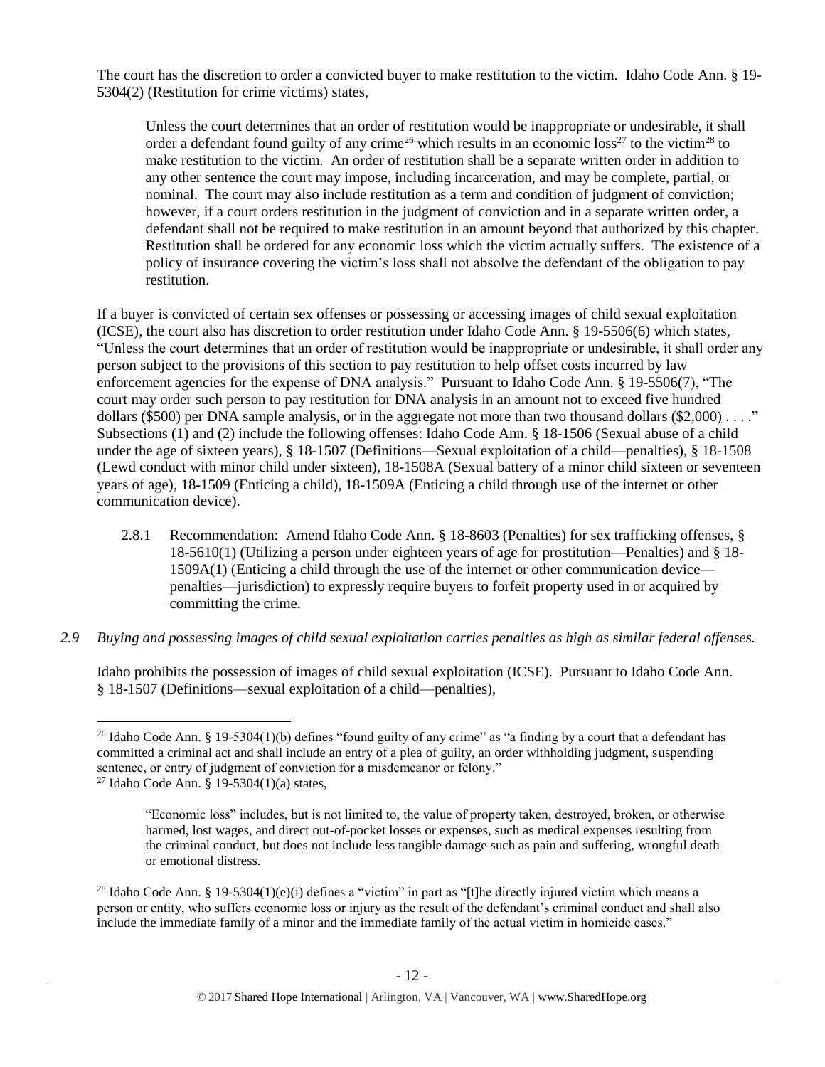The court has the discretion to order a convicted buyer to make restitution to the victim. Idaho Code Ann. § 19-5304(2) (Restitution for crime victims) states,

> Unless the court determines that an order of restitution would be inappropriate or undesirable, it shall order a defendant found guilty of any crime[26] which results in an economic loss[27] to the victim[28] to make restitution to the victim. An order of restitution shall be a separate written order in addition to any other sentence the court may impose, including incarceration, and may be complete, partial, or nominal. The court may also include restitution as a term and condition of judgment of conviction; however, if a court orders restitution in the judgment of conviction and in a separate written order, a defendant shall not be required to make restitution in an amount beyond that authorized by this chapter. Restitution shall be ordered for any economic loss which the victim actually suffers. The existence of a policy of insurance covering the victim's loss shall not absolve the defendant of the obligation to pay restitution.

If a buyer is convicted of certain sex offenses or possessing or accessing images of child sexual exploitation (ICSE), the court also has discretion to order restitution under Idaho Code Ann. § 19-5506(6) which states, "Unless the court determines that an order of restitution would be inappropriate or undesirable, it shall order any person subject to the provisions of this section to pay restitution to help offset costs incurred by law enforcement agencies for the expense of DNA analysis." Pursuant to Idaho Code Ann. § 19-5506(7), "The court may order such person to pay restitution for DNA analysis in an amount not to exceed five hundred dollars ($500) per DNA sample analysis, or in the aggregate not more than two thousand dollars ($2,000) . . . ." Subsections (1) and (2) include the following offenses: Idaho Code Ann. § 18-1506 (Sexual abuse of a child under the age of sixteen years), § 18-1507 (Definitions—Sexual exploitation of a child—penalties), § 18-1508 (Lewd conduct with minor child under sixteen), 18-1508A (Sexual battery of a minor child sixteen or seventeen years of age), 18-1509 (Enticing a child), 18-1509A (Enticing a child through use of the internet or other communication device).

2.8.1 Recommendation: Amend Idaho Code Ann. § 18-8603 (Penalties) for sex trafficking offenses, § 18-5610(1) (Utilizing a person under eighteen years of age for prostitution—Penalties) and § 18-1509A(1) (Enticing a child through the use of the internet or other communication device—penalties—jurisdiction) to expressly require buyers to forfeit property used in or acquired by committing the crime.

*2.9 Buying and possessing images of child sexual exploitation carries penalties as high as similar federal offenses.*

Idaho prohibits the possession of images of child sexual exploitation (ICSE). Pursuant to Idaho Code Ann. § 18-1507 (Definitions—sexual exploitation of a child—penalties),

---

[26] Idaho Code Ann. § 19-5304(1)(b) defines "found guilty of any crime" as "a finding by a court that a defendant has committed a criminal act and shall include an entry of a plea of guilty, an order withholding judgment, suspending sentence, or entry of judgment of conviction for a misdemeanor or felony."

[27] Idaho Code Ann. § 19-5304(1)(a) states,

> "Economic loss" includes, but is not limited to, the value of property taken, destroyed, broken, or otherwise harmed, lost wages, and direct out-of-pocket losses or expenses, such as medical expenses resulting from the criminal conduct, but does not include less tangible damage such as pain and suffering, wrongful death or emotional distress.

[28] Idaho Code Ann. § 19-5304(1)(e)(i) defines a "victim" in part as "[t]he directly injured victim which means a person or entity, who suffers economic loss or injury as the result of the defendant's criminal conduct and shall also include the immediate family of a minor and the immediate family of the actual victim in homicide cases."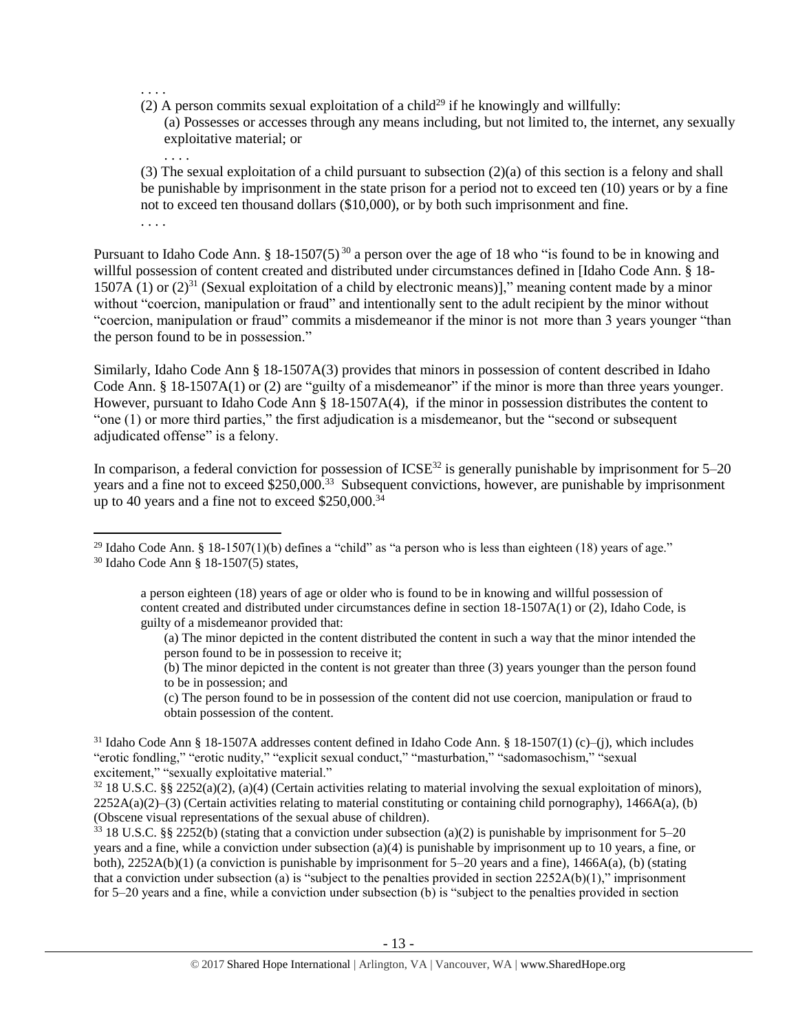. . . .

(2) A person commits sexual exploitation of a child[29] if he knowingly and willfully:

(a) Possesses or accesses through any means including, but not limited to, the internet, any sexually exploitative material; or

. . . .

(3) The sexual exploitation of a child pursuant to subsection (2)(a) of this section is a felony and shall be punishable by imprisonment in the state prison for a period not to exceed ten (10) years or by a fine not to exceed ten thousand dollars ($10,000), or by both such imprisonment and fine.

. . . .

Pursuant to Idaho Code Ann. § 18-1507(5)[30] a person over the age of 18 who "is found to be in knowing and willful possession of content created and distributed under circumstances defined in [Idaho Code Ann. § 18-1507A (1) or (2)[31] (Sexual exploitation of a child by electronic means)]," meaning content made by a minor without "coercion, manipulation or fraud" and intentionally sent to the adult recipient by the minor without "coercion, manipulation or fraud" commits a misdemeanor if the minor is not more than 3 years younger "than the person found to be in possession."

Similarly, Idaho Code Ann § 18-1507A(3) provides that minors in possession of content described in Idaho Code Ann. § 18-1507A(1) or (2) are "guilty of a misdemeanor" if the minor is more than three years younger. However, pursuant to Idaho Code Ann § 18-1507A(4), if the minor in possession distributes the content to "one (1) or more third parties," the first adjudication is a misdemeanor, but the "second or subsequent adjudicated offense" is a felony.

In comparison, a federal conviction for possession of ICSE[32] is generally punishable by imprisonment for 5–20 years and a fine not to exceed $250,000.[33] Subsequent convictions, however, are punishable by imprisonment up to 40 years and a fine not to exceed $250,000.[34]

---

[29] Idaho Code Ann. § 18-1507(1)(b) defines a "child" as "a person who is less than eighteen (18) years of age."

[30] Idaho Code Ann § 18-1507(5) states,

> a person eighteen (18) years of age or older who is found to be in knowing and willful possession of content created and distributed under circumstances define in section 18-1507A(1) or (2), Idaho Code, is guilty of a misdemeanor provided that:
>
> (a) The minor depicted in the content distributed the content in such a way that the minor intended the person found to be in possession to receive it;
>
> (b) The minor depicted in the content is not greater than three (3) years younger than the person found to be in possession; and
>
> (c) The person found to be in possession of the content did not use coercion, manipulation or fraud to obtain possession of the content.

[31] Idaho Code Ann § 18-1507A addresses content defined in Idaho Code Ann. § 18-1507(1) (c)–(j), which includes "erotic fondling," "erotic nudity," "explicit sexual conduct," "masturbation," "sadomasochism," "sexual excitement," "sexually exploitative material."

[32] 18 U.S.C. §§ 2252(a)(2), (a)(4) (Certain activities relating to material involving the sexual exploitation of minors), 2252A(a)(2)–(3) (Certain activities relating to material constituting or containing child pornography), 1466A(a), (b) (Obscene visual representations of the sexual abuse of children).

[33] 18 U.S.C. §§ 2252(b) (stating that a conviction under subsection (a)(2) is punishable by imprisonment for 5–20 years and a fine, while a conviction under subsection (a)(4) is punishable by imprisonment up to 10 years, a fine, or both), 2252A(b)(1) (a conviction is punishable by imprisonment for 5–20 years and a fine), 1466A(a), (b) (stating that a conviction under subsection (a) is "subject to the penalties provided in section 2252A(b)(1)," imprisonment for 5–20 years and a fine, while a conviction under subsection (b) is "subject to the penalties provided in section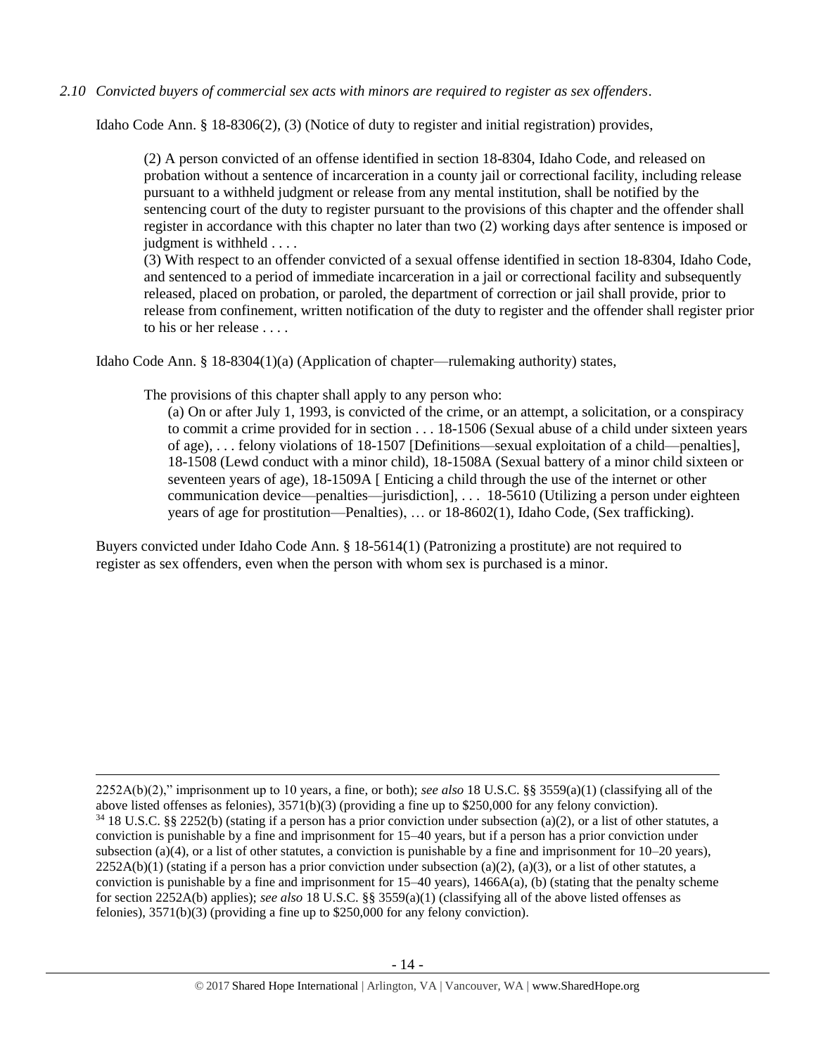*2.10 Convicted buyers of commercial sex acts with minors are required to register as sex offenders.*

Idaho Code Ann. § 18-8306(2), (3) (Notice of duty to register and initial registration) provides,

> (2) A person convicted of an offense identified in section 18-8304, Idaho Code, and released on probation without a sentence of incarceration in a county jail or correctional facility, including release pursuant to a withheld judgment or release from any mental institution, shall be notified by the sentencing court of the duty to register pursuant to the provisions of this chapter and the offender shall register in accordance with this chapter no later than two (2) working days after sentence is imposed or judgment is withheld . . . .
>
> (3) With respect to an offender convicted of a sexual offense identified in section 18-8304, Idaho Code, and sentenced to a period of immediate incarceration in a jail or correctional facility and subsequently released, placed on probation, or paroled, the department of correction or jail shall provide, prior to release from confinement, written notification of the duty to register and the offender shall register prior to his or her release . . . .

Idaho Code Ann. § 18-8304(1)(a) (Application of chapter—rulemaking authority) states,

> The provisions of this chapter shall apply to any person who:
>
> > (a) On or after July 1, 1993, is convicted of the crime, or an attempt, a solicitation, or a conspiracy to commit a crime provided for in section . . . 18-1506 (Sexual abuse of a child under sixteen years of age), . . . felony violations of 18-1507 [Definitions—sexual exploitation of a child—penalties], 18-1508 (Lewd conduct with a minor child), 18-1508A (Sexual battery of a minor child sixteen or seventeen years of age), 18-1509A [ Enticing a child through the use of the internet or other communication device—penalties—jurisdiction], . . . 18-5610 (Utilizing a person under eighteen years of age for prostitution—Penalties), … or 18-8602(1), Idaho Code, (Sex trafficking).

Buyers convicted under Idaho Code Ann. § 18-5614(1) (Patronizing a prostitute) are not required to register as sex offenders, even when the person with whom sex is purchased is a minor.

---

2252A(b)(2)," imprisonment up to 10 years, a fine, or both); *see also* 18 U.S.C. §§ 3559(a)(1) (classifying all of the above listed offenses as felonies), 3571(b)(3) (providing a fine up to $250,000 for any felony conviction).

[34] 18 U.S.C. §§ 2252(b) (stating if a person has a prior conviction under subsection (a)(2), or a list of other statutes, a conviction is punishable by a fine and imprisonment for 15–40 years, but if a person has a prior conviction under subsection (a)(4), or a list of other statutes, a conviction is punishable by a fine and imprisonment for 10–20 years), 2252A(b)(1) (stating if a person has a prior conviction under subsection (a)(2), (a)(3), or a list of other statutes, a conviction is punishable by a fine and imprisonment for 15–40 years), 1466A(a), (b) (stating that the penalty scheme for section 2252A(b) applies); *see also* 18 U.S.C. §§ 3559(a)(1) (classifying all of the above listed offenses as felonies), 3571(b)(3) (providing a fine up to $250,000 for any felony conviction).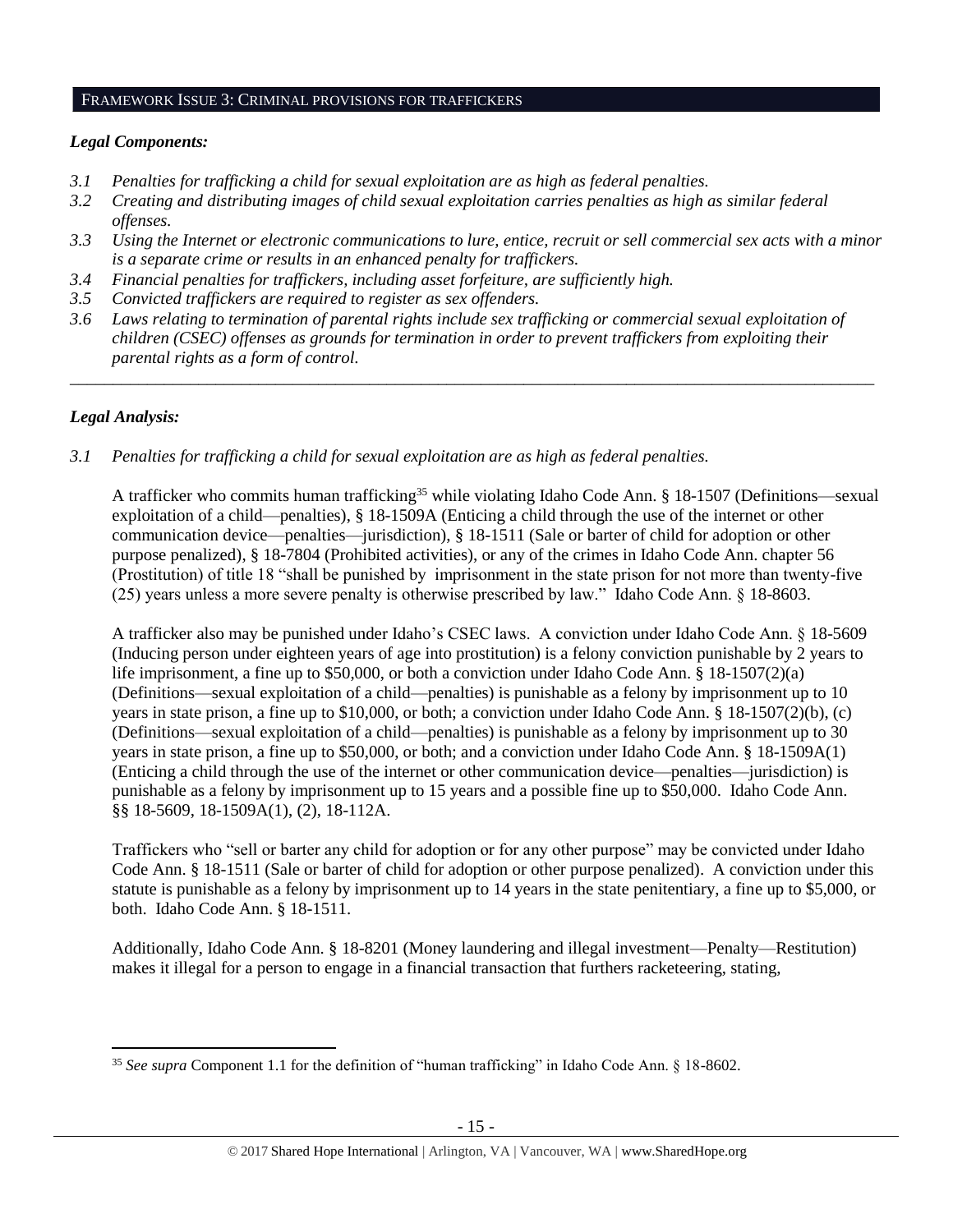## FRAMEWORK ISSUE 3: CRIMINAL PROVISIONS FOR TRAFFICKERS

### *Legal Components:*

*3.1 Penalties for trafficking a child for sexual exploitation are as high as federal penalties.*

*3.2 Creating and distributing images of child sexual exploitation carries penalties as high as similar federal offenses.*

*3.3 Using the Internet or electronic communications to lure, entice, recruit or sell commercial sex acts with a minor is a separate crime or results in an enhanced penalty for traffickers.*

*3.4 Financial penalties for traffickers, including asset forfeiture, are sufficiently high.*

*3.5 Convicted traffickers are required to register as sex offenders.*

*3.6 Laws relating to termination of parental rights include sex trafficking or commercial sexual exploitation of children (CSEC) offenses as grounds for termination in order to prevent traffickers from exploiting their parental rights as a form of control.*

---

### *Legal Analysis:*

*3.1 Penalties for trafficking a child for sexual exploitation are as high as federal penalties.*

A trafficker who commits human trafficking[35] while violating Idaho Code Ann. § 18-1507 (Definitions—sexual exploitation of a child—penalties), § 18-1509A (Enticing a child through the use of the internet or other communication device—penalties—jurisdiction), § 18-1511 (Sale or barter of child for adoption or other purpose penalized), § 18-7804 (Prohibited activities), or any of the crimes in Idaho Code Ann. chapter 56 (Prostitution) of title 18 "shall be punished by imprisonment in the state prison for not more than twenty-five (25) years unless a more severe penalty is otherwise prescribed by law." Idaho Code Ann. § 18-8603.

A trafficker also may be punished under Idaho's CSEC laws. A conviction under Idaho Code Ann. § 18-5609 (Inducing person under eighteen years of age into prostitution) is a felony conviction punishable by 2 years to life imprisonment, a fine up to $50,000, or both a conviction under Idaho Code Ann. § 18-1507(2)(a) (Definitions—sexual exploitation of a child—penalties) is punishable as a felony by imprisonment up to 10 years in state prison, a fine up to $10,000, or both; a conviction under Idaho Code Ann. § 18-1507(2)(b), (c) (Definitions—sexual exploitation of a child—penalties) is punishable as a felony by imprisonment up to 30 years in state prison, a fine up to $50,000, or both; and a conviction under Idaho Code Ann. § 18-1509A(1) (Enticing a child through the use of the internet or other communication device—penalties—jurisdiction) is punishable as a felony by imprisonment up to 15 years and a possible fine up to $50,000. Idaho Code Ann. §§ 18-5609, 18-1509A(1), (2), 18-112A.

Traffickers who "sell or barter any child for adoption or for any other purpose" may be convicted under Idaho Code Ann. § 18-1511 (Sale or barter of child for adoption or other purpose penalized). A conviction under this statute is punishable as a felony by imprisonment up to 14 years in the state penitentiary, a fine up to $5,000, or both. Idaho Code Ann. § 18-1511.

Additionally, Idaho Code Ann. § 18-8201 (Money laundering and illegal investment—Penalty—Restitution) makes it illegal for a person to engage in a financial transaction that furthers racketeering, stating,

---

[35] *See supra* Component 1.1 for the definition of "human trafficking" in Idaho Code Ann. § 18-8602.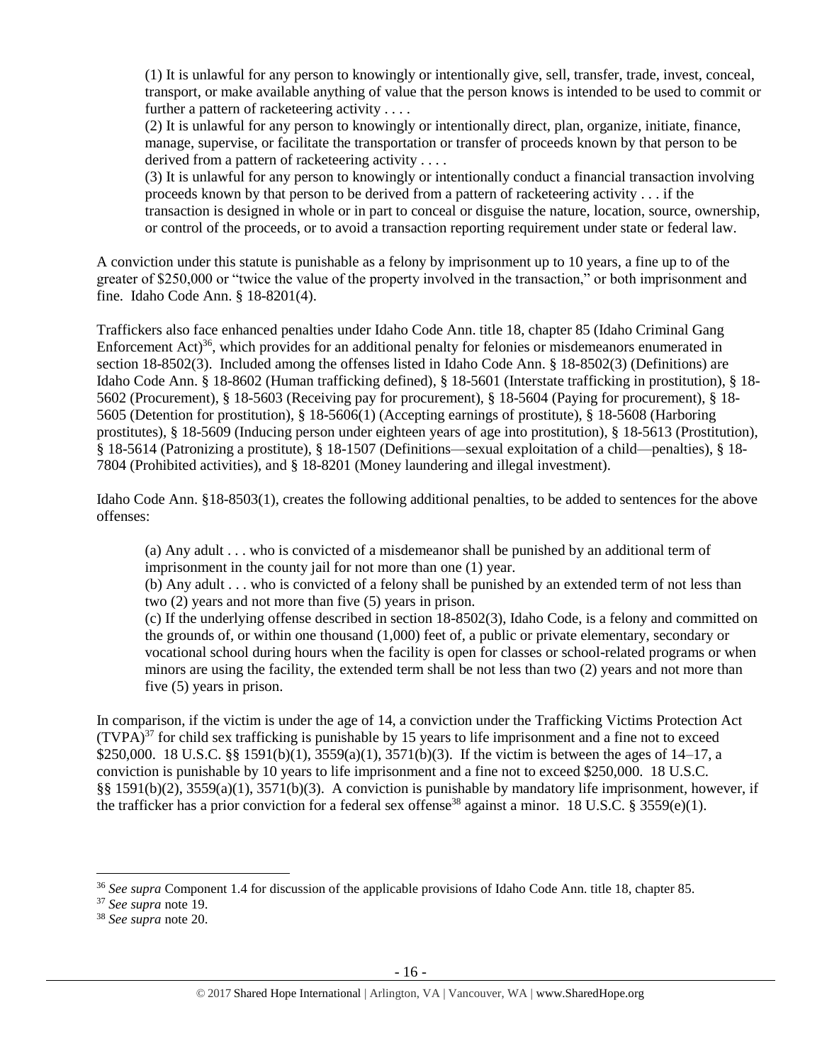> (1) It is unlawful for any person to knowingly or intentionally give, sell, transfer, trade, invest, conceal, transport, or make available anything of value that the person knows is intended to be used to commit or further a pattern of racketeering activity . . . .
>
> (2) It is unlawful for any person to knowingly or intentionally direct, plan, organize, initiate, finance, manage, supervise, or facilitate the transportation or transfer of proceeds known by that person to be derived from a pattern of racketeering activity . . . .
>
> (3) It is unlawful for any person to knowingly or intentionally conduct a financial transaction involving proceeds known by that person to be derived from a pattern of racketeering activity . . . if the transaction is designed in whole or in part to conceal or disguise the nature, location, source, ownership, or control of the proceeds, or to avoid a transaction reporting requirement under state or federal law.

A conviction under this statute is punishable as a felony by imprisonment up to 10 years, a fine up to of the greater of $250,000 or "twice the value of the property involved in the transaction," or both imprisonment and fine. Idaho Code Ann. § 18-8201(4).

Traffickers also face enhanced penalties under Idaho Code Ann. title 18, chapter 85 (Idaho Criminal Gang Enforcement Act)[36], which provides for an additional penalty for felonies or misdemeanors enumerated in section 18-8502(3). Included among the offenses listed in Idaho Code Ann. § 18-8502(3) (Definitions) are Idaho Code Ann. § 18-8602 (Human trafficking defined), § 18-5601 (Interstate trafficking in prostitution), § 18-5602 (Procurement), § 18-5603 (Receiving pay for procurement), § 18-5604 (Paying for procurement), § 18-5605 (Detention for prostitution), § 18-5606(1) (Accepting earnings of prostitute), § 18-5608 (Harboring prostitutes), § 18-5609 (Inducing person under eighteen years of age into prostitution), § 18-5613 (Prostitution), § 18-5614 (Patronizing a prostitute), § 18-1507 (Definitions—sexual exploitation of a child—penalties), § 18-7804 (Prohibited activities), and § 18-8201 (Money laundering and illegal investment).

Idaho Code Ann. §18-8503(1), creates the following additional penalties, to be added to sentences for the above offenses:

> (a) Any adult . . . who is convicted of a misdemeanor shall be punished by an additional term of imprisonment in the county jail for not more than one (1) year.
>
> (b) Any adult . . . who is convicted of a felony shall be punished by an extended term of not less than two (2) years and not more than five (5) years in prison.
>
> (c) If the underlying offense described in section 18-8502(3), Idaho Code, is a felony and committed on the grounds of, or within one thousand (1,000) feet of, a public or private elementary, secondary or vocational school during hours when the facility is open for classes or school-related programs or when minors are using the facility, the extended term shall be not less than two (2) years and not more than five (5) years in prison.

In comparison, if the victim is under the age of 14, a conviction under the Trafficking Victims Protection Act (TVPA)[37] for child sex trafficking is punishable by 15 years to life imprisonment and a fine not to exceed $250,000. 18 U.S.C. §§ 1591(b)(1), 3559(a)(1), 3571(b)(3). If the victim is between the ages of 14–17, a conviction is punishable by 10 years to life imprisonment and a fine not to exceed $250,000. 18 U.S.C. §§ 1591(b)(2), 3559(a)(1), 3571(b)(3). A conviction is punishable by mandatory life imprisonment, however, if the trafficker has a prior conviction for a federal sex offense[38] against a minor. 18 U.S.C. § 3559(e)(1).

---

[36] *See supra* Component 1.4 for discussion of the applicable provisions of Idaho Code Ann. title 18, chapter 85.

[37] *See supra* note 19.

[38] *See supra* note 20.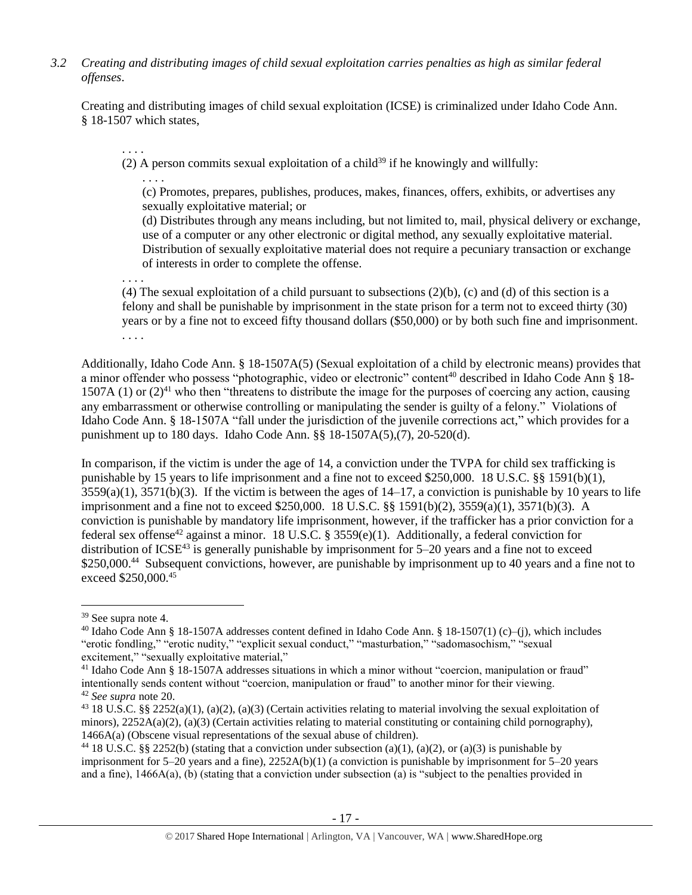*3.2 Creating and distributing images of child sexual exploitation carries penalties as high as similar federal offenses.*

Creating and distributing images of child sexual exploitation (ICSE) is criminalized under Idaho Code Ann. § 18-1507 which states,

> . . . .
>
> (2) A person commits sexual exploitation of a child[39] if he knowingly and willfully:
>
> > . . . .
> >
> > (c) Promotes, prepares, publishes, produces, makes, finances, offers, exhibits, or advertises any sexually exploitative material; or
> >
> > (d) Distributes through any means including, but not limited to, mail, physical delivery or exchange, use of a computer or any other electronic or digital method, any sexually exploitative material. Distribution of sexually exploitative material does not require a pecuniary transaction or exchange of interests in order to complete the offense.
>
> . . . .
>
> (4) The sexual exploitation of a child pursuant to subsections (2)(b), (c) and (d) of this section is a felony and shall be punishable by imprisonment in the state prison for a term not to exceed thirty (30) years or by a fine not to exceed fifty thousand dollars ($50,000) or by both such fine and imprisonment.
>
> . . . .

Additionally, Idaho Code Ann. § 18-1507A(5) (Sexual exploitation of a child by electronic means) provides that a minor offender who possess "photographic, video or electronic" content[40] described in Idaho Code Ann § 18-1507A (1) or (2)[41] who then "threatens to distribute the image for the purposes of coercing any action, causing any embarrassment or otherwise controlling or manipulating the sender is guilty of a felony." Violations of Idaho Code Ann. § 18-1507A "fall under the jurisdiction of the juvenile corrections act," which provides for a punishment up to 180 days. Idaho Code Ann. §§ 18-1507A(5),(7), 20-520(d).

In comparison, if the victim is under the age of 14, a conviction under the TVPA for child sex trafficking is punishable by 15 years to life imprisonment and a fine not to exceed $250,000. 18 U.S.C. §§ 1591(b)(1), 3559(a)(1), 3571(b)(3). If the victim is between the ages of 14–17, a conviction is punishable by 10 years to life imprisonment and a fine not to exceed $250,000. 18 U.S.C. §§ 1591(b)(2), 3559(a)(1), 3571(b)(3). A conviction is punishable by mandatory life imprisonment, however, if the trafficker has a prior conviction for a federal sex offense[42] against a minor. 18 U.S.C. § 3559(e)(1). Additionally, a federal conviction for distribution of ICSE[43] is generally punishable by imprisonment for 5–20 years and a fine not to exceed $250,000.[44] Subsequent convictions, however, are punishable by imprisonment up to 40 years and a fine not to exceed $250,000.[45]

---

[39] See supra note 4.

[40] Idaho Code Ann § 18-1507A addresses content defined in Idaho Code Ann. § 18-1507(1) (c)–(j), which includes "erotic fondling," "erotic nudity," "explicit sexual conduct," "masturbation," "sadomasochism," "sexual excitement," "sexually exploitative material,"

[41] Idaho Code Ann § 18-1507A addresses situations in which a minor without "coercion, manipulation or fraud" intentionally sends content without "coercion, manipulation or fraud" to another minor for their viewing.

[42] *See supra* note 20.

[43] 18 U.S.C. §§ 2252(a)(1), (a)(2), (a)(3) (Certain activities relating to material involving the sexual exploitation of minors), 2252A(a)(2), (a)(3) (Certain activities relating to material constituting or containing child pornography), 1466A(a) (Obscene visual representations of the sexual abuse of children).

[44] 18 U.S.C. §§ 2252(b) (stating that a conviction under subsection (a)(1), (a)(2), or (a)(3) is punishable by imprisonment for 5–20 years and a fine), 2252A(b)(1) (a conviction is punishable by imprisonment for 5–20 years and a fine), 1466A(a), (b) (stating that a conviction under subsection (a) is "subject to the penalties provided in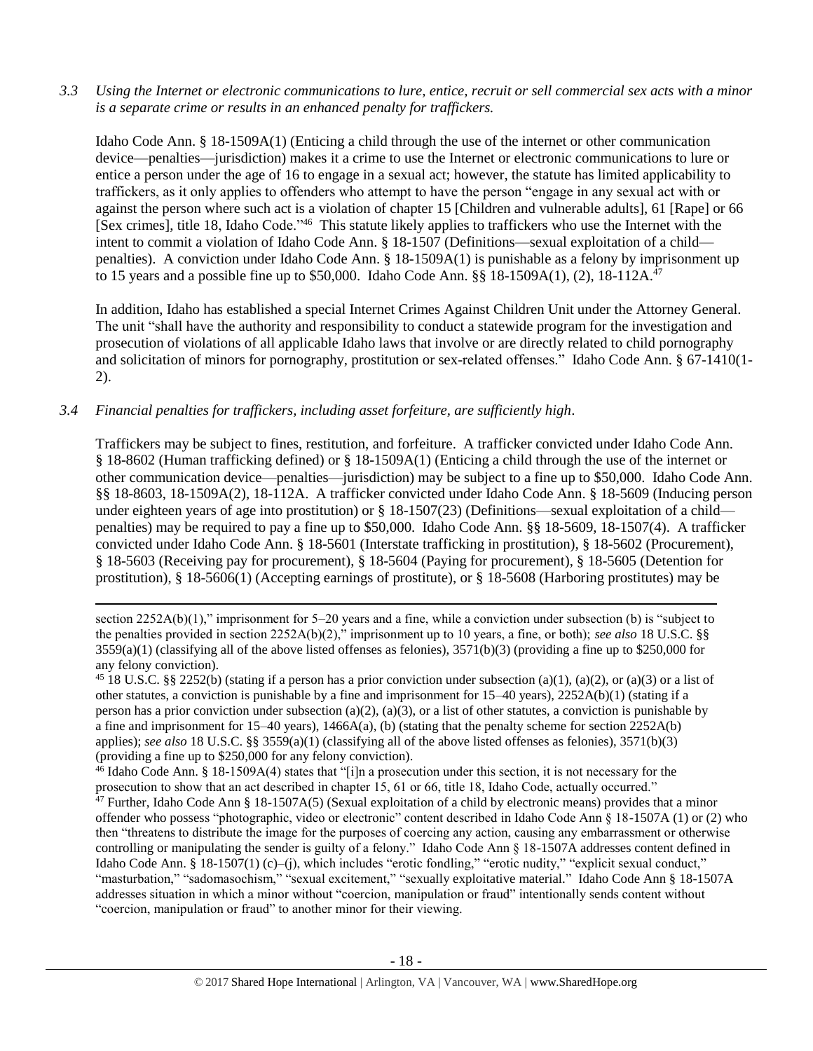*3.3 Using the Internet or electronic communications to lure, entice, recruit or sell commercial sex acts with a minor is a separate crime or results in an enhanced penalty for traffickers.*

Idaho Code Ann. § 18-1509A(1) (Enticing a child through the use of the internet or other communication device—penalties—jurisdiction) makes it a crime to use the Internet or electronic communications to lure or entice a person under the age of 16 to engage in a sexual act; however, the statute has limited applicability to traffickers, as it only applies to offenders who attempt to have the person "engage in any sexual act with or against the person where such act is a violation of chapter 15 [Children and vulnerable adults], 61 [Rape] or 66 [Sex crimes], title 18, Idaho Code."[46] This statute likely applies to traffickers who use the Internet with the intent to commit a violation of Idaho Code Ann. § 18-1507 (Definitions—sexual exploitation of a child—penalties). A conviction under Idaho Code Ann. § 18-1509A(1) is punishable as a felony by imprisonment up to 15 years and a possible fine up to $50,000. Idaho Code Ann. §§ 18-1509A(1), (2), 18-112A.[47]

In addition, Idaho has established a special Internet Crimes Against Children Unit under the Attorney General. The unit "shall have the authority and responsibility to conduct a statewide program for the investigation and prosecution of violations of all applicable Idaho laws that involve or are directly related to child pornography and solicitation of minors for pornography, prostitution or sex-related offenses." Idaho Code Ann. § 67-1410(1-2).

*3.4 Financial penalties for traffickers, including asset forfeiture, are sufficiently high*.

Traffickers may be subject to fines, restitution, and forfeiture. A trafficker convicted under Idaho Code Ann. § 18-8602 (Human trafficking defined) or § 18-1509A(1) (Enticing a child through the use of the internet or other communication device—penalties—jurisdiction) may be subject to a fine up to $50,000. Idaho Code Ann. §§ 18-8603, 18-1509A(2), 18-112A. A trafficker convicted under Idaho Code Ann. § 18-5609 (Inducing person under eighteen years of age into prostitution) or § 18-1507(23) (Definitions—sexual exploitation of a child—penalties) may be required to pay a fine up to $50,000. Idaho Code Ann. §§ 18-5609, 18-1507(4). A trafficker convicted under Idaho Code Ann. § 18-5601 (Interstate trafficking in prostitution), § 18-5602 (Procurement), § 18-5603 (Receiving pay for procurement), § 18-5604 (Paying for procurement), § 18-5605 (Detention for prostitution), § 18-5606(1) (Accepting earnings of prostitute), or § 18-5608 (Harboring prostitutes) may be

---

section 2252A(b)(1)," imprisonment for 5–20 years and a fine, while a conviction under subsection (b) is "subject to the penalties provided in section 2252A(b)(2)," imprisonment up to 10 years, a fine, or both); *see also* 18 U.S.C. §§ 3559(a)(1) (classifying all of the above listed offenses as felonies), 3571(b)(3) (providing a fine up to $250,000 for any felony conviction).

[45] 18 U.S.C. §§ 2252(b) (stating if a person has a prior conviction under subsection (a)(1), (a)(2), or (a)(3) or a list of other statutes, a conviction is punishable by a fine and imprisonment for 15–40 years), 2252A(b)(1) (stating if a person has a prior conviction under subsection (a)(2), (a)(3), or a list of other statutes, a conviction is punishable by a fine and imprisonment for 15–40 years), 1466A(a), (b) (stating that the penalty scheme for section 2252A(b) applies); *see also* 18 U.S.C. §§ 3559(a)(1) (classifying all of the above listed offenses as felonies), 3571(b)(3) (providing a fine up to $250,000 for any felony conviction).

[46] Idaho Code Ann. § 18-1509A(4) states that "[i]n a prosecution under this section, it is not necessary for the prosecution to show that an act described in chapter 15, 61 or 66, title 18, Idaho Code, actually occurred."

[47] Further, Idaho Code Ann § 18-1507A(5) (Sexual exploitation of a child by electronic means) provides that a minor offender who possess "photographic, video or electronic" content described in Idaho Code Ann § 18-1507A (1) or (2) who then "threatens to distribute the image for the purposes of coercing any action, causing any embarrassment or otherwise controlling or manipulating the sender is guilty of a felony." Idaho Code Ann § 18-1507A addresses content defined in Idaho Code Ann. § 18-1507(1) (c)–(j), which includes "erotic fondling," "erotic nudity," "explicit sexual conduct," "masturbation," "sadomasochism," "sexual excitement," "sexually exploitative material." Idaho Code Ann § 18-1507A addresses situation in which a minor without "coercion, manipulation or fraud" intentionally sends content without "coercion, manipulation or fraud" to another minor for their viewing.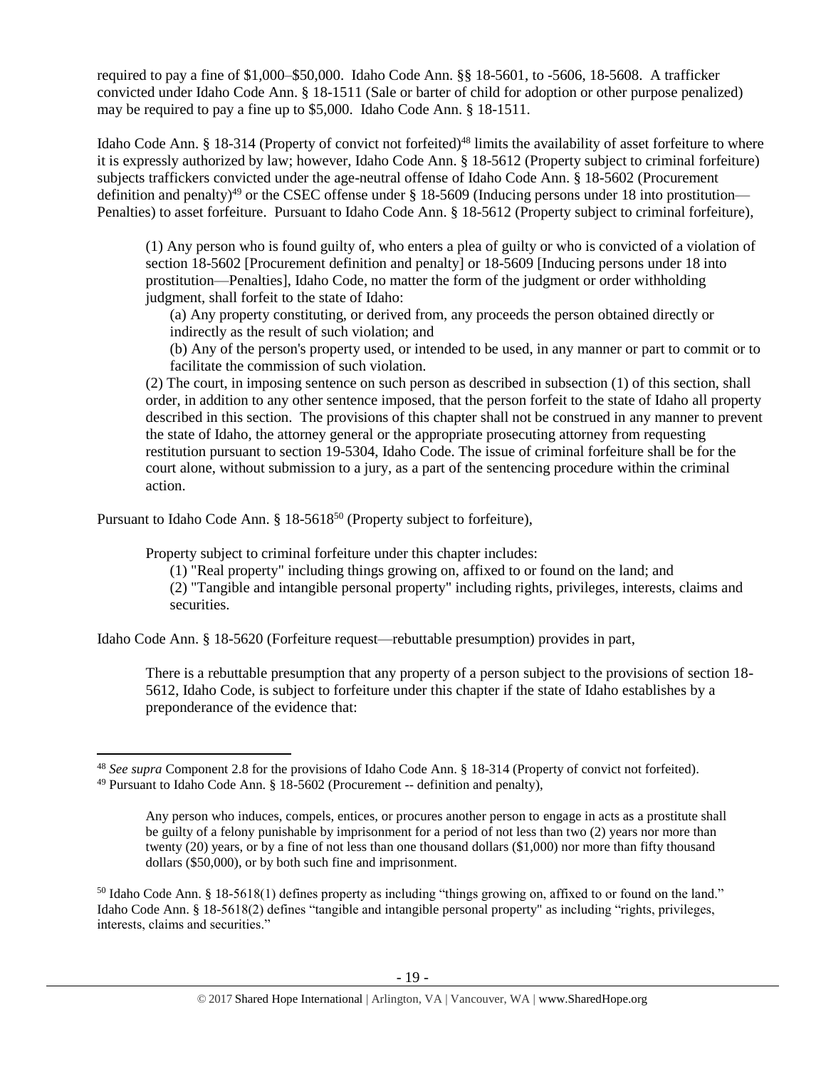required to pay a fine of $1,000–$50,000. Idaho Code Ann. §§ 18-5601, to -5606, 18-5608. A trafficker convicted under Idaho Code Ann. § 18-1511 (Sale or barter of child for adoption or other purpose penalized) may be required to pay a fine up to $5,000. Idaho Code Ann. § 18-1511.

Idaho Code Ann. § 18-314 (Property of convict not forfeited)[48] limits the availability of asset forfeiture to where it is expressly authorized by law; however, Idaho Code Ann. § 18-5612 (Property subject to criminal forfeiture) subjects traffickers convicted under the age-neutral offense of Idaho Code Ann. § 18-5602 (Procurement definition and penalty)[49] or the CSEC offense under § 18-5609 (Inducing persons under 18 into prostitution—Penalties) to asset forfeiture. Pursuant to Idaho Code Ann. § 18-5612 (Property subject to criminal forfeiture),

> (1) Any person who is found guilty of, who enters a plea of guilty or who is convicted of a violation of section 18-5602 [Procurement definition and penalty] or 18-5609 [Inducing persons under 18 into prostitution—Penalties], Idaho Code, no matter the form of the judgment or order withholding judgment, shall forfeit to the state of Idaho:
>
> (a) Any property constituting, or derived from, any proceeds the person obtained directly or indirectly as the result of such violation; and
>
> (b) Any of the person's property used, or intended to be used, in any manner or part to commit or to facilitate the commission of such violation.
>
> (2) The court, in imposing sentence on such person as described in subsection (1) of this section, shall order, in addition to any other sentence imposed, that the person forfeit to the state of Idaho all property described in this section. The provisions of this chapter shall not be construed in any manner to prevent the state of Idaho, the attorney general or the appropriate prosecuting attorney from requesting restitution pursuant to section 19-5304, Idaho Code. The issue of criminal forfeiture shall be for the court alone, without submission to a jury, as a part of the sentencing procedure within the criminal action.

Pursuant to Idaho Code Ann. § 18-5618[50] (Property subject to forfeiture),

> Property subject to criminal forfeiture under this chapter includes:
>
> (1) "Real property" including things growing on, affixed to or found on the land; and
>
> (2) "Tangible and intangible personal property" including rights, privileges, interests, claims and securities.

Idaho Code Ann. § 18-5620 (Forfeiture request—rebuttable presumption) provides in part,

> There is a rebuttable presumption that any property of a person subject to the provisions of section 18-5612, Idaho Code, is subject to forfeiture under this chapter if the state of Idaho establishes by a preponderance of the evidence that:

---

[48] *See supra* Component 2.8 for the provisions of Idaho Code Ann. § 18-314 (Property of convict not forfeited).

[49] Pursuant to Idaho Code Ann. § 18-5602 (Procurement -- definition and penalty),

> Any person who induces, compels, entices, or procures another person to engage in acts as a prostitute shall be guilty of a felony punishable by imprisonment for a period of not less than two (2) years nor more than twenty (20) years, or by a fine of not less than one thousand dollars ($1,000) nor more than fifty thousand dollars ($50,000), or by both such fine and imprisonment.

[50] Idaho Code Ann. § 18-5618(1) defines property as including "things growing on, affixed to or found on the land." Idaho Code Ann. § 18-5618(2) defines "tangible and intangible personal property" as including "rights, privileges, interests, claims and securities."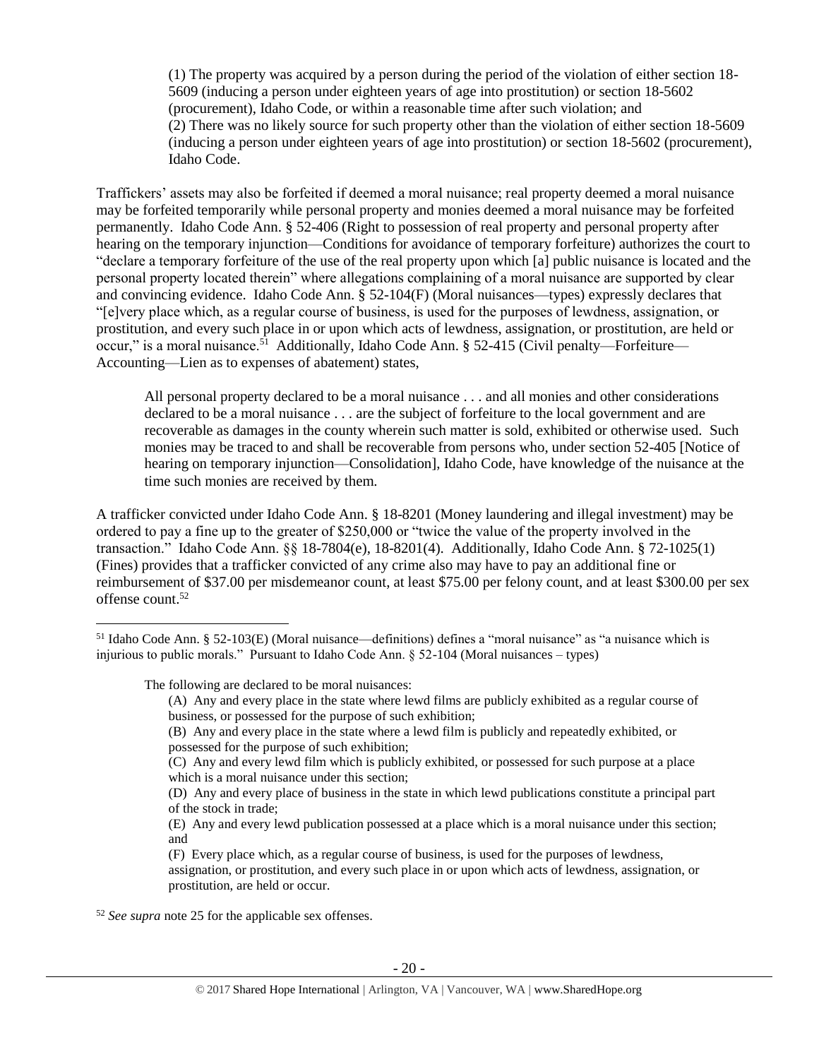> (1) The property was acquired by a person during the period of the violation of either section 18-5609 (inducing a person under eighteen years of age into prostitution) or section 18-5602 (procurement), Idaho Code, or within a reasonable time after such violation; and
> (2) There was no likely source for such property other than the violation of either section 18-5609 (inducing a person under eighteen years of age into prostitution) or section 18-5602 (procurement), Idaho Code.

Traffickers' assets may also be forfeited if deemed a moral nuisance; real property deemed a moral nuisance may be forfeited temporarily while personal property and monies deemed a moral nuisance may be forfeited permanently. Idaho Code Ann. § 52-406 (Right to possession of real property and personal property after hearing on the temporary injunction—Conditions for avoidance of temporary forfeiture) authorizes the court to "declare a temporary forfeiture of the use of the real property upon which [a] public nuisance is located and the personal property located therein" where allegations complaining of a moral nuisance are supported by clear and convincing evidence. Idaho Code Ann. § 52-104(F) (Moral nuisances—types) expressly declares that "[e]very place which, as a regular course of business, is used for the purposes of lewdness, assignation, or prostitution, and every such place in or upon which acts of lewdness, assignation, or prostitution, are held or occur," is a moral nuisance.[51] Additionally, Idaho Code Ann. § 52-415 (Civil penalty—Forfeiture—Accounting—Lien as to expenses of abatement) states,

> All personal property declared to be a moral nuisance . . . and all monies and other considerations declared to be a moral nuisance . . . are the subject of forfeiture to the local government and are recoverable as damages in the county wherein such matter is sold, exhibited or otherwise used. Such monies may be traced to and shall be recoverable from persons who, under section 52-405 [Notice of hearing on temporary injunction—Consolidation], Idaho Code, have knowledge of the nuisance at the time such monies are received by them.

A trafficker convicted under Idaho Code Ann. § 18-8201 (Money laundering and illegal investment) may be ordered to pay a fine up to the greater of $250,000 or "twice the value of the property involved in the transaction." Idaho Code Ann. §§ 18-7804(e), 18-8201(4). Additionally, Idaho Code Ann. § 72-1025(1) (Fines) provides that a trafficker convicted of any crime also may have to pay an additional fine or reimbursement of $37.00 per misdemeanor count, at least $75.00 per felony count, and at least $300.00 per sex offense count.[52]

---

[51] Idaho Code Ann. § 52-103(E) (Moral nuisance—definitions) defines a "moral nuisance" as "a nuisance which is injurious to public morals." Pursuant to Idaho Code Ann. § 52-104 (Moral nuisances – types)

> The following are declared to be moral nuisances:
> (A) Any and every place in the state where lewd films are publicly exhibited as a regular course of business, or possessed for the purpose of such exhibition;
> (B) Any and every place in the state where a lewd film is publicly and repeatedly exhibited, or possessed for the purpose of such exhibition;
> (C) Any and every lewd film which is publicly exhibited, or possessed for such purpose at a place which is a moral nuisance under this section;
> (D) Any and every place of business in the state in which lewd publications constitute a principal part of the stock in trade;
> (E) Any and every lewd publication possessed at a place which is a moral nuisance under this section; and
> (F) Every place which, as a regular course of business, is used for the purposes of lewdness, assignation, or prostitution, and every such place in or upon which acts of lewdness, assignation, or prostitution, are held or occur.

[52] *See supra* note 25 for the applicable sex offenses.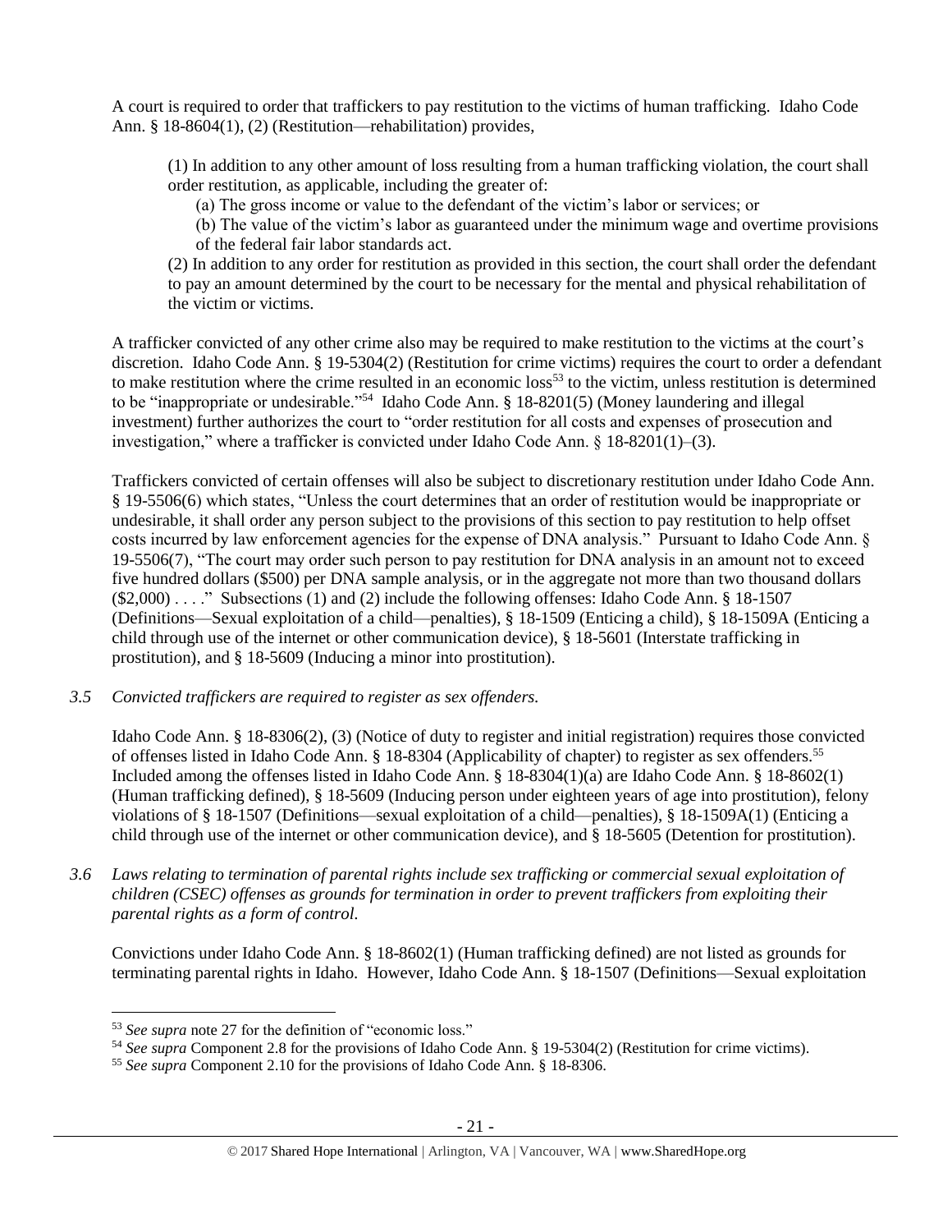A court is required to order that traffickers to pay restitution to the victims of human trafficking. Idaho Code Ann. § 18-8604(1), (2) (Restitution—rehabilitation) provides,

> (1) In addition to any other amount of loss resulting from a human trafficking violation, the court shall order restitution, as applicable, including the greater of:
>
> (a) The gross income or value to the defendant of the victim's labor or services; or
>
> (b) The value of the victim's labor as guaranteed under the minimum wage and overtime provisions of the federal fair labor standards act.
>
> (2) In addition to any order for restitution as provided in this section, the court shall order the defendant to pay an amount determined by the court to be necessary for the mental and physical rehabilitation of the victim or victims.

A trafficker convicted of any other crime also may be required to make restitution to the victims at the court's discretion. Idaho Code Ann. § 19-5304(2) (Restitution for crime victims) requires the court to order a defendant to make restitution where the crime resulted in an economic loss[53] to the victim, unless restitution is determined to be "inappropriate or undesirable."[54] Idaho Code Ann. § 18-8201(5) (Money laundering and illegal investment) further authorizes the court to "order restitution for all costs and expenses of prosecution and investigation," where a trafficker is convicted under Idaho Code Ann. § 18-8201(1)–(3).

Traffickers convicted of certain offenses will also be subject to discretionary restitution under Idaho Code Ann. § 19-5506(6) which states, "Unless the court determines that an order of restitution would be inappropriate or undesirable, it shall order any person subject to the provisions of this section to pay restitution to help offset costs incurred by law enforcement agencies for the expense of DNA analysis." Pursuant to Idaho Code Ann. § 19-5506(7), "The court may order such person to pay restitution for DNA analysis in an amount not to exceed five hundred dollars ($500) per DNA sample analysis, or in the aggregate not more than two thousand dollars ($2,000) . . . ." Subsections (1) and (2) include the following offenses: Idaho Code Ann. § 18-1507 (Definitions—Sexual exploitation of a child—penalties), § 18-1509 (Enticing a child), § 18-1509A (Enticing a child through use of the internet or other communication device), § 18-5601 (Interstate trafficking in prostitution), and § 18-5609 (Inducing a minor into prostitution).

*3.5 Convicted traffickers are required to register as sex offenders.*

Idaho Code Ann. § 18-8306(2), (3) (Notice of duty to register and initial registration) requires those convicted of offenses listed in Idaho Code Ann. § 18-8304 (Applicability of chapter) to register as sex offenders.[55] Included among the offenses listed in Idaho Code Ann. § 18-8304(1)(a) are Idaho Code Ann. § 18-8602(1) (Human trafficking defined), § 18-5609 (Inducing person under eighteen years of age into prostitution), felony violations of § 18-1507 (Definitions—sexual exploitation of a child—penalties), § 18-1509A(1) (Enticing a child through use of the internet or other communication device), and § 18-5605 (Detention for prostitution).

*3.6 Laws relating to termination of parental rights include sex trafficking or commercial sexual exploitation of children (CSEC) offenses as grounds for termination in order to prevent traffickers from exploiting their parental rights as a form of control.*

Convictions under Idaho Code Ann. § 18-8602(1) (Human trafficking defined) are not listed as grounds for terminating parental rights in Idaho. However, Idaho Code Ann. § 18-1507 (Definitions—Sexual exploitation

---

[53] *See supra* note 27 for the definition of "economic loss."

[54] *See supra* Component 2.8 for the provisions of Idaho Code Ann. § 19-5304(2) (Restitution for crime victims).

[55] *See supra* Component 2.10 for the provisions of Idaho Code Ann. § 18-8306.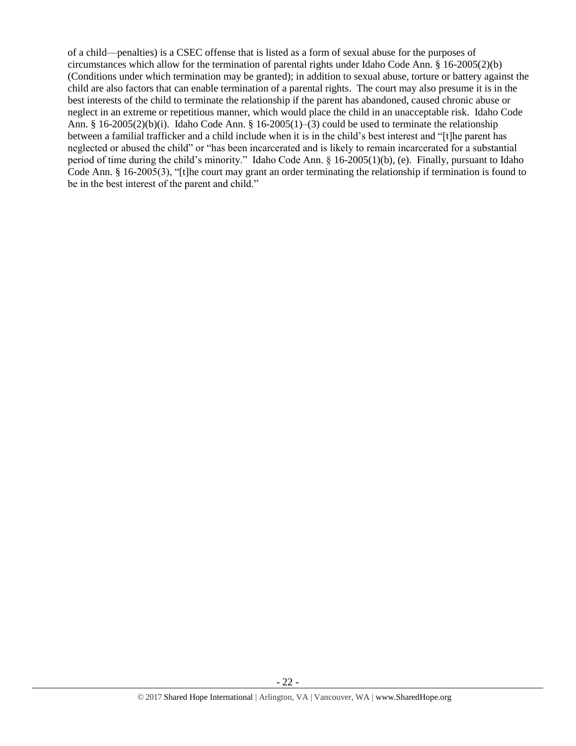of a child—penalties) is a CSEC offense that is listed as a form of sexual abuse for the purposes of circumstances which allow for the termination of parental rights under Idaho Code Ann. § 16-2005(2)(b) (Conditions under which termination may be granted); in addition to sexual abuse, torture or battery against the child are also factors that can enable termination of a parental rights. The court may also presume it is in the best interests of the child to terminate the relationship if the parent has abandoned, caused chronic abuse or neglect in an extreme or repetitious manner, which would place the child in an unacceptable risk. Idaho Code Ann. § 16-2005(2)(b)(i). Idaho Code Ann. § 16-2005(1)–(3) could be used to terminate the relationship between a familial trafficker and a child include when it is in the child's best interest and "[t]he parent has neglected or abused the child" or "has been incarcerated and is likely to remain incarcerated for a substantial period of time during the child's minority." Idaho Code Ann. § 16-2005(1)(b), (e). Finally, pursuant to Idaho Code Ann. § 16-2005(3), "[t]he court may grant an order terminating the relationship if termination is found to be in the best interest of the parent and child."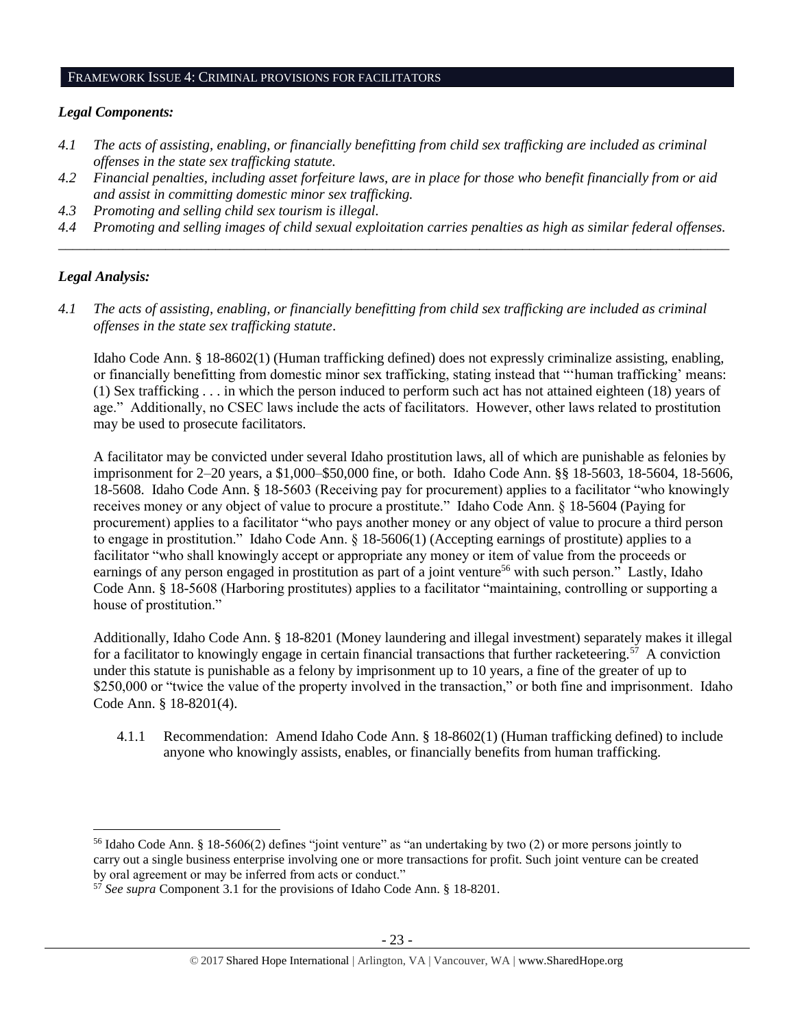## FRAMEWORK ISSUE 4: CRIMINAL PROVISIONS FOR FACILITATORS

### *Legal Components:*

*4.1 The acts of assisting, enabling, or financially benefitting from child sex trafficking are included as criminal offenses in the state sex trafficking statute.*

*4.2 Financial penalties, including asset forfeiture laws, are in place for those who benefit financially from or aid and assist in committing domestic minor sex trafficking.*

*4.3 Promoting and selling child sex tourism is illegal.*

*4.4 Promoting and selling images of child sexual exploitation carries penalties as high as similar federal offenses.*

---

### *Legal Analysis:*

*4.1 The acts of assisting, enabling, or financially benefitting from child sex trafficking are included as criminal offenses in the state sex trafficking statute.*

Idaho Code Ann. § 18-8602(1) (Human trafficking defined) does not expressly criminalize assisting, enabling, or financially benefitting from domestic minor sex trafficking, stating instead that "'human trafficking' means: (1) Sex trafficking . . . in which the person induced to perform such act has not attained eighteen (18) years of age." Additionally, no CSEC laws include the acts of facilitators. However, other laws related to prostitution may be used to prosecute facilitators.

A facilitator may be convicted under several Idaho prostitution laws, all of which are punishable as felonies by imprisonment for 2–20 years, a $1,000–$50,000 fine, or both. Idaho Code Ann. §§ 18-5603, 18-5604, 18-5606, 18-5608. Idaho Code Ann. § 18-5603 (Receiving pay for procurement) applies to a facilitator "who knowingly receives money or any object of value to procure a prostitute." Idaho Code Ann. § 18-5604 (Paying for procurement) applies to a facilitator "who pays another money or any object of value to procure a third person to engage in prostitution." Idaho Code Ann. § 18-5606(1) (Accepting earnings of prostitute) applies to a facilitator "who shall knowingly accept or appropriate any money or item of value from the proceeds or earnings of any person engaged in prostitution as part of a joint venture[56] with such person." Lastly, Idaho Code Ann. § 18-5608 (Harboring prostitutes) applies to a facilitator "maintaining, controlling or supporting a house of prostitution."

Additionally, Idaho Code Ann. § 18-8201 (Money laundering and illegal investment) separately makes it illegal for a facilitator to knowingly engage in certain financial transactions that further racketeering.[57] A conviction under this statute is punishable as a felony by imprisonment up to 10 years, a fine of the greater of up to $250,000 or "twice the value of the property involved in the transaction," or both fine and imprisonment. Idaho Code Ann. § 18-8201(4).

4.1.1 Recommendation: Amend Idaho Code Ann. § 18-8602(1) (Human trafficking defined) to include anyone who knowingly assists, enables, or financially benefits from human trafficking.

---

[56] Idaho Code Ann. § 18-5606(2) defines "joint venture" as "an undertaking by two (2) or more persons jointly to carry out a single business enterprise involving one or more transactions for profit. Such joint venture can be created by oral agreement or may be inferred from acts or conduct."

[57] *See supra* Component 3.1 for the provisions of Idaho Code Ann. § 18-8201.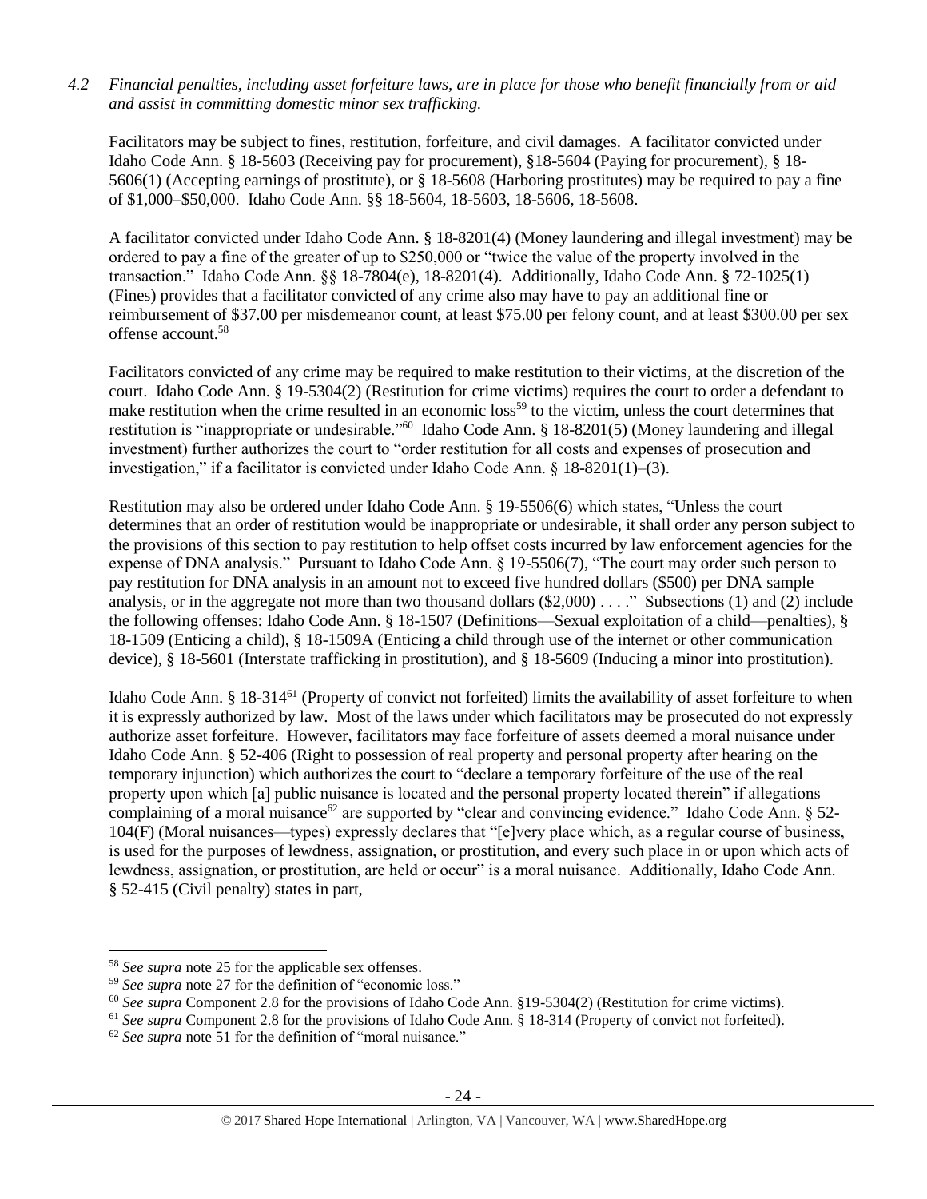*4.2 Financial penalties, including asset forfeiture laws, are in place for those who benefit financially from or aid and assist in committing domestic minor sex trafficking.*

Facilitators may be subject to fines, restitution, forfeiture, and civil damages. A facilitator convicted under Idaho Code Ann. § 18-5603 (Receiving pay for procurement), §18-5604 (Paying for procurement), § 18-5606(1) (Accepting earnings of prostitute), or § 18-5608 (Harboring prostitutes) may be required to pay a fine of $1,000–$50,000. Idaho Code Ann. §§ 18-5604, 18-5603, 18-5606, 18-5608.

A facilitator convicted under Idaho Code Ann. § 18-8201(4) (Money laundering and illegal investment) may be ordered to pay a fine of the greater of up to $250,000 or "twice the value of the property involved in the transaction." Idaho Code Ann. §§ 18-7804(e), 18-8201(4). Additionally, Idaho Code Ann. § 72-1025(1) (Fines) provides that a facilitator convicted of any crime also may have to pay an additional fine or reimbursement of $37.00 per misdemeanor count, at least $75.00 per felony count, and at least $300.00 per sex offense account.[58]

Facilitators convicted of any crime may be required to make restitution to their victims, at the discretion of the court. Idaho Code Ann. § 19-5304(2) (Restitution for crime victims) requires the court to order a defendant to make restitution when the crime resulted in an economic loss[59] to the victim, unless the court determines that restitution is "inappropriate or undesirable."[60] Idaho Code Ann. § 18-8201(5) (Money laundering and illegal investment) further authorizes the court to "order restitution for all costs and expenses of prosecution and investigation," if a facilitator is convicted under Idaho Code Ann. § 18-8201(1)–(3).

Restitution may also be ordered under Idaho Code Ann. § 19-5506(6) which states, "Unless the court determines that an order of restitution would be inappropriate or undesirable, it shall order any person subject to the provisions of this section to pay restitution to help offset costs incurred by law enforcement agencies for the expense of DNA analysis." Pursuant to Idaho Code Ann. § 19-5506(7), "The court may order such person to pay restitution for DNA analysis in an amount not to exceed five hundred dollars ($500) per DNA sample analysis, or in the aggregate not more than two thousand dollars ($2,000) . . . ." Subsections (1) and (2) include the following offenses: Idaho Code Ann. § 18-1507 (Definitions—Sexual exploitation of a child—penalties), § 18-1509 (Enticing a child), § 18-1509A (Enticing a child through use of the internet or other communication device), § 18-5601 (Interstate trafficking in prostitution), and § 18-5609 (Inducing a minor into prostitution).

Idaho Code Ann. § 18-314[61] (Property of convict not forfeited) limits the availability of asset forfeiture to when it is expressly authorized by law. Most of the laws under which facilitators may be prosecuted do not expressly authorize asset forfeiture. However, facilitators may face forfeiture of assets deemed a moral nuisance under Idaho Code Ann. § 52-406 (Right to possession of real property and personal property after hearing on the temporary injunction) which authorizes the court to "declare a temporary forfeiture of the use of the real property upon which [a] public nuisance is located and the personal property located therein" if allegations complaining of a moral nuisance[62] are supported by "clear and convincing evidence." Idaho Code Ann. § 52-104(F) (Moral nuisances—types) expressly declares that "[e]very place which, as a regular course of business, is used for the purposes of lewdness, assignation, or prostitution, and every such place in or upon which acts of lewdness, assignation, or prostitution, are held or occur" is a moral nuisance. Additionally, Idaho Code Ann. § 52-415 (Civil penalty) states in part,

---

[58] *See supra* note 25 for the applicable sex offenses.

[59] *See supra* note 27 for the definition of "economic loss."

[60] *See supra* Component 2.8 for the provisions of Idaho Code Ann. §19-5304(2) (Restitution for crime victims).

[61] *See supra* Component 2.8 for the provisions of Idaho Code Ann. § 18-314 (Property of convict not forfeited).

[62] *See supra* note 51 for the definition of "moral nuisance."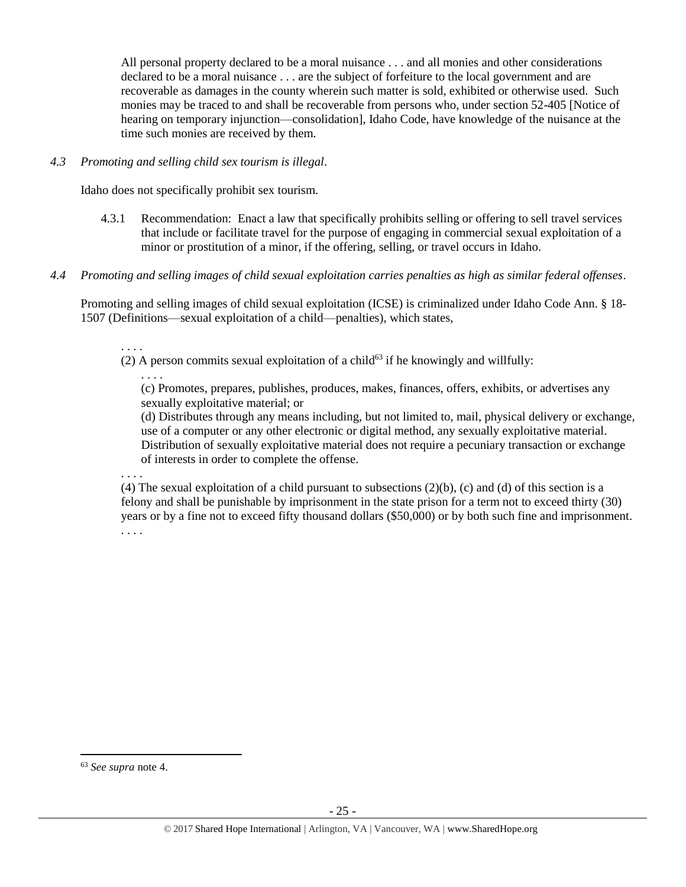> All personal property declared to be a moral nuisance . . . and all monies and other considerations declared to be a moral nuisance . . . are the subject of forfeiture to the local government and are recoverable as damages in the county wherein such matter is sold, exhibited or otherwise used. Such monies may be traced to and shall be recoverable from persons who, under section 52-405 [Notice of hearing on temporary injunction—consolidation], Idaho Code, have knowledge of the nuisance at the time such monies are received by them.

*4.3 Promoting and selling child sex tourism is illegal*.

Idaho does not specifically prohibit sex tourism.

4.3.1 Recommendation: Enact a law that specifically prohibits selling or offering to sell travel services that include or facilitate travel for the purpose of engaging in commercial sexual exploitation of a minor or prostitution of a minor, if the offering, selling, or travel occurs in Idaho.

*4.4 Promoting and selling images of child sexual exploitation carries penalties as high as similar federal offenses*.

Promoting and selling images of child sexual exploitation (ICSE) is criminalized under Idaho Code Ann. § 18-1507 (Definitions—sexual exploitation of a child—penalties), which states,

> . . . .
> (2) A person commits sexual exploitation of a child[63] if he knowingly and willfully:
>
> . . . .
> (c) Promotes, prepares, publishes, produces, makes, finances, offers, exhibits, or advertises any sexually exploitative material; or
> (d) Distributes through any means including, but not limited to, mail, physical delivery or exchange, use of a computer or any other electronic or digital method, any sexually exploitative material. Distribution of sexually exploitative material does not require a pecuniary transaction or exchange of interests in order to complete the offense.
>
> . . . .
> (4) The sexual exploitation of a child pursuant to subsections (2)(b), (c) and (d) of this section is a felony and shall be punishable by imprisonment in the state prison for a term not to exceed thirty (30) years or by a fine not to exceed fifty thousand dollars ($50,000) or by both such fine and imprisonment.
> . . . .

[63] *See supra* note 4.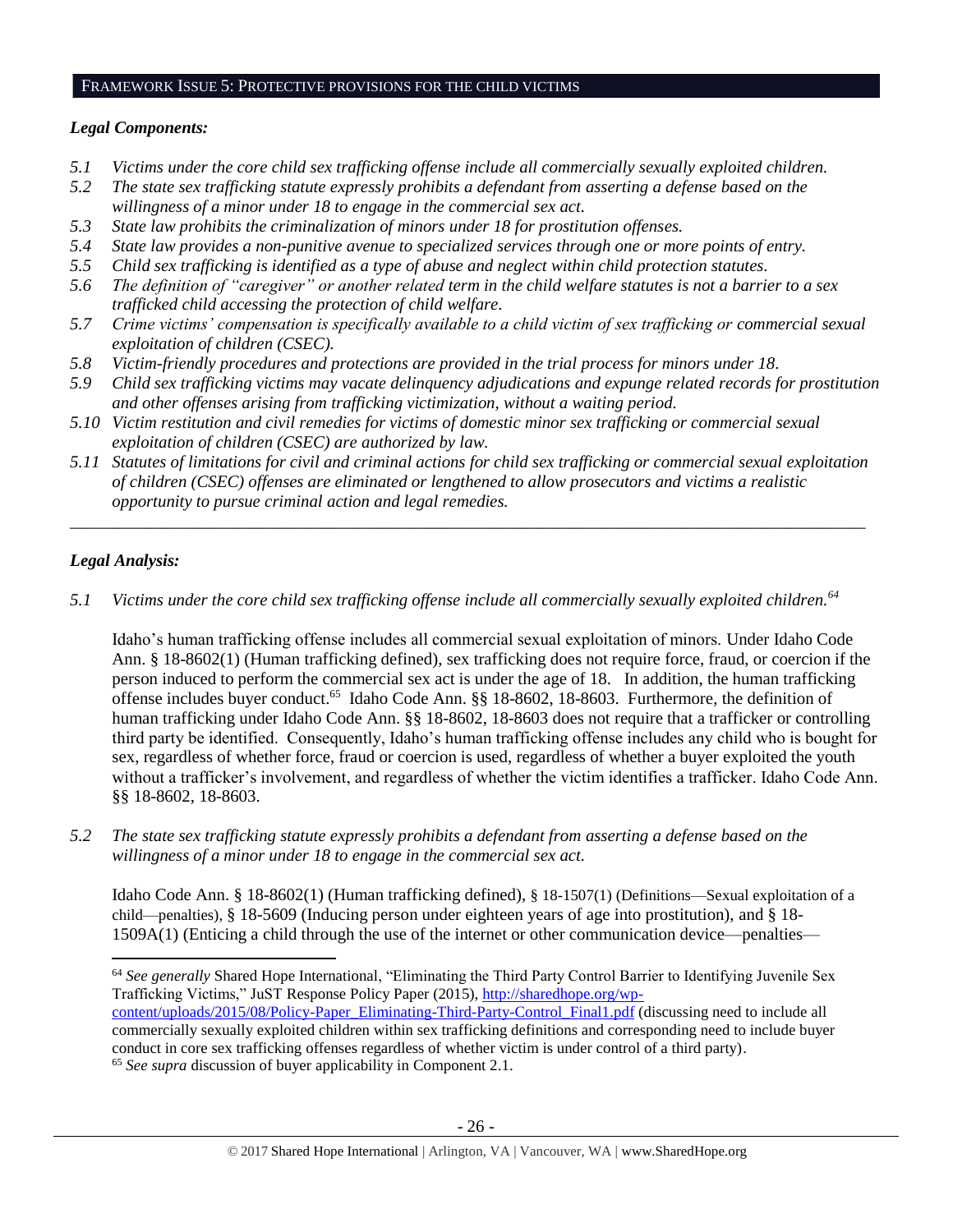## FRAMEWORK ISSUE 5: PROTECTIVE PROVISIONS FOR THE CHILD VICTIMS

### *Legal Components:*

*5.1 Victims under the core child sex trafficking offense include all commercially sexually exploited children.*

*5.2 The state sex trafficking statute expressly prohibits a defendant from asserting a defense based on the willingness of a minor under 18 to engage in the commercial sex act.*

*5.3 State law prohibits the criminalization of minors under 18 for prostitution offenses.*

*5.4 State law provides a non-punitive avenue to specialized services through one or more points of entry.*

*5.5 Child sex trafficking is identified as a type of abuse and neglect within child protection statutes.*

*5.6 The definition of "caregiver" or another related term in the child welfare statutes is not a barrier to a sex trafficked child accessing the protection of child welfare.*

*5.7 Crime victims' compensation is specifically available to a child victim of sex trafficking or commercial sexual exploitation of children (CSEC).*

*5.8 Victim-friendly procedures and protections are provided in the trial process for minors under 18.*

*5.9 Child sex trafficking victims may vacate delinquency adjudications and expunge related records for prostitution and other offenses arising from trafficking victimization, without a waiting period.*

*5.10 Victim restitution and civil remedies for victims of domestic minor sex trafficking or commercial sexual exploitation of children (CSEC) are authorized by law.*

*5.11 Statutes of limitations for civil and criminal actions for child sex trafficking or commercial sexual exploitation of children (CSEC) offenses are eliminated or lengthened to allow prosecutors and victims a realistic opportunity to pursue criminal action and legal remedies.*

---

### *Legal Analysis:*

*5.1 Victims under the core child sex trafficking offense include all commercially sexually exploited children.*[64]

Idaho's human trafficking offense includes all commercial sexual exploitation of minors. Under Idaho Code Ann. § 18-8602(1) (Human trafficking defined), sex trafficking does not require force, fraud, or coercion if the person induced to perform the commercial sex act is under the age of 18. In addition, the human trafficking offense includes buyer conduct.[65] Idaho Code Ann. §§ 18-8602, 18-8603. Furthermore, the definition of human trafficking under Idaho Code Ann. §§ 18-8602, 18-8603 does not require that a trafficker or controlling third party be identified. Consequently, Idaho's human trafficking offense includes any child who is bought for sex, regardless of whether force, fraud or coercion is used, regardless of whether a buyer exploited the youth without a trafficker's involvement, and regardless of whether the victim identifies a trafficker. Idaho Code Ann. §§ 18-8602, 18-8603.

*5.2 The state sex trafficking statute expressly prohibits a defendant from asserting a defense based on the willingness of a minor under 18 to engage in the commercial sex act.*

Idaho Code Ann. § 18-8602(1) (Human trafficking defined), § 18-1507(1) (Definitions—Sexual exploitation of a child—penalties), § 18-5609 (Inducing person under eighteen years of age into prostitution), and § 18-1509A(1) (Enticing a child through the use of the internet or other communication device—penalties—

---

[64] *See generally* Shared Hope International, "Eliminating the Third Party Control Barrier to Identifying Juvenile Sex Trafficking Victims," JuST Response Policy Paper (2015), http://sharedhope.org/wp-content/uploads/2015/08/Policy-Paper_Eliminating-Third-Party-Control_Final1.pdf (discussing need to include all commercially sexually exploited children within sex trafficking definitions and corresponding need to include buyer conduct in core sex trafficking offenses regardless of whether victim is under control of a third party).

[65] *See supra* discussion of buyer applicability in Component 2.1.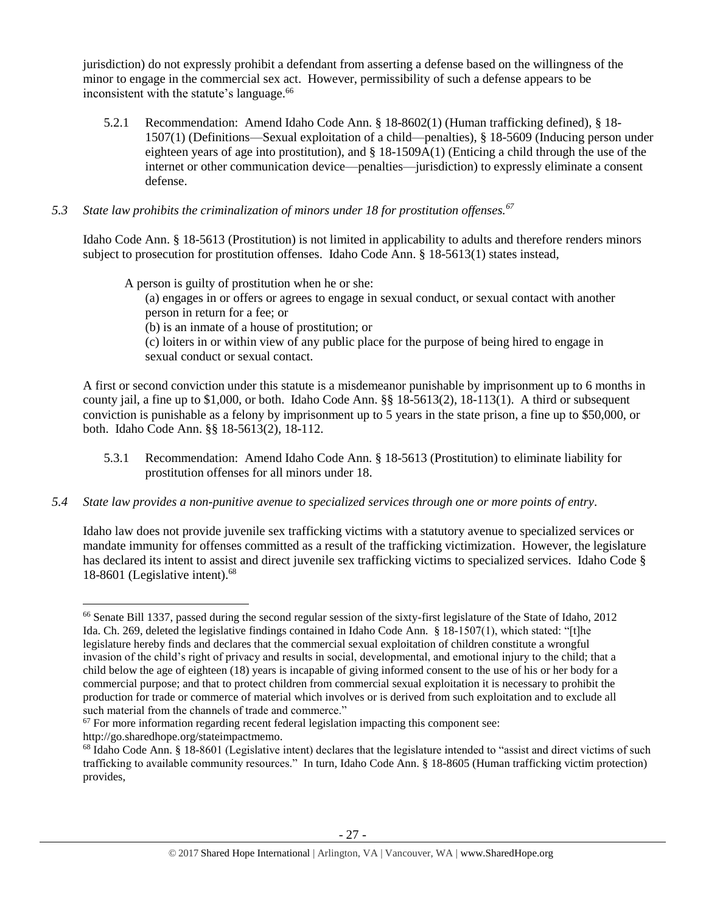jurisdiction) do not expressly prohibit a defendant from asserting a defense based on the willingness of the minor to engage in the commercial sex act. However, permissibility of such a defense appears to be inconsistent with the statute's language.[66]

5.2.1 Recommendation: Amend Idaho Code Ann. § 18-8602(1) (Human trafficking defined), § 18-1507(1) (Definitions—Sexual exploitation of a child—penalties), § 18-5609 (Inducing person under eighteen years of age into prostitution), and § 18-1509A(1) (Enticing a child through the use of the internet or other communication device—penalties—jurisdiction) to expressly eliminate a consent defense.

*5.3 State law prohibits the criminalization of minors under 18 for prostitution offenses.[67]*

Idaho Code Ann. § 18-5613 (Prostitution) is not limited in applicability to adults and therefore renders minors subject to prosecution for prostitution offenses. Idaho Code Ann. § 18-5613(1) states instead,

> A person is guilty of prostitution when he or she:
> (a) engages in or offers or agrees to engage in sexual conduct, or sexual contact with another person in return for a fee; or
> (b) is an inmate of a house of prostitution; or
> (c) loiters in or within view of any public place for the purpose of being hired to engage in sexual conduct or sexual contact.

A first or second conviction under this statute is a misdemeanor punishable by imprisonment up to 6 months in county jail, a fine up to $1,000, or both. Idaho Code Ann. §§ 18-5613(2), 18-113(1). A third or subsequent conviction is punishable as a felony by imprisonment up to 5 years in the state prison, a fine up to $50,000, or both. Idaho Code Ann. §§ 18-5613(2), 18-112.

5.3.1 Recommendation: Amend Idaho Code Ann. § 18-5613 (Prostitution) to eliminate liability for prostitution offenses for all minors under 18.

*5.4 State law provides a non-punitive avenue to specialized services through one or more points of entry.*

Idaho law does not provide juvenile sex trafficking victims with a statutory avenue to specialized services or mandate immunity for offenses committed as a result of the trafficking victimization. However, the legislature has declared its intent to assist and direct juvenile sex trafficking victims to specialized services. Idaho Code § 18-8601 (Legislative intent).[68]

---

[66] Senate Bill 1337, passed during the second regular session of the sixty-first legislature of the State of Idaho, 2012 Ida. Ch. 269, deleted the legislative findings contained in Idaho Code Ann. § 18-1507(1), which stated: "[t]he legislature hereby finds and declares that the commercial sexual exploitation of children constitute a wrongful invasion of the child's right of privacy and results in social, developmental, and emotional injury to the child; that a child below the age of eighteen (18) years is incapable of giving informed consent to the use of his or her body for a commercial purpose; and that to protect children from commercial sexual exploitation it is necessary to prohibit the production for trade or commerce of material which involves or is derived from such exploitation and to exclude all such material from the channels of trade and commerce."

[67] For more information regarding recent federal legislation impacting this component see: http://go.sharedhope.org/stateimpactmemo.

[68] Idaho Code Ann. § 18-8601 (Legislative intent) declares that the legislature intended to "assist and direct victims of such trafficking to available community resources." In turn, Idaho Code Ann. § 18-8605 (Human trafficking victim protection) provides,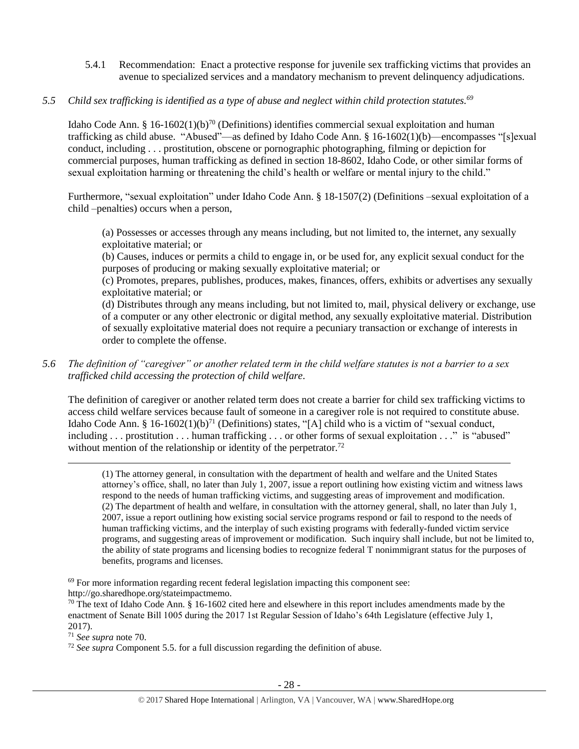5.4.1 Recommendation: Enact a protective response for juvenile sex trafficking victims that provides an avenue to specialized services and a mandatory mechanism to prevent delinquency adjudications.

*5.5 Child sex trafficking is identified as a type of abuse and neglect within child protection statutes.*[69]

Idaho Code Ann. § 16-1602(1)(b)[70] (Definitions) identifies commercial sexual exploitation and human trafficking as child abuse. "Abused"—as defined by Idaho Code Ann. § 16-1602(1)(b)—encompasses "[s]exual conduct, including . . . prostitution, obscene or pornographic photographing, filming or depiction for commercial purposes, human trafficking as defined in section 18-8602, Idaho Code, or other similar forms of sexual exploitation harming or threatening the child's health or welfare or mental injury to the child."

Furthermore, "sexual exploitation" under Idaho Code Ann. § 18-1507(2) (Definitions –sexual exploitation of a child –penalties) occurs when a person,

> (a) Possesses or accesses through any means including, but not limited to, the internet, any sexually exploitative material; or
>
> (b) Causes, induces or permits a child to engage in, or be used for, any explicit sexual conduct for the purposes of producing or making sexually exploitative material; or
>
> (c) Promotes, prepares, publishes, produces, makes, finances, offers, exhibits or advertises any sexually exploitative material; or
>
> (d) Distributes through any means including, but not limited to, mail, physical delivery or exchange, use of a computer or any other electronic or digital method, any sexually exploitative material. Distribution of sexually exploitative material does not require a pecuniary transaction or exchange of interests in order to complete the offense.

*5.6 The definition of "caregiver" or another related term in the child welfare statutes is not a barrier to a sex trafficked child accessing the protection of child welfare.*

The definition of caregiver or another related term does not create a barrier for child sex trafficking victims to access child welfare services because fault of someone in a caregiver role is not required to constitute abuse. Idaho Code Ann. § 16-1602(1)(b)[71] (Definitions) states, "[A] child who is a victim of "sexual conduct, including . . . prostitution . . . human trafficking . . . or other forms of sexual exploitation . . ." is "abused" without mention of the relationship or identity of the perpetrator.[72]

---

> (1) The attorney general, in consultation with the department of health and welfare and the United States attorney's office, shall, no later than July 1, 2007, issue a report outlining how existing victim and witness laws respond to the needs of human trafficking victims, and suggesting areas of improvement and modification.
> (2) The department of health and welfare, in consultation with the attorney general, shall, no later than July 1, 2007, issue a report outlining how existing social service programs respond or fail to respond to the needs of human trafficking victims, and the interplay of such existing programs with federally-funded victim service programs, and suggesting areas of improvement or modification. Such inquiry shall include, but not be limited to, the ability of state programs and licensing bodies to recognize federal T nonimmigrant status for the purposes of benefits, programs and licenses.

[69] For more information regarding recent federal legislation impacting this component see: http://go.sharedhope.org/stateimpactmemo.

[70] The text of Idaho Code Ann. § 16-1602 cited here and elsewhere in this report includes amendments made by the enactment of Senate Bill 1005 during the 2017 1st Regular Session of Idaho's 64th Legislature (effective July 1, 2017).

[71] *See supra* note 70.

[72] *See supra* Component 5.5. for a full discussion regarding the definition of abuse.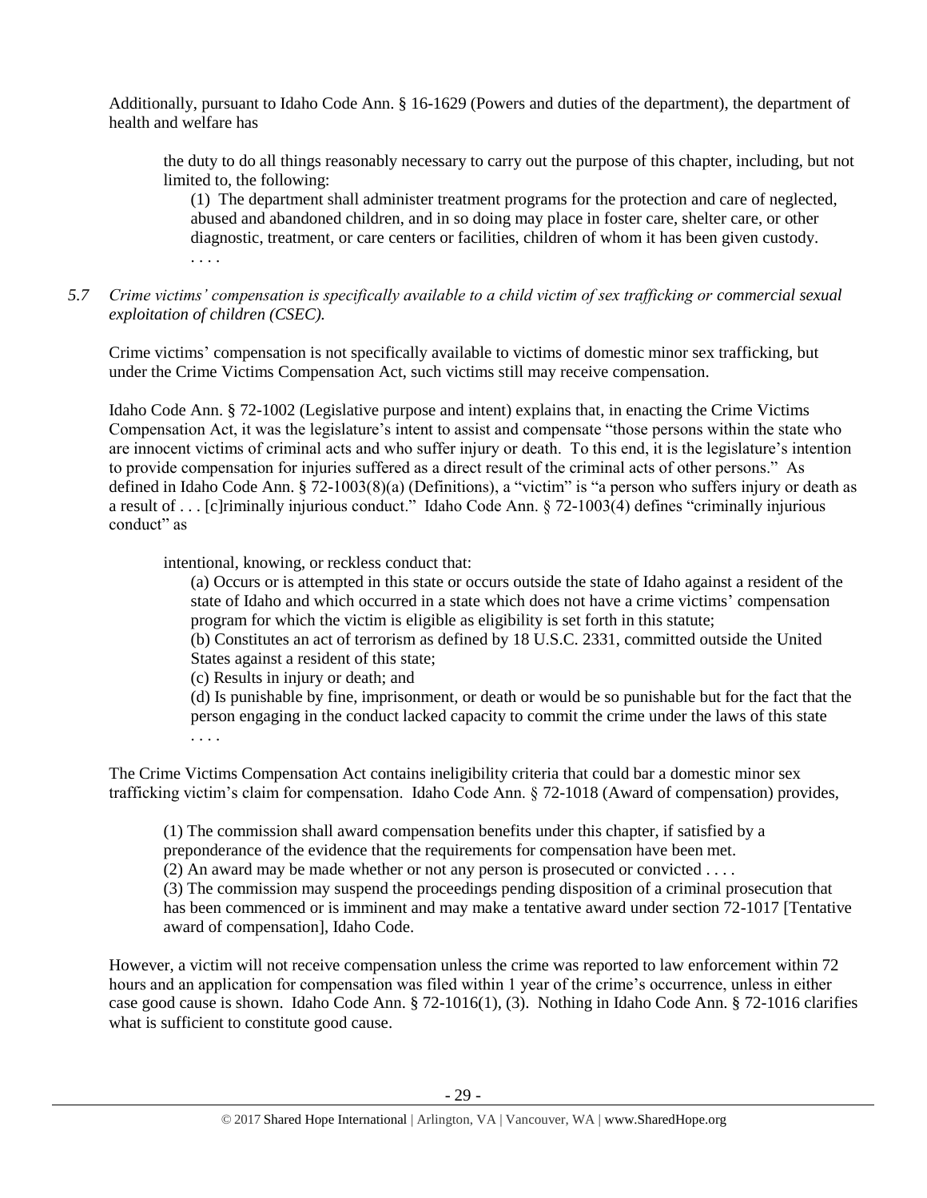Additionally, pursuant to Idaho Code Ann. § 16-1629 (Powers and duties of the department), the department of health and welfare has

> the duty to do all things reasonably necessary to carry out the purpose of this chapter, including, but not limited to, the following:
>
> > (1) The department shall administer treatment programs for the protection and care of neglected, abused and abandoned children, and in so doing may place in foster care, shelter care, or other diagnostic, treatment, or care centers or facilities, children of whom it has been given custody.
> > . . . .

*5.7 Crime victims' compensation is specifically available to a child victim of sex trafficking or commercial sexual exploitation of children (CSEC).*

Crime victims' compensation is not specifically available to victims of domestic minor sex trafficking, but under the Crime Victims Compensation Act, such victims still may receive compensation.

Idaho Code Ann. § 72-1002 (Legislative purpose and intent) explains that, in enacting the Crime Victims Compensation Act, it was the legislature's intent to assist and compensate "those persons within the state who are innocent victims of criminal acts and who suffer injury or death. To this end, it is the legislature's intention to provide compensation for injuries suffered as a direct result of the criminal acts of other persons." As defined in Idaho Code Ann. § 72-1003(8)(a) (Definitions), a "victim" is "a person who suffers injury or death as a result of . . . [c]riminally injurious conduct." Idaho Code Ann. § 72-1003(4) defines "criminally injurious conduct" as

> intentional, knowing, or reckless conduct that:
>
> > (a) Occurs or is attempted in this state or occurs outside the state of Idaho against a resident of the state of Idaho and which occurred in a state which does not have a crime victims' compensation program for which the victim is eligible as eligibility is set forth in this statute;
> > (b) Constitutes an act of terrorism as defined by 18 U.S.C. 2331, committed outside the United States against a resident of this state;
> > (c) Results in injury or death; and
> > (d) Is punishable by fine, imprisonment, or death or would be so punishable but for the fact that the person engaging in the conduct lacked capacity to commit the crime under the laws of this state
> > . . . .

The Crime Victims Compensation Act contains ineligibility criteria that could bar a domestic minor sex trafficking victim's claim for compensation. Idaho Code Ann. § 72-1018 (Award of compensation) provides,

> (1) The commission shall award compensation benefits under this chapter, if satisfied by a preponderance of the evidence that the requirements for compensation have been met.
> (2) An award may be made whether or not any person is prosecuted or convicted . . . .
> (3) The commission may suspend the proceedings pending disposition of a criminal prosecution that has been commenced or is imminent and may make a tentative award under section 72-1017 [Tentative award of compensation], Idaho Code.

However, a victim will not receive compensation unless the crime was reported to law enforcement within 72 hours and an application for compensation was filed within 1 year of the crime's occurrence, unless in either case good cause is shown. Idaho Code Ann. § 72-1016(1), (3). Nothing in Idaho Code Ann. § 72-1016 clarifies what is sufficient to constitute good cause.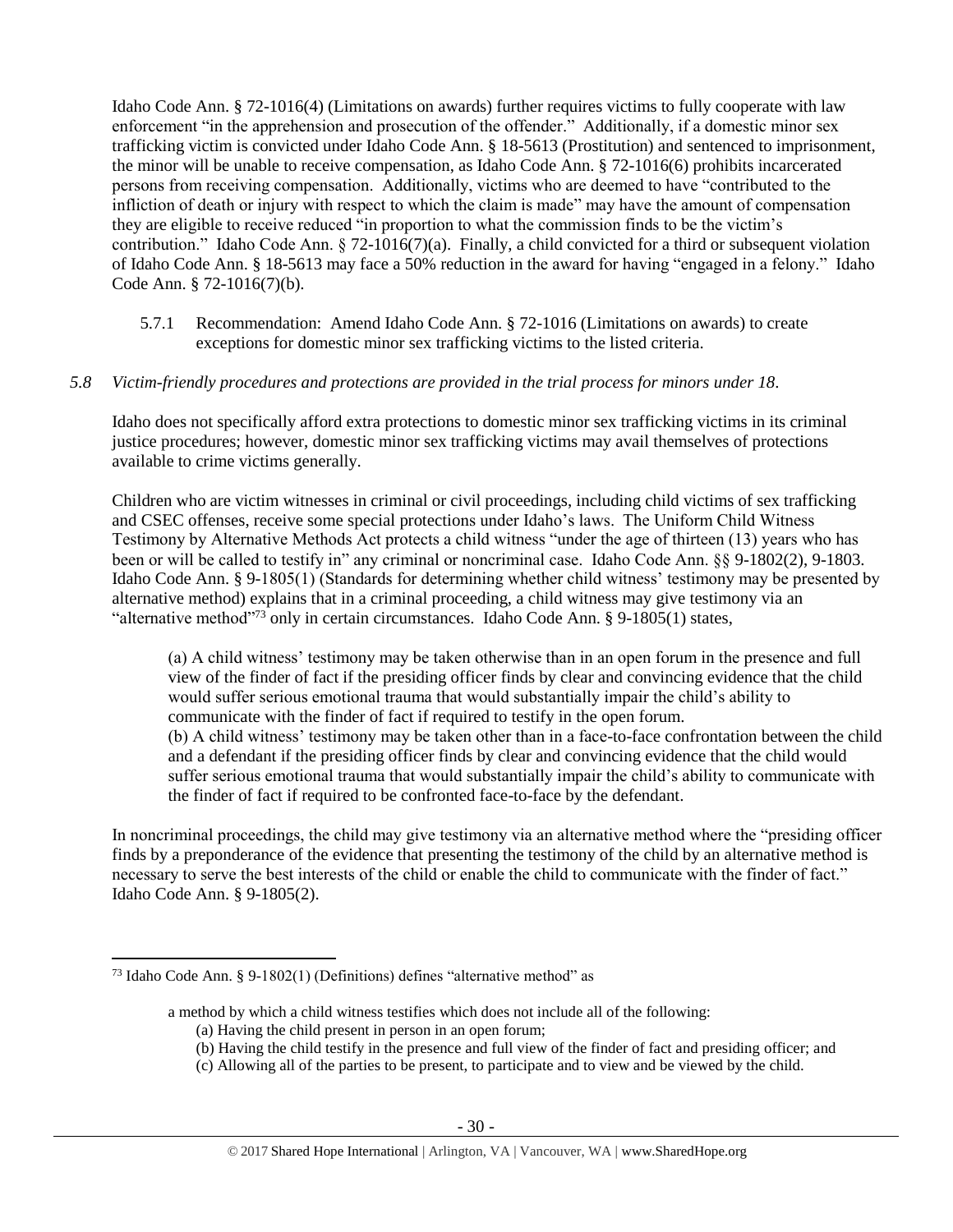Idaho Code Ann. § 72-1016(4) (Limitations on awards) further requires victims to fully cooperate with law enforcement "in the apprehension and prosecution of the offender." Additionally, if a domestic minor sex trafficking victim is convicted under Idaho Code Ann. § 18-5613 (Prostitution) and sentenced to imprisonment, the minor will be unable to receive compensation, as Idaho Code Ann. § 72-1016(6) prohibits incarcerated persons from receiving compensation. Additionally, victims who are deemed to have "contributed to the infliction of death or injury with respect to which the claim is made" may have the amount of compensation they are eligible to receive reduced "in proportion to what the commission finds to be the victim's contribution." Idaho Code Ann. § 72-1016(7)(a). Finally, a child convicted for a third or subsequent violation of Idaho Code Ann. § 18-5613 may face a 50% reduction in the award for having "engaged in a felony." Idaho Code Ann. § 72-1016(7)(b).

5.7.1 Recommendation: Amend Idaho Code Ann. § 72-1016 (Limitations on awards) to create exceptions for domestic minor sex trafficking victims to the listed criteria.

*5.8 Victim-friendly procedures and protections are provided in the trial process for minors under 18.*

Idaho does not specifically afford extra protections to domestic minor sex trafficking victims in its criminal justice procedures; however, domestic minor sex trafficking victims may avail themselves of protections available to crime victims generally.

Children who are victim witnesses in criminal or civil proceedings, including child victims of sex trafficking and CSEC offenses, receive some special protections under Idaho's laws. The Uniform Child Witness Testimony by Alternative Methods Act protects a child witness "under the age of thirteen (13) years who has been or will be called to testify in" any criminal or noncriminal case. Idaho Code Ann. §§ 9-1802(2), 9-1803. Idaho Code Ann. § 9-1805(1) (Standards for determining whether child witness' testimony may be presented by alternative method) explains that in a criminal proceeding, a child witness may give testimony via an "alternative method"[73] only in certain circumstances. Idaho Code Ann. § 9-1805(1) states,

> (a) A child witness' testimony may be taken otherwise than in an open forum in the presence and full view of the finder of fact if the presiding officer finds by clear and convincing evidence that the child would suffer serious emotional trauma that would substantially impair the child's ability to communicate with the finder of fact if required to testify in the open forum.
> (b) A child witness' testimony may be taken other than in a face-to-face confrontation between the child and a defendant if the presiding officer finds by clear and convincing evidence that the child would suffer serious emotional trauma that would substantially impair the child's ability to communicate with the finder of fact if required to be confronted face-to-face by the defendant.

In noncriminal proceedings, the child may give testimony via an alternative method where the "presiding officer finds by a preponderance of the evidence that presenting the testimony of the child by an alternative method is necessary to serve the best interests of the child or enable the child to communicate with the finder of fact." Idaho Code Ann. § 9-1805(2).

---

[73] Idaho Code Ann. § 9-1802(1) (Definitions) defines "alternative method" as

> a method by which a child witness testifies which does not include all of the following:
> (a) Having the child present in person in an open forum;
> (b) Having the child testify in the presence and full view of the finder of fact and presiding officer; and
> (c) Allowing all of the parties to be present, to participate and to view and be viewed by the child.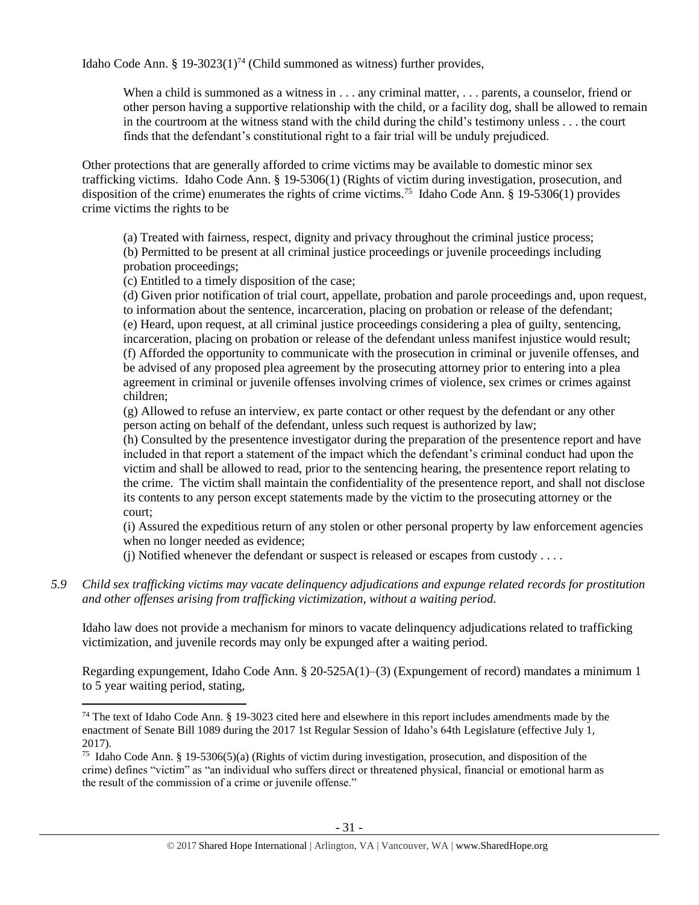Idaho Code Ann. § 19-3023(1)[74] (Child summoned as witness) further provides,

> When a child is summoned as a witness in . . . any criminal matter, . . . parents, a counselor, friend or other person having a supportive relationship with the child, or a facility dog, shall be allowed to remain in the courtroom at the witness stand with the child during the child's testimony unless . . . the court finds that the defendant's constitutional right to a fair trial will be unduly prejudiced.

Other protections that are generally afforded to crime victims may be available to domestic minor sex trafficking victims. Idaho Code Ann. § 19-5306(1) (Rights of victim during investigation, prosecution, and disposition of the crime) enumerates the rights of crime victims.[75] Idaho Code Ann. § 19-5306(1) provides crime victims the rights to be

> (a) Treated with fairness, respect, dignity and privacy throughout the criminal justice process;
> (b) Permitted to be present at all criminal justice proceedings or juvenile proceedings including probation proceedings;
> (c) Entitled to a timely disposition of the case;
> (d) Given prior notification of trial court, appellate, probation and parole proceedings and, upon request, to information about the sentence, incarceration, placing on probation or release of the defendant;
> (e) Heard, upon request, at all criminal justice proceedings considering a plea of guilty, sentencing, incarceration, placing on probation or release of the defendant unless manifest injustice would result;
> (f) Afforded the opportunity to communicate with the prosecution in criminal or juvenile offenses, and be advised of any proposed plea agreement by the prosecuting attorney prior to entering into a plea agreement in criminal or juvenile offenses involving crimes of violence, sex crimes or crimes against children;
> (g) Allowed to refuse an interview, ex parte contact or other request by the defendant or any other person acting on behalf of the defendant, unless such request is authorized by law;
> (h) Consulted by the presentence investigator during the preparation of the presentence report and have included in that report a statement of the impact which the defendant's criminal conduct had upon the victim and shall be allowed to read, prior to the sentencing hearing, the presentence report relating to the crime. The victim shall maintain the confidentiality of the presentence report, and shall not disclose its contents to any person except statements made by the victim to the prosecuting attorney or the court;
> (i) Assured the expeditious return of any stolen or other personal property by law enforcement agencies when no longer needed as evidence;
> (j) Notified whenever the defendant or suspect is released or escapes from custody . . . .

*5.9 Child sex trafficking victims may vacate delinquency adjudications and expunge related records for prostitution and other offenses arising from trafficking victimization, without a waiting period.*

Idaho law does not provide a mechanism for minors to vacate delinquency adjudications related to trafficking victimization, and juvenile records may only be expunged after a waiting period.

Regarding expungement, Idaho Code Ann. § 20-525A(1)–(3) (Expungement of record) mandates a minimum 1 to 5 year waiting period, stating,

---

[74] The text of Idaho Code Ann. § 19-3023 cited here and elsewhere in this report includes amendments made by the enactment of Senate Bill 1089 during the 2017 1st Regular Session of Idaho's 64th Legislature (effective July 1, 2017).

[75] Idaho Code Ann. § 19-5306(5)(a) (Rights of victim during investigation, prosecution, and disposition of the crime) defines "victim" as "an individual who suffers direct or threatened physical, financial or emotional harm as the result of the commission of a crime or juvenile offense."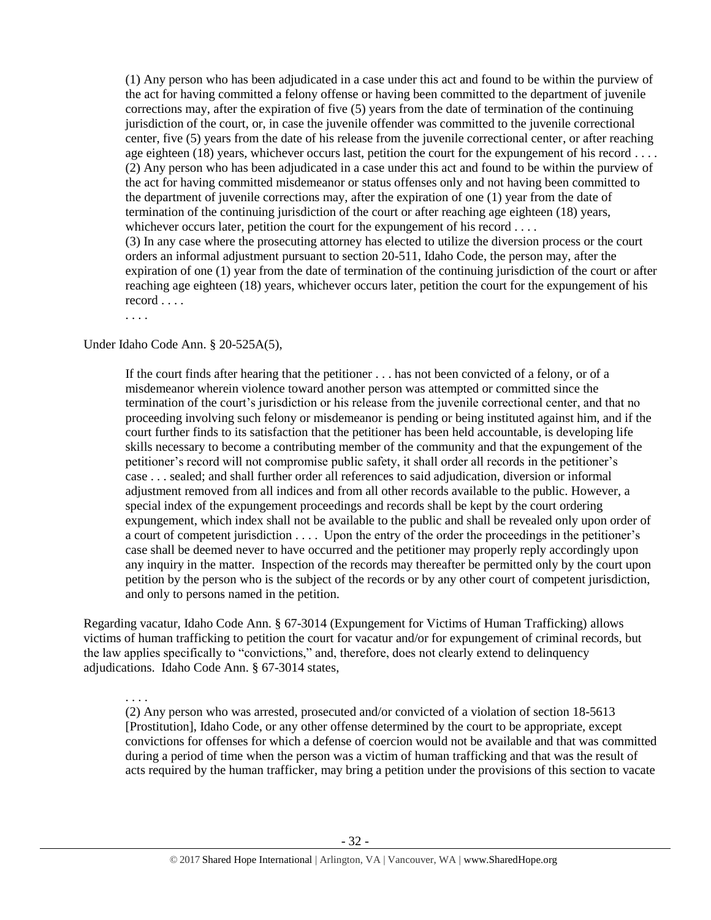> (1) Any person who has been adjudicated in a case under this act and found to be within the purview of the act for having committed a felony offense or having been committed to the department of juvenile corrections may, after the expiration of five (5) years from the date of termination of the continuing jurisdiction of the court, or, in case the juvenile offender was committed to the juvenile correctional center, five (5) years from the date of his release from the juvenile correctional center, or after reaching age eighteen (18) years, whichever occurs last, petition the court for the expungement of his record . . . .
> (2) Any person who has been adjudicated in a case under this act and found to be within the purview of the act for having committed misdemeanor or status offenses only and not having been committed to the department of juvenile corrections may, after the expiration of one (1) year from the date of termination of the continuing jurisdiction of the court or after reaching age eighteen (18) years, whichever occurs later, petition the court for the expungement of his record . . . .
> (3) In any case where the prosecuting attorney has elected to utilize the diversion process or the court orders an informal adjustment pursuant to section 20-511, Idaho Code, the person may, after the expiration of one (1) year from the date of termination of the continuing jurisdiction of the court or after reaching age eighteen (18) years, whichever occurs later, petition the court for the expungement of his record . . . .
> . . . .

Under Idaho Code Ann. § 20-525A(5),

> If the court finds after hearing that the petitioner . . . has not been convicted of a felony, or of a misdemeanor wherein violence toward another person was attempted or committed since the termination of the court's jurisdiction or his release from the juvenile correctional center, and that no proceeding involving such felony or misdemeanor is pending or being instituted against him, and if the court further finds to its satisfaction that the petitioner has been held accountable, is developing life skills necessary to become a contributing member of the community and that the expungement of the petitioner's record will not compromise public safety, it shall order all records in the petitioner's case . . . sealed; and shall further order all references to said adjudication, diversion or informal adjustment removed from all indices and from all other records available to the public. However, a special index of the expungement proceedings and records shall be kept by the court ordering expungement, which index shall not be available to the public and shall be revealed only upon order of a court of competent jurisdiction . . . . Upon the entry of the order the proceedings in the petitioner's case shall be deemed never to have occurred and the petitioner may properly reply accordingly upon any inquiry in the matter. Inspection of the records may thereafter be permitted only by the court upon petition by the person who is the subject of the records or by any other court of competent jurisdiction, and only to persons named in the petition.

Regarding vacatur, Idaho Code Ann. § 67-3014 (Expungement for Victims of Human Trafficking) allows victims of human trafficking to petition the court for vacatur and/or for expungement of criminal records, but the law applies specifically to "convictions," and, therefore, does not clearly extend to delinquency adjudications. Idaho Code Ann. § 67-3014 states,

> . . . .
> (2) Any person who was arrested, prosecuted and/or convicted of a violation of section 18-5613 [Prostitution], Idaho Code, or any other offense determined by the court to be appropriate, except convictions for offenses for which a defense of coercion would not be available and that was committed during a period of time when the person was a victim of human trafficking and that was the result of acts required by the human trafficker, may bring a petition under the provisions of this section to vacate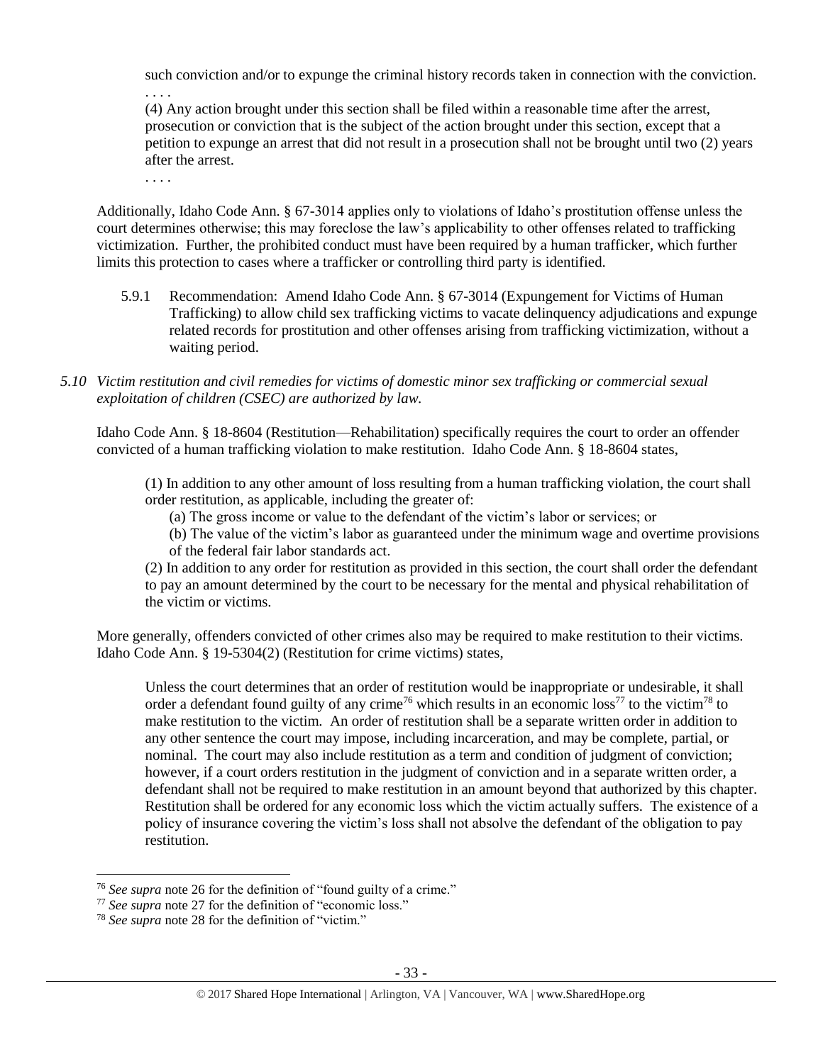> such conviction and/or to expunge the criminal history records taken in connection with the conviction.
> . . . .
> (4) Any action brought under this section shall be filed within a reasonable time after the arrest, prosecution or conviction that is the subject of the action brought under this section, except that a petition to expunge an arrest that did not result in a prosecution shall not be brought until two (2) years after the arrest.
> . . . .

Additionally, Idaho Code Ann. § 67-3014 applies only to violations of Idaho's prostitution offense unless the court determines otherwise; this may foreclose the law's applicability to other offenses related to trafficking victimization. Further, the prohibited conduct must have been required by a human trafficker, which further limits this protection to cases where a trafficker or controlling third party is identified.

5.9.1 Recommendation: Amend Idaho Code Ann. § 67-3014 (Expungement for Victims of Human Trafficking) to allow child sex trafficking victims to vacate delinquency adjudications and expunge related records for prostitution and other offenses arising from trafficking victimization, without a waiting period.

*5.10 Victim restitution and civil remedies for victims of domestic minor sex trafficking or commercial sexual exploitation of children (CSEC) are authorized by law.*

Idaho Code Ann. § 18-8604 (Restitution—Rehabilitation) specifically requires the court to order an offender convicted of a human trafficking violation to make restitution. Idaho Code Ann. § 18-8604 states,

> (1) In addition to any other amount of loss resulting from a human trafficking violation, the court shall order restitution, as applicable, including the greater of:
>
> (a) The gross income or value to the defendant of the victim's labor or services; or
>
> (b) The value of the victim's labor as guaranteed under the minimum wage and overtime provisions of the federal fair labor standards act.
>
> (2) In addition to any order for restitution as provided in this section, the court shall order the defendant to pay an amount determined by the court to be necessary for the mental and physical rehabilitation of the victim or victims.

More generally, offenders convicted of other crimes also may be required to make restitution to their victims. Idaho Code Ann. § 19-5304(2) (Restitution for crime victims) states,

> Unless the court determines that an order of restitution would be inappropriate or undesirable, it shall order a defendant found guilty of any crime[76] which results in an economic loss[77] to the victim[78] to make restitution to the victim. An order of restitution shall be a separate written order in addition to any other sentence the court may impose, including incarceration, and may be complete, partial, or nominal. The court may also include restitution as a term and condition of judgment of conviction; however, if a court orders restitution in the judgment of conviction and in a separate written order, a defendant shall not be required to make restitution in an amount beyond that authorized by this chapter. Restitution shall be ordered for any economic loss which the victim actually suffers. The existence of a policy of insurance covering the victim's loss shall not absolve the defendant of the obligation to pay restitution.

---

[76] *See supra* note 26 for the definition of "found guilty of a crime."

[77] *See supra* note 27 for the definition of "economic loss."

[78] *See supra* note 28 for the definition of "victim."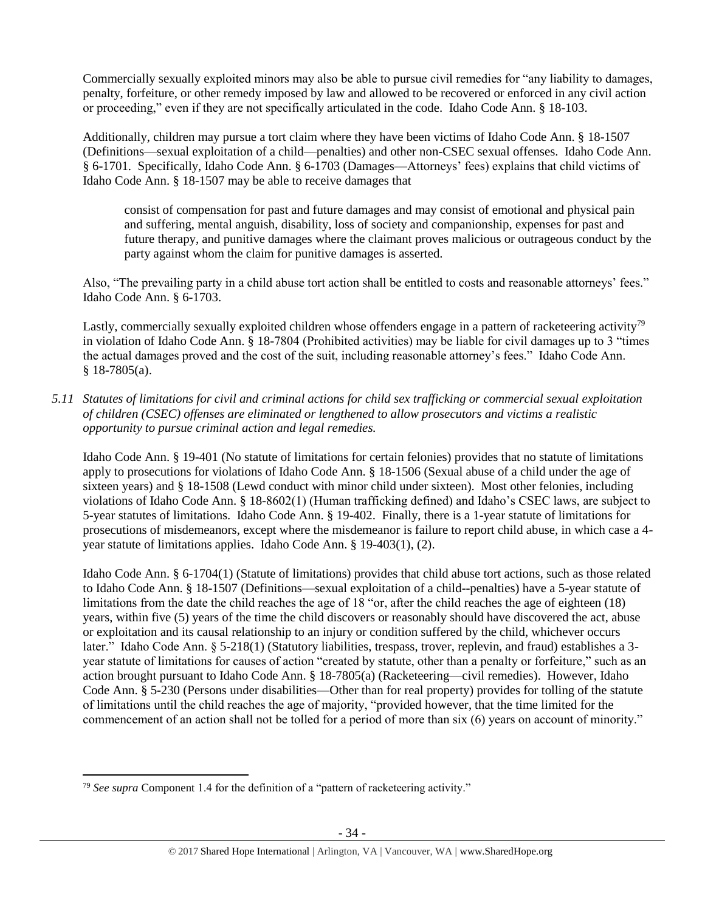Commercially sexually exploited minors may also be able to pursue civil remedies for "any liability to damages, penalty, forfeiture, or other remedy imposed by law and allowed to be recovered or enforced in any civil action or proceeding," even if they are not specifically articulated in the code. Idaho Code Ann. § 18-103.

Additionally, children may pursue a tort claim where they have been victims of Idaho Code Ann. § 18-1507 (Definitions—sexual exploitation of a child—penalties) and other non-CSEC sexual offenses. Idaho Code Ann. § 6-1701. Specifically, Idaho Code Ann. § 6-1703 (Damages—Attorneys' fees) explains that child victims of Idaho Code Ann. § 18-1507 may be able to receive damages that

> consist of compensation for past and future damages and may consist of emotional and physical pain and suffering, mental anguish, disability, loss of society and companionship, expenses for past and future therapy, and punitive damages where the claimant proves malicious or outrageous conduct by the party against whom the claim for punitive damages is asserted.

Also, "The prevailing party in a child abuse tort action shall be entitled to costs and reasonable attorneys' fees." Idaho Code Ann. § 6-1703.

Lastly, commercially sexually exploited children whose offenders engage in a pattern of racketeering activity[79] in violation of Idaho Code Ann. § 18-7804 (Prohibited activities) may be liable for civil damages up to 3 "times the actual damages proved and the cost of the suit, including reasonable attorney's fees." Idaho Code Ann. § 18-7805(a).

*5.11 Statutes of limitations for civil and criminal actions for child sex trafficking or commercial sexual exploitation of children (CSEC) offenses are eliminated or lengthened to allow prosecutors and victims a realistic opportunity to pursue criminal action and legal remedies.*

Idaho Code Ann. § 19-401 (No statute of limitations for certain felonies) provides that no statute of limitations apply to prosecutions for violations of Idaho Code Ann. § 18-1506 (Sexual abuse of a child under the age of sixteen years) and § 18-1508 (Lewd conduct with minor child under sixteen). Most other felonies, including violations of Idaho Code Ann. § 18-8602(1) (Human trafficking defined) and Idaho's CSEC laws, are subject to 5-year statutes of limitations. Idaho Code Ann. § 19-402. Finally, there is a 1-year statute of limitations for prosecutions of misdemeanors, except where the misdemeanor is failure to report child abuse, in which case a 4-year statute of limitations applies. Idaho Code Ann. § 19-403(1), (2).

Idaho Code Ann. § 6-1704(1) (Statute of limitations) provides that child abuse tort actions, such as those related to Idaho Code Ann. § 18-1507 (Definitions—sexual exploitation of a child--penalties) have a 5-year statute of limitations from the date the child reaches the age of 18 "or, after the child reaches the age of eighteen (18) years, within five (5) years of the time the child discovers or reasonably should have discovered the act, abuse or exploitation and its causal relationship to an injury or condition suffered by the child, whichever occurs later." Idaho Code Ann. § 5-218(1) (Statutory liabilities, trespass, trover, replevin, and fraud) establishes a 3-year statute of limitations for causes of action "created by statute, other than a penalty or forfeiture," such as an action brought pursuant to Idaho Code Ann. § 18-7805(a) (Racketeering—civil remedies). However, Idaho Code Ann. § 5-230 (Persons under disabilities—Other than for real property) provides for tolling of the statute of limitations until the child reaches the age of majority, "provided however, that the time limited for the commencement of an action shall not be tolled for a period of more than six (6) years on account of minority."

---

[79] *See supra* Component 1.4 for the definition of a "pattern of racketeering activity."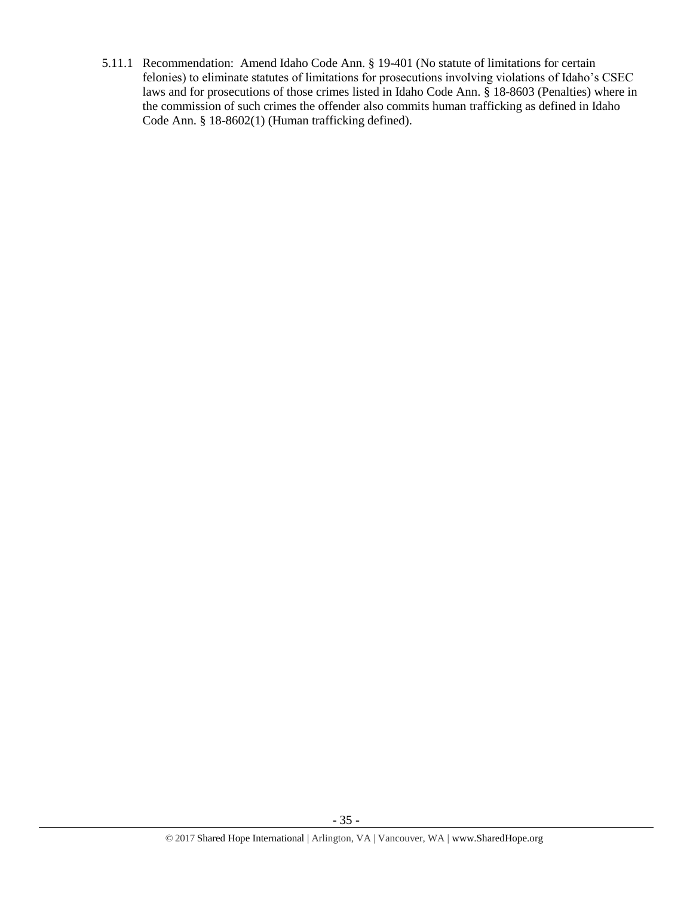5.11.1 Recommendation: Amend Idaho Code Ann. § 19-401 (No statute of limitations for certain felonies) to eliminate statutes of limitations for prosecutions involving violations of Idaho's CSEC laws and for prosecutions of those crimes listed in Idaho Code Ann. § 18-8603 (Penalties) where in the commission of such crimes the offender also commits human trafficking as defined in Idaho Code Ann. § 18-8602(1) (Human trafficking defined).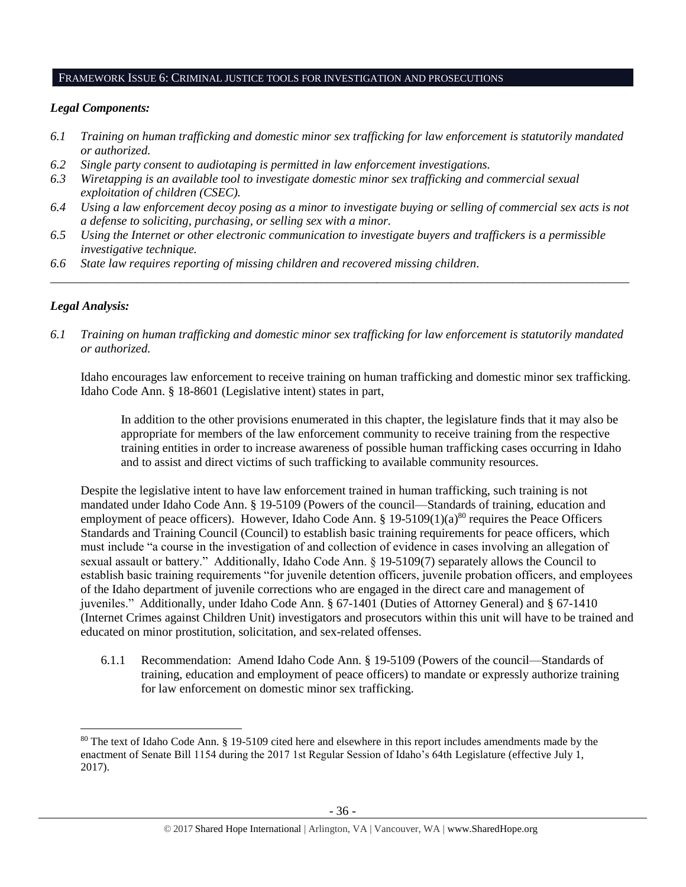## FRAMEWORK ISSUE 6: CRIMINAL JUSTICE TOOLS FOR INVESTIGATION AND PROSECUTIONS

### *Legal Components:*

- *6.1 Training on human trafficking and domestic minor sex trafficking for law enforcement is statutorily mandated or authorized.*
- *6.2 Single party consent to audiotaping is permitted in law enforcement investigations.*
- *6.3 Wiretapping is an available tool to investigate domestic minor sex trafficking and commercial sexual exploitation of children (CSEC).*
- *6.4 Using a law enforcement decoy posing as a minor to investigate buying or selling of commercial sex acts is not a defense to soliciting, purchasing, or selling sex with a minor.*
- *6.5 Using the Internet or other electronic communication to investigate buyers and traffickers is a permissible investigative technique.*
- *6.6 State law requires reporting of missing children and recovered missing children.*

---

### *Legal Analysis:*

*6.1 Training on human trafficking and domestic minor sex trafficking for law enforcement is statutorily mandated or authorized.*

Idaho encourages law enforcement to receive training on human trafficking and domestic minor sex trafficking. Idaho Code Ann. § 18-8601 (Legislative intent) states in part,

> In addition to the other provisions enumerated in this chapter, the legislature finds that it may also be appropriate for members of the law enforcement community to receive training from the respective training entities in order to increase awareness of possible human trafficking cases occurring in Idaho and to assist and direct victims of such trafficking to available community resources.

Despite the legislative intent to have law enforcement trained in human trafficking, such training is not mandated under Idaho Code Ann. § 19-5109 (Powers of the council—Standards of training, education and employment of peace officers). However, Idaho Code Ann. § 19-5109(1)(a)[80] requires the Peace Officers Standards and Training Council (Council) to establish basic training requirements for peace officers, which must include "a course in the investigation of and collection of evidence in cases involving an allegation of sexual assault or battery." Additionally, Idaho Code Ann. § 19-5109(7) separately allows the Council to establish basic training requirements "for juvenile detention officers, juvenile probation officers, and employees of the Idaho department of juvenile corrections who are engaged in the direct care and management of juveniles." Additionally, under Idaho Code Ann. § 67-1401 (Duties of Attorney General) and § 67-1410 (Internet Crimes against Children Unit) investigators and prosecutors within this unit will have to be trained and educated on minor prostitution, solicitation, and sex-related offenses.

6.1.1 Recommendation: Amend Idaho Code Ann. § 19-5109 (Powers of the council—Standards of training, education and employment of peace officers) to mandate or expressly authorize training for law enforcement on domestic minor sex trafficking.

---

[80] The text of Idaho Code Ann. § 19-5109 cited here and elsewhere in this report includes amendments made by the enactment of Senate Bill 1154 during the 2017 1st Regular Session of Idaho's 64th Legislature (effective July 1, 2017).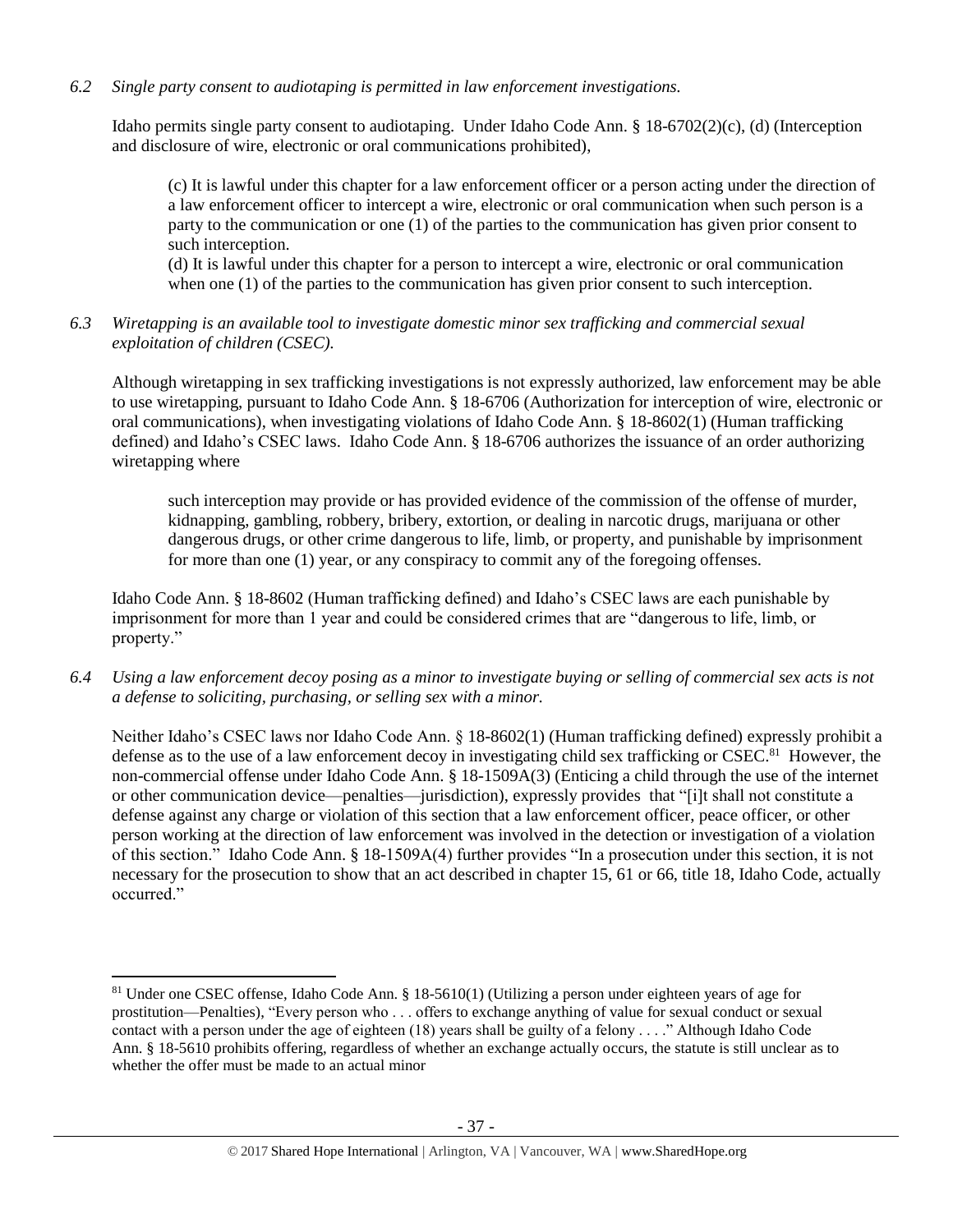*6.2 Single party consent to audiotaping is permitted in law enforcement investigations.*

Idaho permits single party consent to audiotaping. Under Idaho Code Ann. § 18-6702(2)(c), (d) (Interception and disclosure of wire, electronic or oral communications prohibited),

> (c) It is lawful under this chapter for a law enforcement officer or a person acting under the direction of a law enforcement officer to intercept a wire, electronic or oral communication when such person is a party to the communication or one (1) of the parties to the communication has given prior consent to such interception.
>
> (d) It is lawful under this chapter for a person to intercept a wire, electronic or oral communication when one (1) of the parties to the communication has given prior consent to such interception.

*6.3 Wiretapping is an available tool to investigate domestic minor sex trafficking and commercial sexual exploitation of children (CSEC).*

Although wiretapping in sex trafficking investigations is not expressly authorized, law enforcement may be able to use wiretapping, pursuant to Idaho Code Ann. § 18-6706 (Authorization for interception of wire, electronic or oral communications), when investigating violations of Idaho Code Ann. § 18-8602(1) (Human trafficking defined) and Idaho's CSEC laws. Idaho Code Ann. § 18-6706 authorizes the issuance of an order authorizing wiretapping where

> such interception may provide or has provided evidence of the commission of the offense of murder, kidnapping, gambling, robbery, bribery, extortion, or dealing in narcotic drugs, marijuana or other dangerous drugs, or other crime dangerous to life, limb, or property, and punishable by imprisonment for more than one (1) year, or any conspiracy to commit any of the foregoing offenses.

Idaho Code Ann. § 18-8602 (Human trafficking defined) and Idaho's CSEC laws are each punishable by imprisonment for more than 1 year and could be considered crimes that are "dangerous to life, limb, or property."

*6.4 Using a law enforcement decoy posing as a minor to investigate buying or selling of commercial sex acts is not a defense to soliciting, purchasing, or selling sex with a minor.*

Neither Idaho's CSEC laws nor Idaho Code Ann. § 18-8602(1) (Human trafficking defined) expressly prohibit a defense as to the use of a law enforcement decoy in investigating child sex trafficking or CSEC.[81] However, the non-commercial offense under Idaho Code Ann. § 18-1509A(3) (Enticing a child through the use of the internet or other communication device—penalties—jurisdiction), expressly provides that "[i]t shall not constitute a defense against any charge or violation of this section that a law enforcement officer, peace officer, or other person working at the direction of law enforcement was involved in the detection or investigation of a violation of this section." Idaho Code Ann. § 18-1509A(4) further provides "In a prosecution under this section, it is not necessary for the prosecution to show that an act described in chapter 15, 61 or 66, title 18, Idaho Code, actually occurred."

---

[81] Under one CSEC offense, Idaho Code Ann. § 18-5610(1) (Utilizing a person under eighteen years of age for prostitution—Penalties), "Every person who . . . offers to exchange anything of value for sexual conduct or sexual contact with a person under the age of eighteen (18) years shall be guilty of a felony . . . ." Although Idaho Code Ann. § 18-5610 prohibits offering, regardless of whether an exchange actually occurs, the statute is still unclear as to whether the offer must be made to an actual minor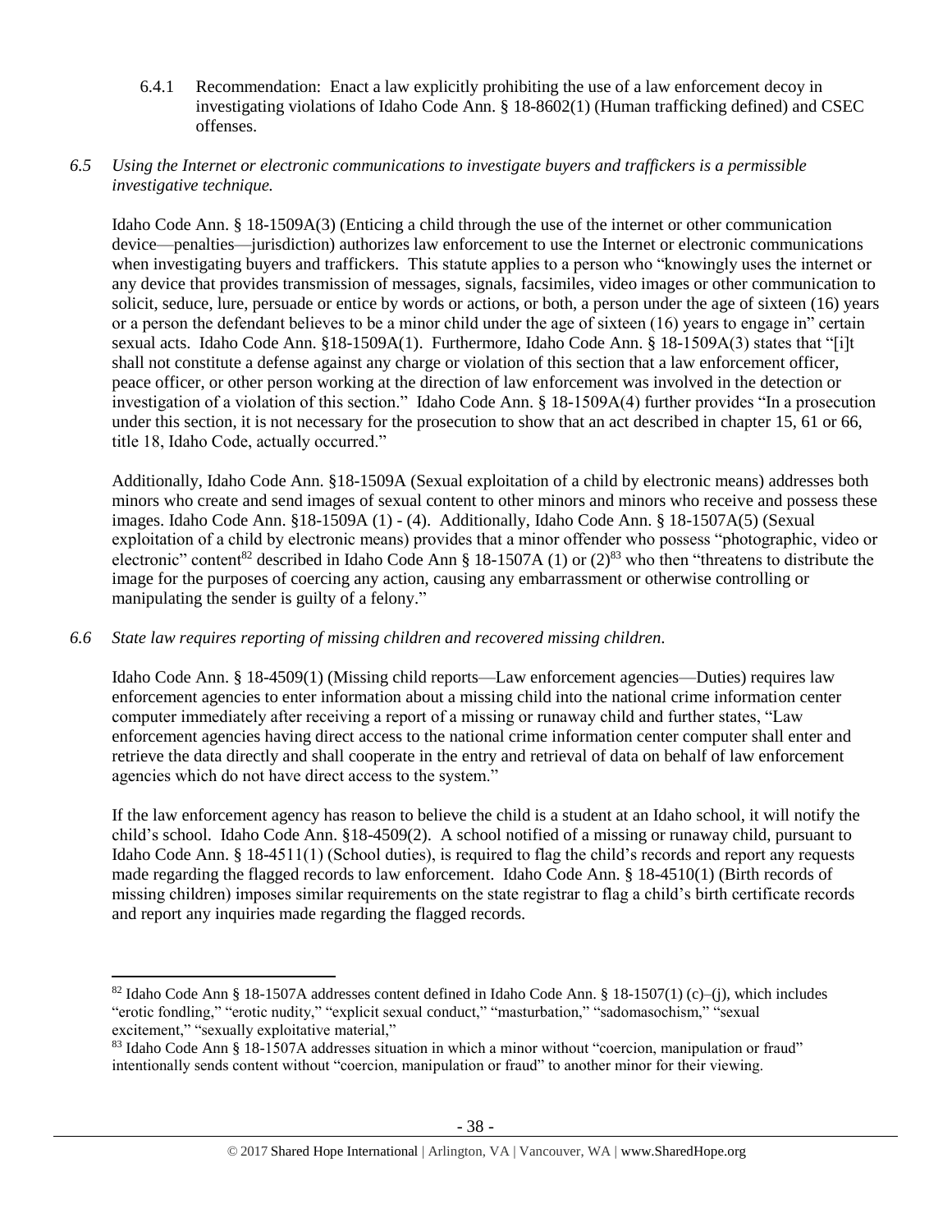6.4.1 Recommendation: Enact a law explicitly prohibiting the use of a law enforcement decoy in investigating violations of Idaho Code Ann. § 18-8602(1) (Human trafficking defined) and CSEC offenses.

*6.5 Using the Internet or electronic communications to investigate buyers and traffickers is a permissible investigative technique.*

Idaho Code Ann. § 18-1509A(3) (Enticing a child through the use of the internet or other communication device—penalties—jurisdiction) authorizes law enforcement to use the Internet or electronic communications when investigating buyers and traffickers. This statute applies to a person who "knowingly uses the internet or any device that provides transmission of messages, signals, facsimiles, video images or other communication to solicit, seduce, lure, persuade or entice by words or actions, or both, a person under the age of sixteen (16) years or a person the defendant believes to be a minor child under the age of sixteen (16) years to engage in" certain sexual acts. Idaho Code Ann. §18-1509A(1). Furthermore, Idaho Code Ann. § 18-1509A(3) states that "[i]t shall not constitute a defense against any charge or violation of this section that a law enforcement officer, peace officer, or other person working at the direction of law enforcement was involved in the detection or investigation of a violation of this section." Idaho Code Ann. § 18-1509A(4) further provides "In a prosecution under this section, it is not necessary for the prosecution to show that an act described in chapter 15, 61 or 66, title 18, Idaho Code, actually occurred."

Additionally, Idaho Code Ann. §18-1509A (Sexual exploitation of a child by electronic means) addresses both minors who create and send images of sexual content to other minors and minors who receive and possess these images. Idaho Code Ann. §18-1509A (1) - (4). Additionally, Idaho Code Ann. § 18-1507A(5) (Sexual exploitation of a child by electronic means) provides that a minor offender who possess "photographic, video or electronic" content[82] described in Idaho Code Ann § 18-1507A (1) or (2)[83] who then "threatens to distribute the image for the purposes of coercing any action, causing any embarrassment or otherwise controlling or manipulating the sender is guilty of a felony."

*6.6 State law requires reporting of missing children and recovered missing children.*

Idaho Code Ann. § 18-4509(1) (Missing child reports—Law enforcement agencies—Duties) requires law enforcement agencies to enter information about a missing child into the national crime information center computer immediately after receiving a report of a missing or runaway child and further states, "Law enforcement agencies having direct access to the national crime information center computer shall enter and retrieve the data directly and shall cooperate in the entry and retrieval of data on behalf of law enforcement agencies which do not have direct access to the system."

If the law enforcement agency has reason to believe the child is a student at an Idaho school, it will notify the child's school. Idaho Code Ann. §18-4509(2). A school notified of a missing or runaway child, pursuant to Idaho Code Ann. § 18-4511(1) (School duties), is required to flag the child's records and report any requests made regarding the flagged records to law enforcement. Idaho Code Ann. § 18-4510(1) (Birth records of missing children) imposes similar requirements on the state registrar to flag a child's birth certificate records and report any inquiries made regarding the flagged records.

---

[82] Idaho Code Ann § 18-1507A addresses content defined in Idaho Code Ann. § 18-1507(1) (c)–(j), which includes "erotic fondling," "erotic nudity," "explicit sexual conduct," "masturbation," "sadomasochism," "sexual excitement," "sexually exploitative material,"

[83] Idaho Code Ann § 18-1507A addresses situation in which a minor without "coercion, manipulation or fraud" intentionally sends content without "coercion, manipulation or fraud" to another minor for their viewing.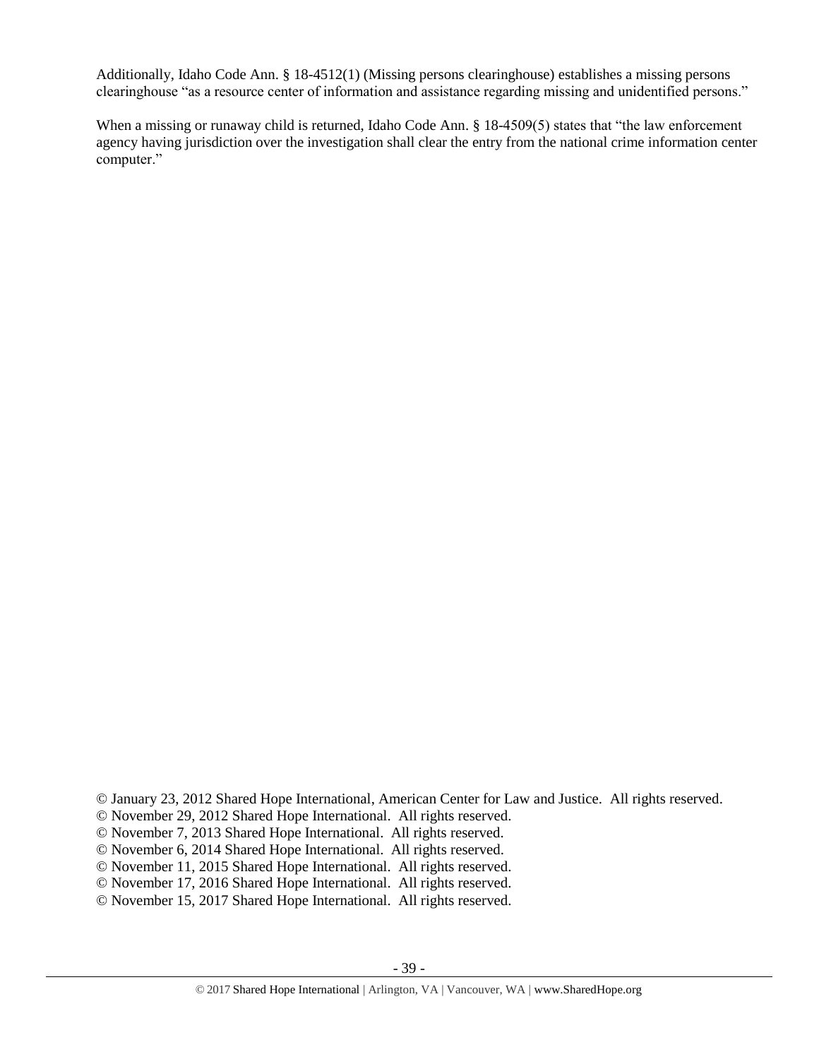Additionally, Idaho Code Ann. § 18-4512(1) (Missing persons clearinghouse) establishes a missing persons clearinghouse "as a resource center of information and assistance regarding missing and unidentified persons."

When a missing or runaway child is returned, Idaho Code Ann. § 18-4509(5) states that "the law enforcement agency having jurisdiction over the investigation shall clear the entry from the national crime information center computer."

© January 23, 2012 Shared Hope International, American Center for Law and Justice. All rights reserved.
© November 29, 2012 Shared Hope International. All rights reserved.
© November 7, 2013 Shared Hope International. All rights reserved.
© November 6, 2014 Shared Hope International. All rights reserved.
© November 11, 2015 Shared Hope International. All rights reserved.
© November 17, 2016 Shared Hope International. All rights reserved.
© November 15, 2017 Shared Hope International. All rights reserved.